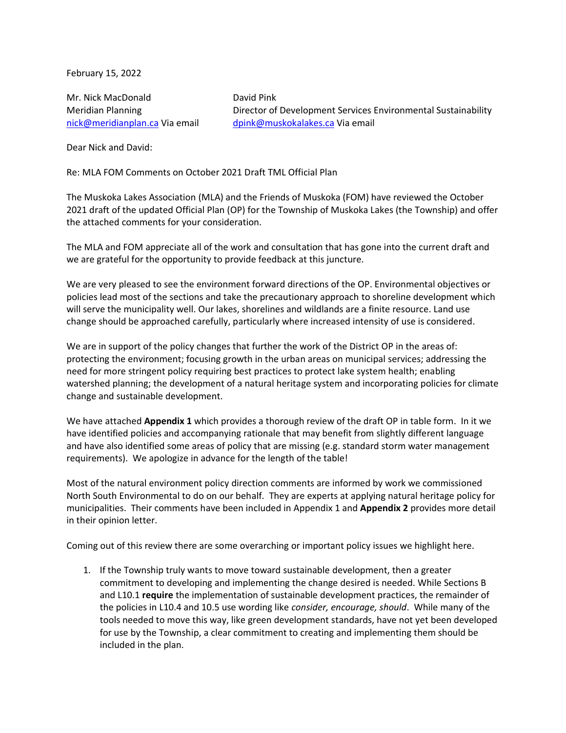February 15, 2022

Mr. Nick MacDonald
Meridian Planning
nick@meridianplan.ca Via email

David Pink
Director of Development Services Environmental Sustainability
dpink@muskokalakes.ca Via email

Dear Nick and David:

Re: MLA FOM Comments on October 2021 Draft TML Official Plan

The Muskoka Lakes Association (MLA) and the Friends of Muskoka (FOM) have reviewed the October 2021 draft of the updated Official Plan (OP) for the Township of Muskoka Lakes (the Township) and offer the attached comments for your consideration.

The MLA and FOM appreciate all of the work and consultation that has gone into the current draft and we are grateful for the opportunity to provide feedback at this juncture.

We are very pleased to see the environment forward directions of the OP. Environmental objectives or policies lead most of the sections and take the precautionary approach to shoreline development which will serve the municipality well. Our lakes, shorelines and wildlands are a finite resource. Land use change should be approached carefully, particularly where increased intensity of use is considered.

We are in support of the policy changes that further the work of the District OP in the areas of: protecting the environment; focusing growth in the urban areas on municipal services; addressing the need for more stringent policy requiring best practices to protect lake system health; enabling watershed planning; the development of a natural heritage system and incorporating policies for climate change and sustainable development.

We have attached **Appendix 1** which provides a thorough review of the draft OP in table form. In it we have identified policies and accompanying rationale that may benefit from slightly different language and have also identified some areas of policy that are missing (e.g. standard storm water management requirements). We apologize in advance for the length of the table!

Most of the natural environment policy direction comments are informed by work we commissioned North South Environmental to do on our behalf. They are experts at applying natural heritage policy for municipalities. Their comments have been included in Appendix 1 and **Appendix 2** provides more detail in their opinion letter.

Coming out of this review there are some overarching or important policy issues we highlight here.

1. If the Township truly wants to move toward sustainable development, then a greater commitment to developing and implementing the change desired is needed. While Sections B and L10.1 **require** the implementation of sustainable development practices, the remainder of the policies in L10.4 and 10.5 use wording like *consider, encourage, should*. While many of the tools needed to move this way, like green development standards, have not yet been developed for use by the Township, a clear commitment to creating and implementing them should be included in the plan.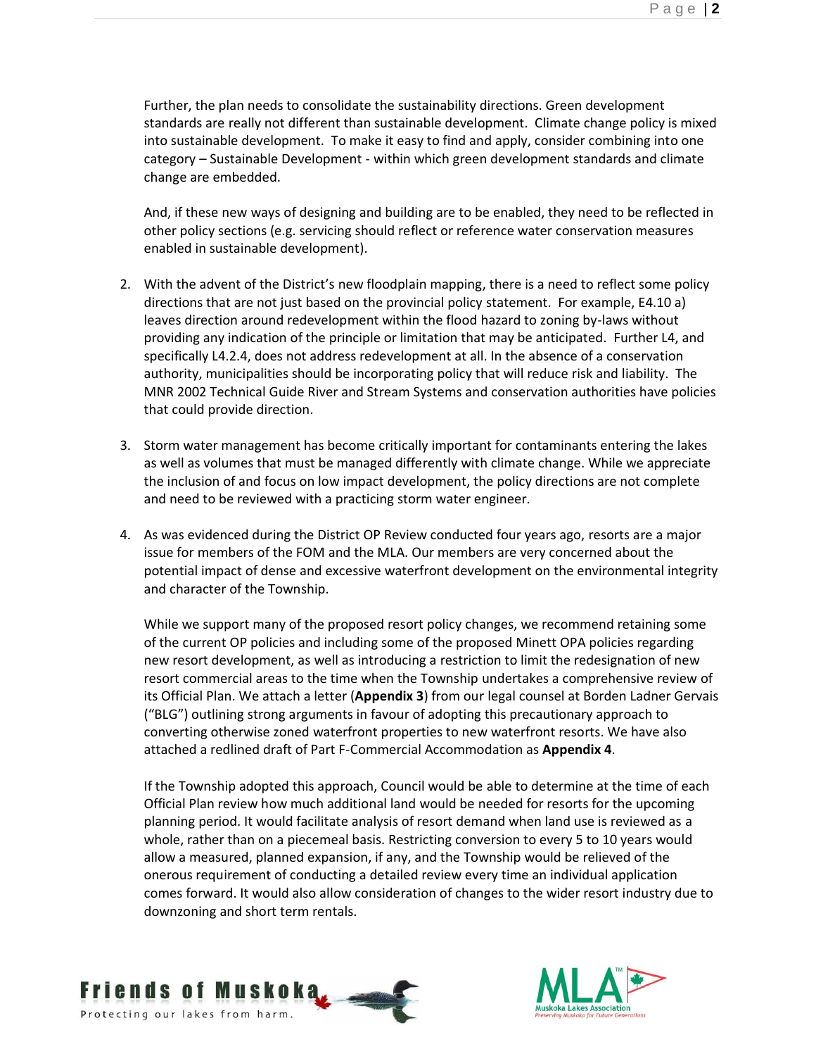Further, the plan needs to consolidate the sustainability directions. Green development standards are really not different than sustainable development. Climate change policy is mixed into sustainable development. To make it easy to find and apply, consider combining into one category – Sustainable Development - within which green development standards and climate change are embedded.

And, if these new ways of designing and building are to be enabled, they need to be reflected in other policy sections (e.g. servicing should reflect or reference water conservation measures enabled in sustainable development).

2. With the advent of the District's new floodplain mapping, there is a need to reflect some policy directions that are not just based on the provincial policy statement. For example, E4.10 a) leaves direction around redevelopment within the flood hazard to zoning by-laws without providing any indication of the principle or limitation that may be anticipated. Further L4, and specifically L4.2.4, does not address redevelopment at all. In the absence of a conservation authority, municipalities should be incorporating policy that will reduce risk and liability. The MNR 2002 Technical Guide River and Stream Systems and conservation authorities have policies that could provide direction.

3. Storm water management has become critically important for contaminants entering the lakes as well as volumes that must be managed differently with climate change. While we appreciate the inclusion of and focus on low impact development, the policy directions are not complete and need to be reviewed with a practicing storm water engineer.

4. As was evidenced during the District OP Review conducted four years ago, resorts are a major issue for members of the FOM and the MLA. Our members are very concerned about the potential impact of dense and excessive waterfront development on the environmental integrity and character of the Township.

   While we support many of the proposed resort policy changes, we recommend retaining some of the current OP policies and including some of the proposed Minett OPA policies regarding new resort development, as well as introducing a restriction to limit the redesignation of new resort commercial areas to the time when the Township undertakes a comprehensive review of its Official Plan. We attach a letter (**Appendix 3**) from our legal counsel at Borden Ladner Gervais ("BLG") outlining strong arguments in favour of adopting this precautionary approach to converting otherwise zoned waterfront properties to new waterfront resorts. We have also attached a redlined draft of Part F-Commercial Accommodation as **Appendix 4**.

   If the Township adopted this approach, Council would be able to determine at the time of each Official Plan review how much additional land would be needed for resorts for the upcoming planning period. It would facilitate analysis of resort demand when land use is reviewed as a whole, rather than on a piecemeal basis. Restricting conversion to every 5 to 10 years would allow a measured, planned expansion, if any, and the Township would be relieved of the onerous requirement of conducting a detailed review every time an individual application comes forward. It would also allow consideration of changes to the wider resort industry due to downzoning and short term rentals.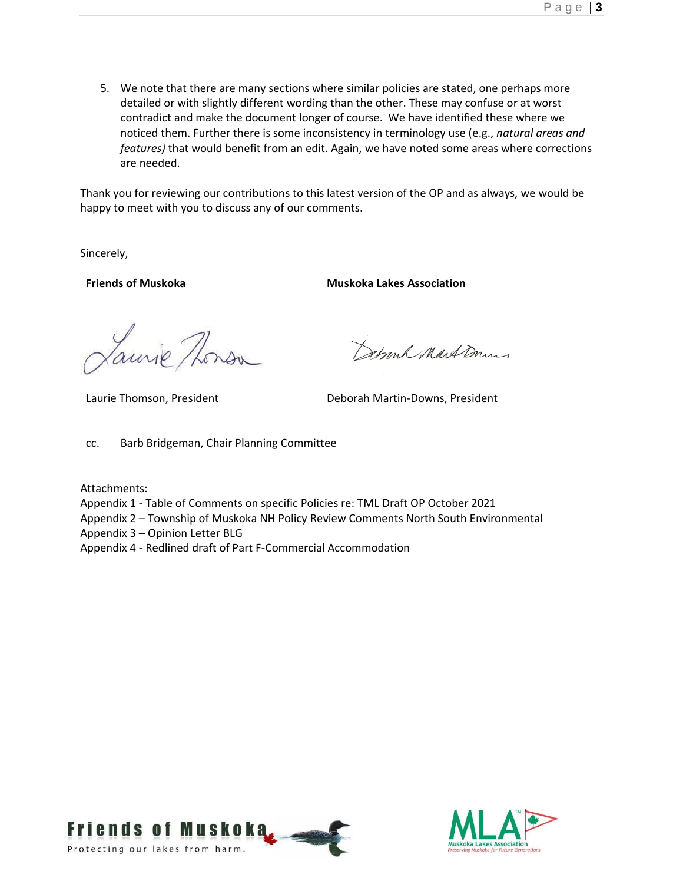5. We note that there are many sections where similar policies are stated, one perhaps more detailed or with slightly different wording than the other. These may confuse or at worst contradict and make the document longer of course. We have identified these where we noticed them. Further there is some inconsistency in terminology use (e.g., *natural areas and features)* that would benefit from an edit. Again, we have noted some areas where corrections are needed.

Thank you for reviewing our contributions to this latest version of the OP and as always, we would be happy to meet with you to discuss any of our comments.

Sincerely,

**Friends of Muskoka**

Laurie Thomson, President

**Muskoka Lakes Association**

Deborah Martin-Downs, President

cc. Barb Bridgeman, Chair Planning Committee

Attachments:
Appendix 1 - Table of Comments on specific Policies re: TML Draft OP October 2021
Appendix 2 – Township of Muskoka NH Policy Review Comments North South Environmental
Appendix 3 – Opinion Letter BLG
Appendix 4 - Redlined draft of Part F-Commercial Accommodation

Friends of Muskoka
Protecting our lakes from harm.

MLA
Muskoka Lakes Association
Preserving Muskoka for Future Generations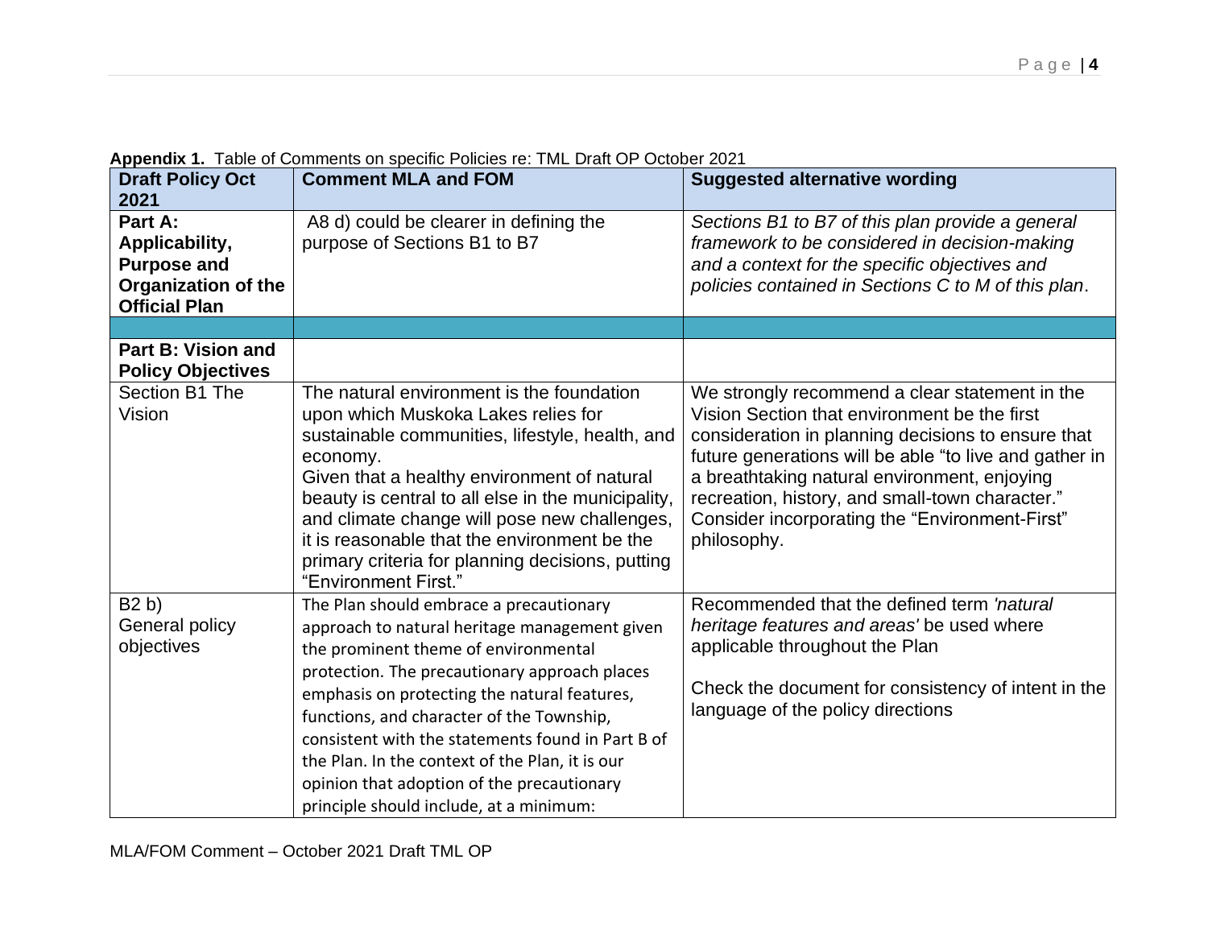**Appendix 1.** Table of Comments on specific Policies re: TML Draft OP October 2021

| Draft Policy Oct 2021 | Comment MLA and FOM | Suggested alternative wording |
|---|---|---|
| **Part A: Applicability, Purpose and Organization of the Official Plan** | A8 d) could be clearer in defining the purpose of Sections B1 to B7 | *Sections B1 to B7 of this plan provide a general framework to be considered in decision-making and a context for the specific objectives and policies contained in Sections C to M of this plan*. |
| | | |
| **Part B: Vision and Policy Objectives** | | |
| Section B1 The Vision | The natural environment is the foundation upon which Muskoka Lakes relies for sustainable communities, lifestyle, health, and economy. Given that a healthy environment of natural beauty is central to all else in the municipality, and climate change will pose new challenges, it is reasonable that the environment be the primary criteria for planning decisions, putting "Environment First." | We strongly recommend a clear statement in the Vision Section that environment be the first consideration in planning decisions to ensure that future generations will be able "to live and gather in a breathtaking natural environment, enjoying recreation, history, and small-town character." Consider incorporating the "Environment-First" philosophy. |
| B2 b) General policy objectives | The Plan should embrace a precautionary approach to natural heritage management given the prominent theme of environmental protection. The precautionary approach places emphasis on protecting the natural features, functions, and character of the Township, consistent with the statements found in Part B of the Plan. In the context of the Plan, it is our opinion that adoption of the precautionary principle should include, at a minimum: | Recommended that the defined term *'natural heritage features and areas'* be used where applicable throughout the Plan<br><br>Check the document for consistency of intent in the language of the policy directions |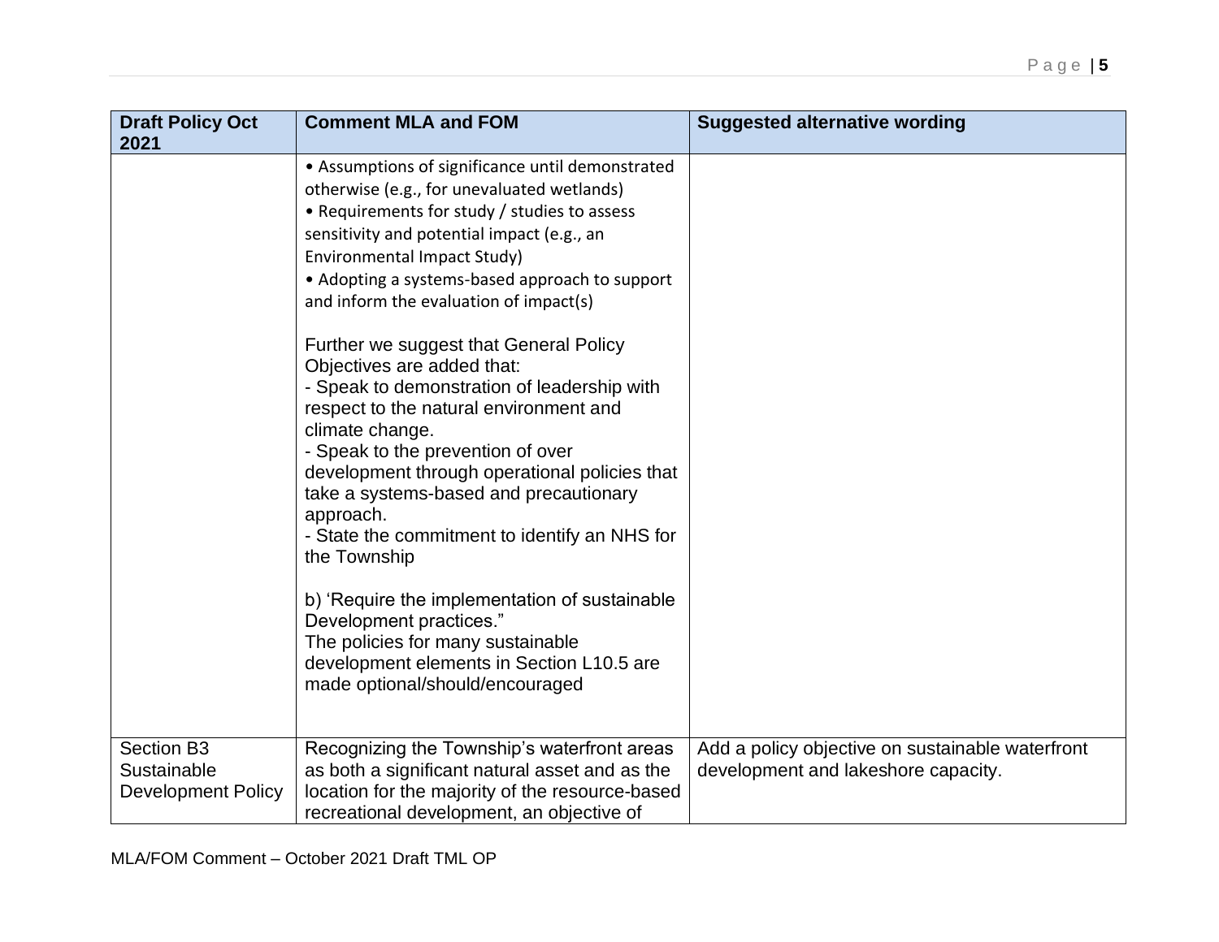| Draft Policy Oct 2021 | Comment MLA and FOM | Suggested alternative wording |
|---|---|---|
| | • Assumptions of significance until demonstrated otherwise (e.g., for unevaluated wetlands)<br>• Requirements for study / studies to assess sensitivity and potential impact (e.g., an Environmental Impact Study)<br>• Adopting a systems-based approach to support and inform the evaluation of impact(s)<br><br>Further we suggest that General Policy Objectives are added that:<br>- Speak to demonstration of leadership with respect to the natural environment and climate change.<br>- Speak to the prevention of over development through operational policies that take a systems-based and precautionary approach.<br>- State the commitment to identify an NHS for the Township<br><br>b) 'Require the implementation of sustainable Development practices."<br>The policies for many sustainable development elements in Section L10.5 are made optional/should/encouraged | |
| Section B3 Sustainable Development Policy | Recognizing the Township's waterfront areas as both a significant natural asset and as the location for the majority of the resource-based recreational development, an objective of | Add a policy objective on sustainable waterfront development and lakeshore capacity. |

MLA/FOM Comment – October 2021 Draft TML OP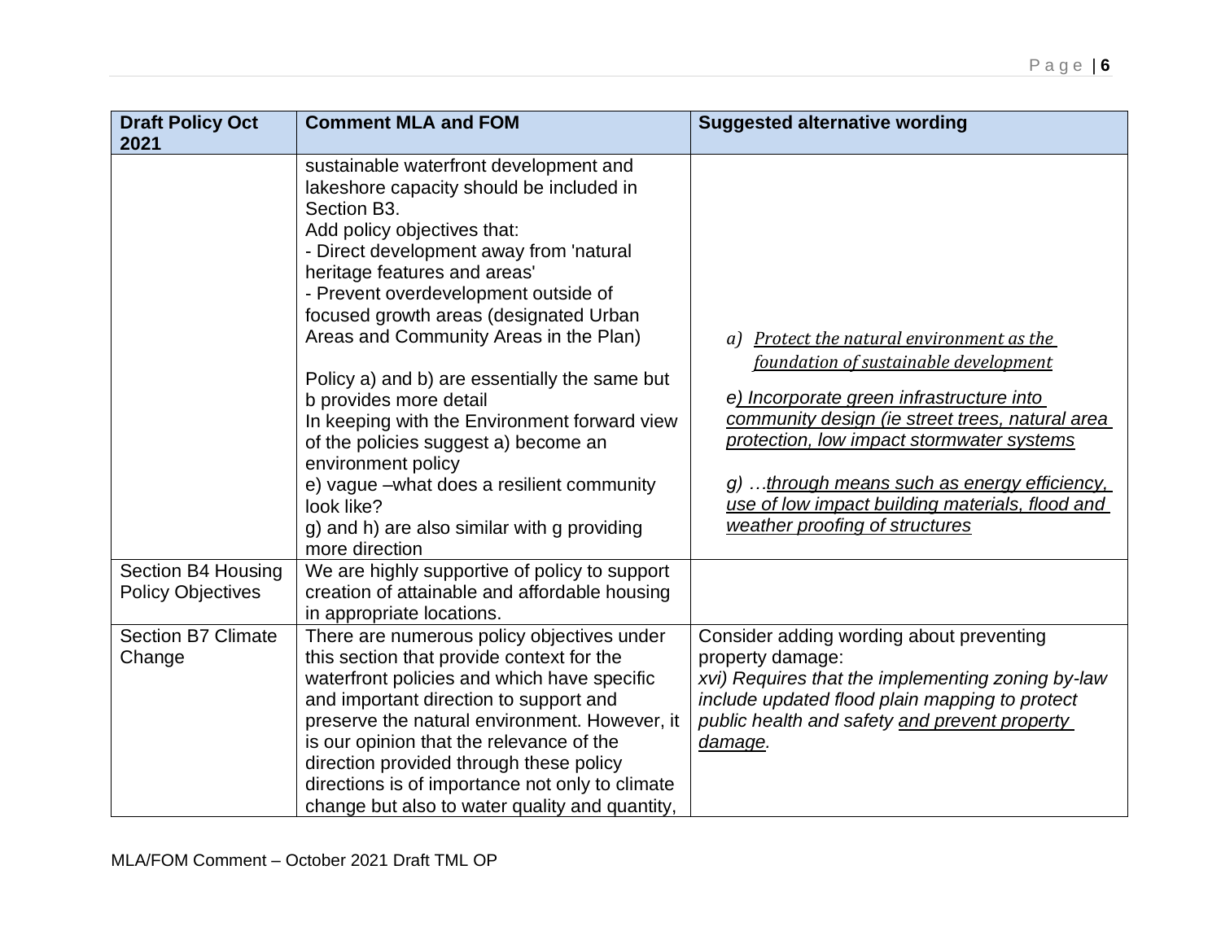| Draft Policy Oct 2021 | Comment MLA and FOM | Suggested alternative wording |
|---|---|---|
| | sustainable waterfront development and lakeshore capacity should be included in Section B3.<br>Add policy objectives that:<br>- Direct development away from 'natural heritage features and areas'<br>- Prevent overdevelopment outside of focused growth areas (designated Urban Areas and Community Areas in the Plan)<br><br>Policy a) and b) are essentially the same but b provides more detail<br>In keeping with the Environment forward view of the policies suggest a) become an environment policy<br>e) vague –what does a resilient community look like?<br>g) and h) are also similar with g providing more direction | a) *<u>Protect the natural environment as the foundation of sustainable development</u>*<br><br>*e<u>) Incorporate green infrastructure into community design (ie street trees, natural area protection, low impact stormwater systems</u>*<br><br>*g) …<u>through means such as energy efficiency, use of low impact building materials, flood and weather proofing of structures</u>* |
| Section B4 Housing Policy Objectives | We are highly supportive of policy to support creation of attainable and affordable housing in appropriate locations. | |
| Section B7 Climate Change | There are numerous policy objectives under this section that provide context for the waterfront policies and which have specific and important direction to support and preserve the natural environment. However, it is our opinion that the relevance of the direction provided through these policy directions is of importance not only to climate change but also to water quality and quantity, | Consider adding wording about preventing property damage:<br>*xvi) Requires that the implementing zoning by-law include updated flood plain mapping to protect public health and safety <u>and prevent property damage</u>.* |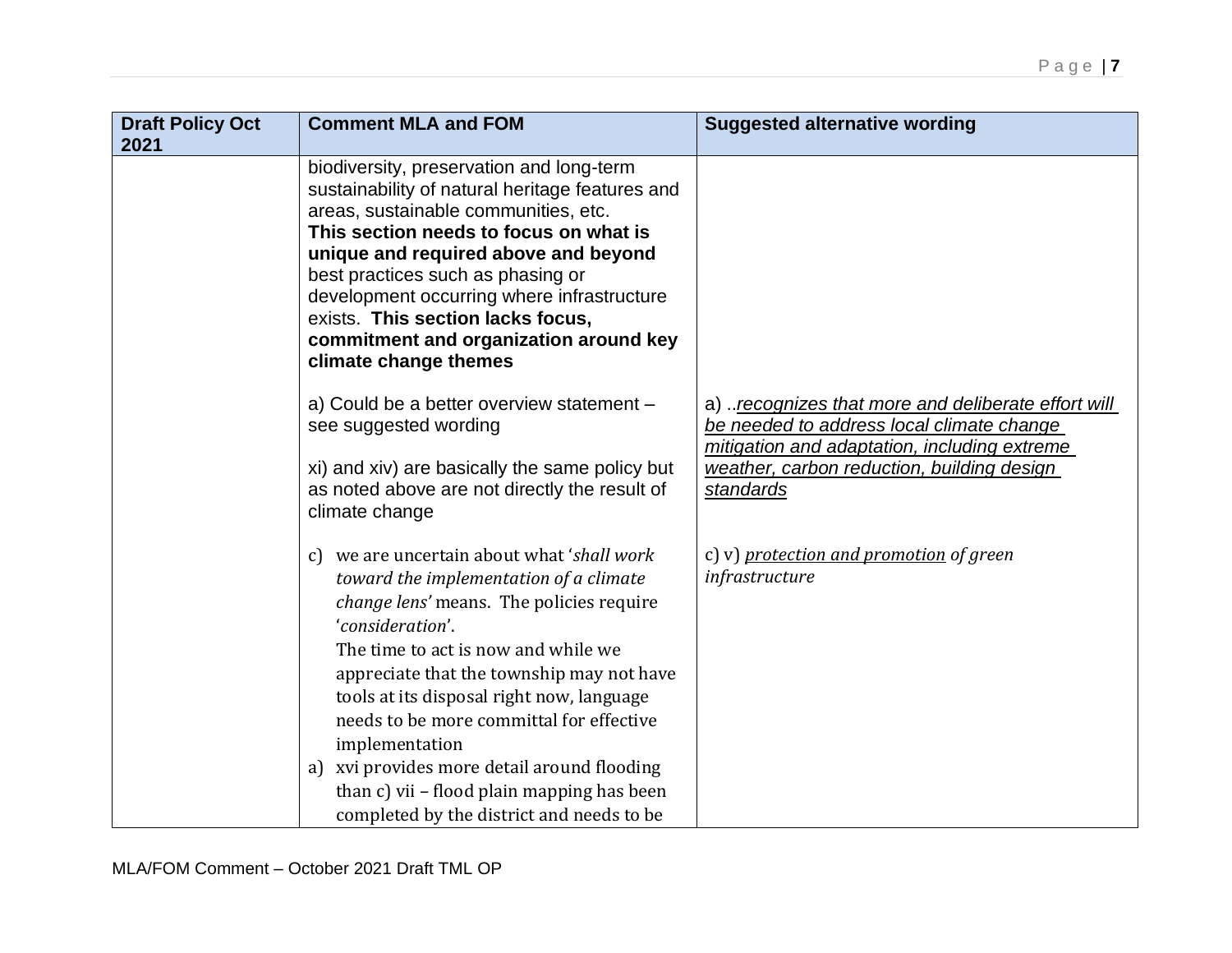| Draft Policy Oct 2021 | Comment MLA and FOM | Suggested alternative wording |
| --- | --- | --- |
| | biodiversity, preservation and long-term sustainability of natural heritage features and areas, sustainable communities, etc.<br>**This section needs to focus on what is unique and required above and beyond** best practices such as phasing or development occurring where infrastructure exists. **This section lacks focus, commitment and organization around key climate change themes**<br><br>a) Could be a better overview statement – see suggested wording<br><br>xi) and xiv) are basically the same policy but as noted above are not directly the result of climate change<br><br>c) we are uncertain about what '*shall work toward the implementation of a climate change lens*' means. The policies require '*consideration*'.<br>The time to act is now and while we appreciate that the township may not have tools at its disposal right now, language needs to be more committal for effective implementation<br>a) xvi provides more detail around flooding than c) vii – flood plain mapping has been completed by the district and needs to be | a) ..*recognizes that more and deliberate effort will be needed to address local climate change mitigation and adaptation, including extreme weather, carbon reduction, building design standards*<br><br>c) v) *protection and promotion of green infrastructure* |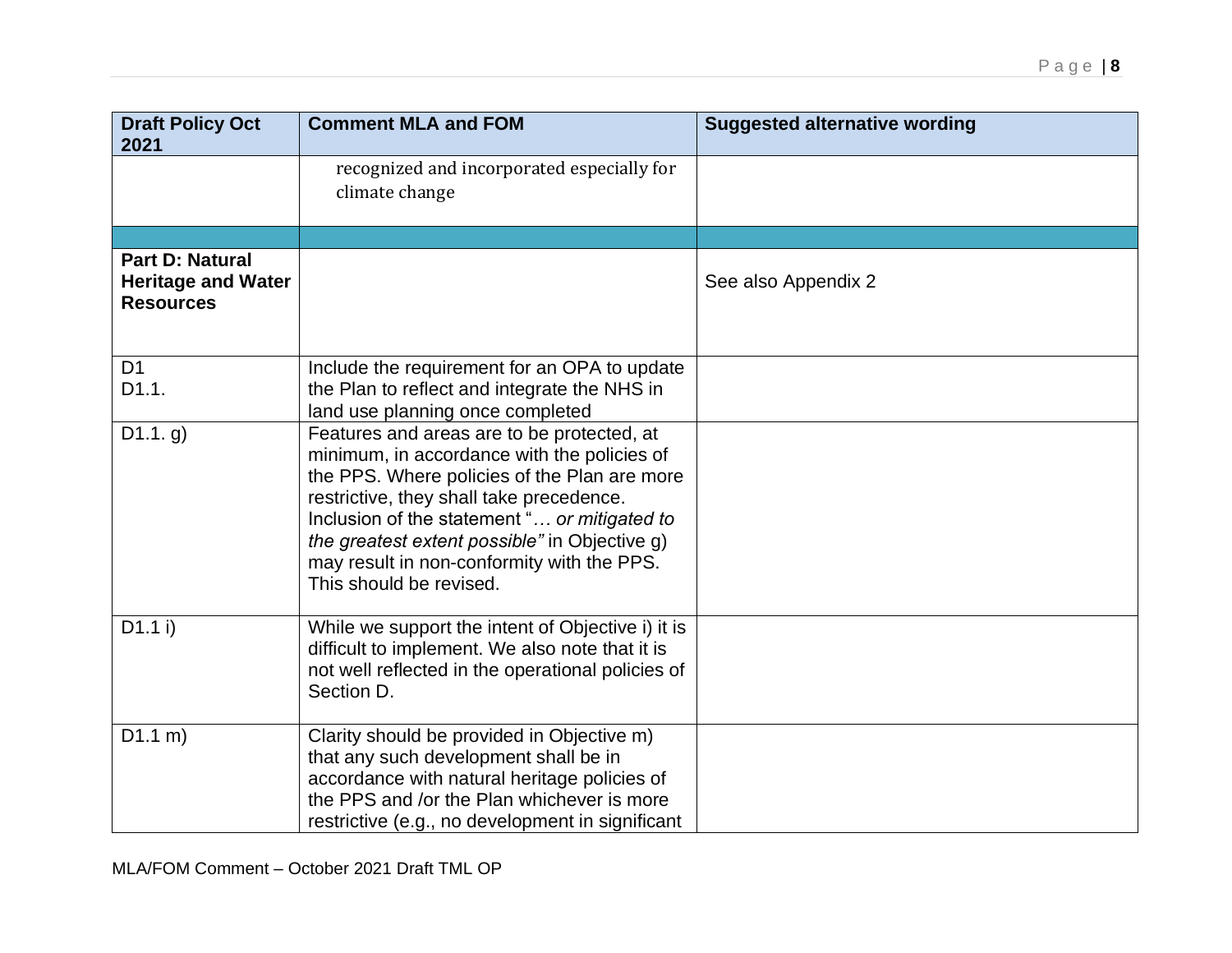| Draft Policy Oct 2021 | Comment MLA and FOM | Suggested alternative wording |
|---|---|---|
| | recognized and incorporated especially for climate change | |
| | | |
| **Part D: Natural Heritage and Water Resources** | | See also Appendix 2 |
| D1<br>D1.1. | Include the requirement for an OPA to update the Plan to reflect and integrate the NHS in land use planning once completed | |
| D1.1. g) | Features and areas are to be protected, at minimum, in accordance with the policies of the PPS. Where policies of the Plan are more restrictive, they shall take precedence. Inclusion of the statement "*… or mitigated to the greatest extent possible"* in Objective g) may result in non-conformity with the PPS. This should be revised. | |
| D1.1 i) | While we support the intent of Objective i) it is difficult to implement. We also note that it is not well reflected in the operational policies of Section D. | |
| D1.1 m) | Clarity should be provided in Objective m) that any such development shall be in accordance with natural heritage policies of the PPS and /or the Plan whichever is more restrictive (e.g., no development in significant | |

MLA/FOM Comment – October 2021 Draft TML OP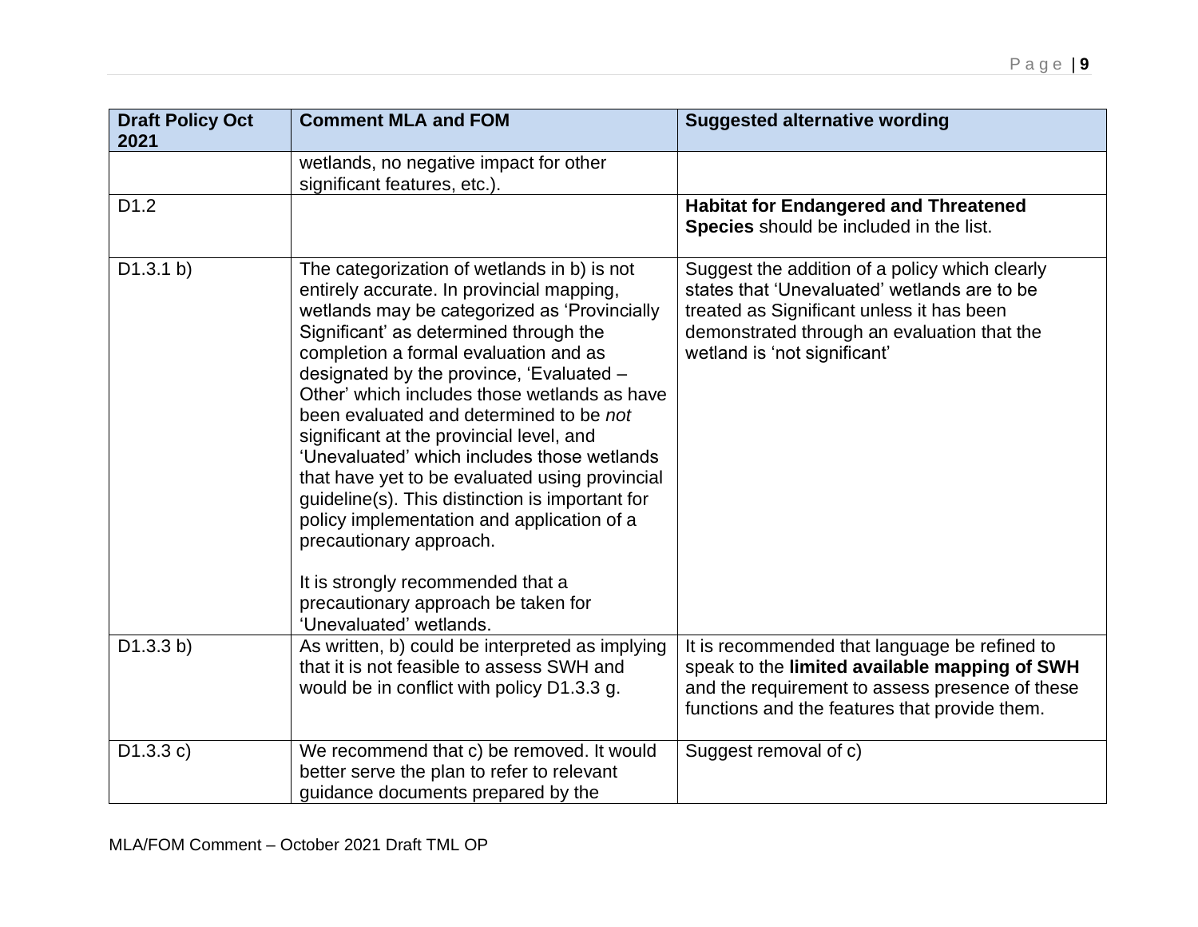| Draft Policy Oct 2021 | Comment MLA and FOM | Suggested alternative wording |
|---|---|---|
| | wetlands, no negative impact for other significant features, etc.). | |
| D1.2 | | **Habitat for Endangered and Threatened Species** should be included in the list. |
| D1.3.1 b) | The categorization of wetlands in b) is not entirely accurate. In provincial mapping, wetlands may be categorized as 'Provincially Significant' as determined through the completion a formal evaluation and as designated by the province, 'Evaluated – Other' which includes those wetlands as have been evaluated and determined to be *not* significant at the provincial level, and 'Unevaluated' which includes those wetlands that have yet to be evaluated using provincial guideline(s). This distinction is important for policy implementation and application of a precautionary approach.<br><br>It is strongly recommended that a precautionary approach be taken for 'Unevaluated' wetlands. | Suggest the addition of a policy which clearly states that 'Unevaluated' wetlands are to be treated as Significant unless it has been demonstrated through an evaluation that the wetland is 'not significant' |
| D1.3.3 b) | As written, b) could be interpreted as implying that it is not feasible to assess SWH and would be in conflict with policy D1.3.3 g. | It is recommended that language be refined to speak to the **limited available mapping of SWH** and the requirement to assess presence of these functions and the features that provide them. |
| D1.3.3 c) | We recommend that c) be removed. It would better serve the plan to refer to relevant guidance documents prepared by the | Suggest removal of c) |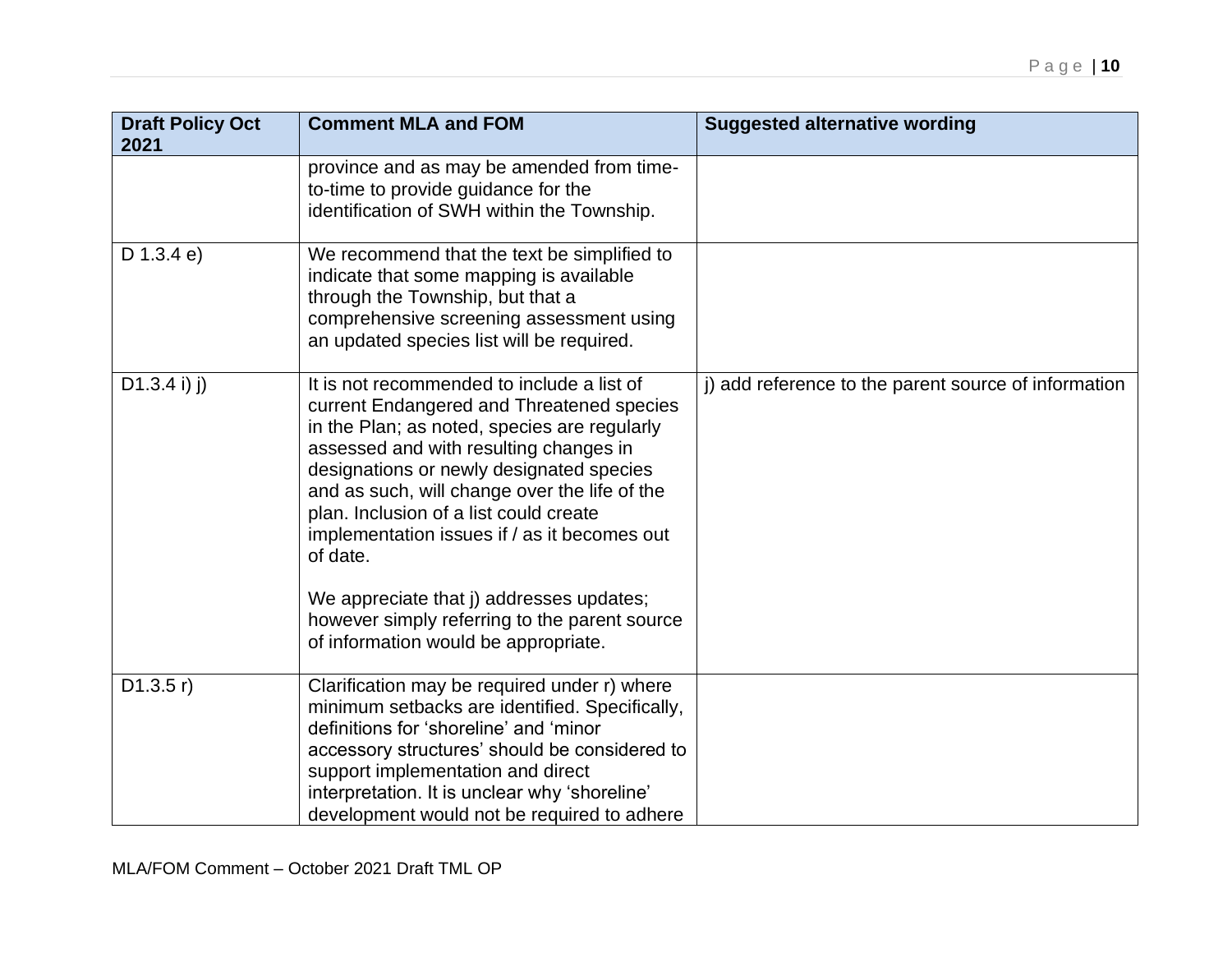| Draft Policy Oct 2021 | Comment MLA and FOM | Suggested alternative wording |
|---|---|---|
| | province and as may be amended from time-to-time to provide guidance for the identification of SWH within the Township. | |
| D 1.3.4 e) | We recommend that the text be simplified to indicate that some mapping is available through the Township, but that a comprehensive screening assessment using an updated species list will be required. | |
| D1.3.4 i) j) | It is not recommended to include a list of current Endangered and Threatened species in the Plan; as noted, species are regularly assessed and with resulting changes in designations or newly designated species and as such, will change over the life of the plan. Inclusion of a list could create implementation issues if / as it becomes out of date.<br><br>We appreciate that j) addresses updates; however simply referring to the parent source of information would be appropriate. | j) add reference to the parent source of information |
| D1.3.5 r) | Clarification may be required under r) where minimum setbacks are identified. Specifically, definitions for 'shoreline' and 'minor accessory structures' should be considered to support implementation and direct interpretation. It is unclear why 'shoreline' development would not be required to adhere | |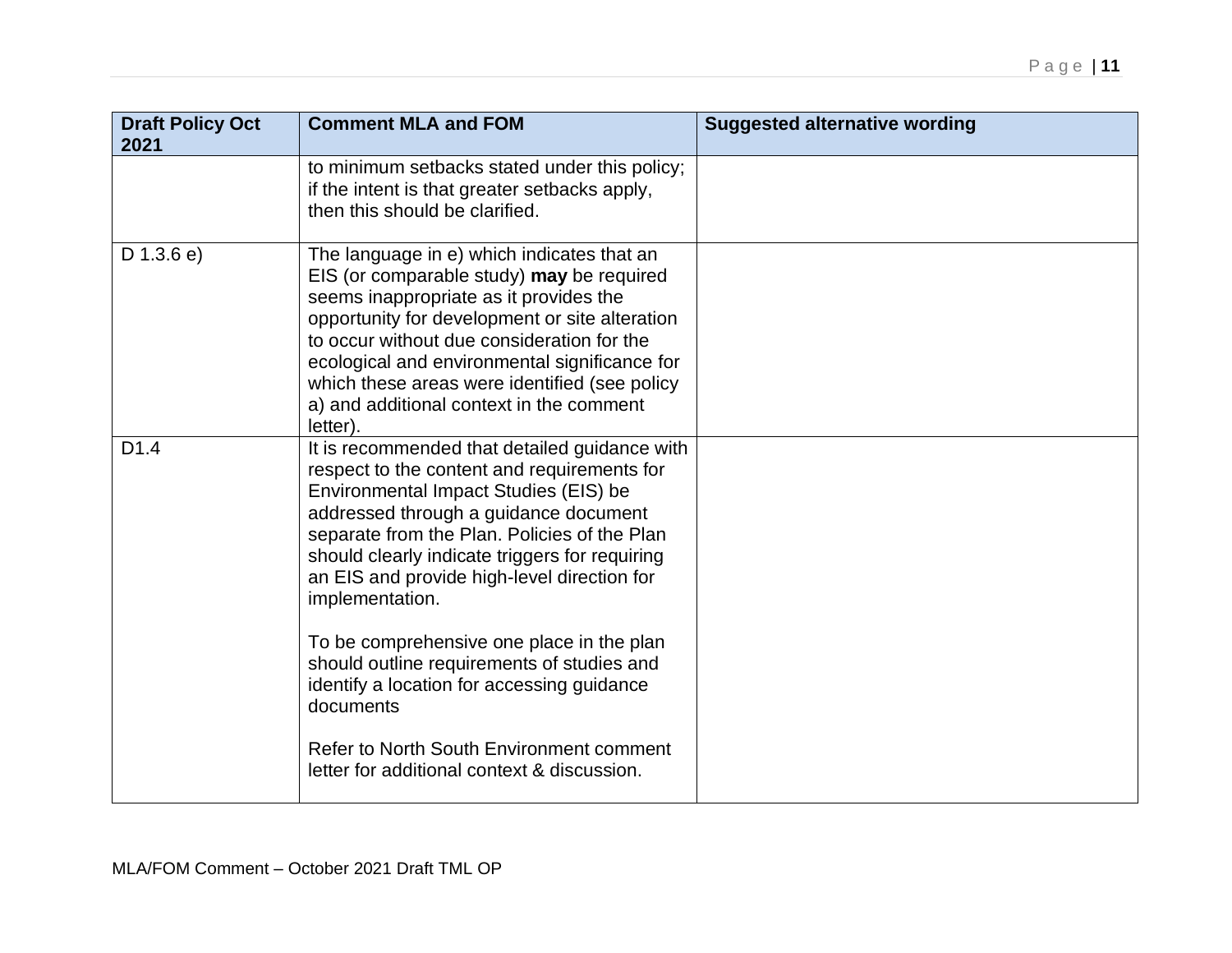| Draft Policy Oct 2021 | Comment MLA and FOM | Suggested alternative wording |
|---|---|---|
| | to minimum setbacks stated under this policy; if the intent is that greater setbacks apply, then this should be clarified. | |
| D 1.3.6 e) | The language in e) which indicates that an EIS (or comparable study) **may** be required seems inappropriate as it provides the opportunity for development or site alteration to occur without due consideration for the ecological and environmental significance for which these areas were identified (see policy a) and additional context in the comment letter). | |
| D1.4 | It is recommended that detailed guidance with respect to the content and requirements for Environmental Impact Studies (EIS) be addressed through a guidance document separate from the Plan. Policies of the Plan should clearly indicate triggers for requiring an EIS and provide high-level direction for implementation.<br><br>To be comprehensive one place in the plan should outline requirements of studies and identify a location for accessing guidance documents<br><br>Refer to North South Environment comment letter for additional context & discussion. | |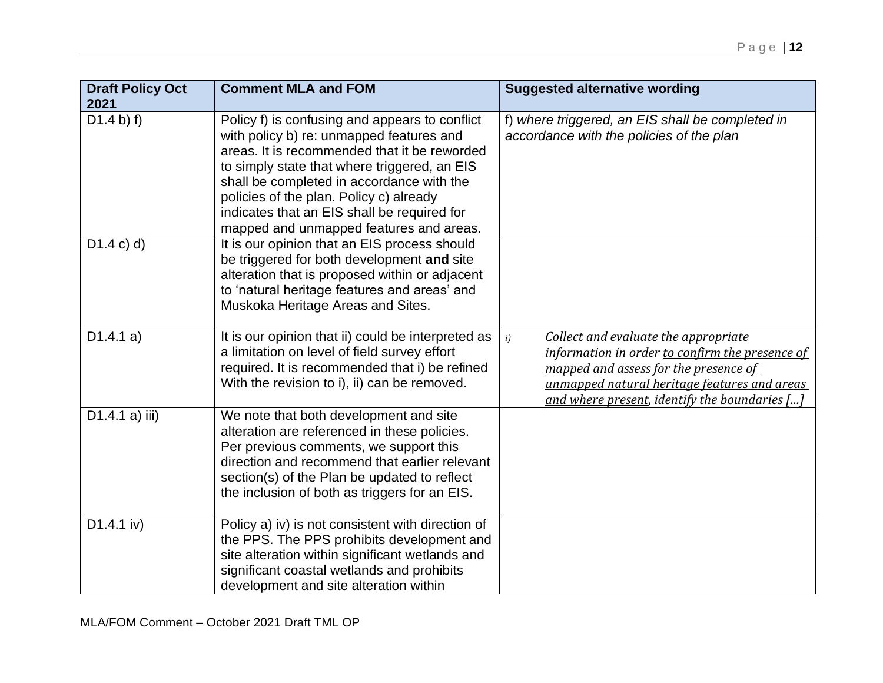| Draft Policy Oct 2021 | Comment MLA and FOM | Suggested alternative wording |
|---|---|---|
| D1.4 b) f) | Policy f) is confusing and appears to conflict with policy b) re: unmapped features and areas. It is recommended that it be reworded to simply state that where triggered, an EIS shall be completed in accordance with the policies of the plan. Policy c) already indicates that an EIS shall be required for mapped and unmapped features and areas. | f) *where triggered, an EIS shall be completed in accordance with the policies of the plan* |
| D1.4 c) d) | It is our opinion that an EIS process should be triggered for both development **and** site alteration that is proposed within or adjacent to 'natural heritage features and areas' and Muskoka Heritage Areas and Sites. | |
| D1.4.1 a) | It is our opinion that ii) could be interpreted as a limitation on level of field survey effort required. It is recommended that i) be refined With the revision to i), ii) can be removed. | *i) Collect and evaluate the appropriate information in order <u>to confirm the presence of mapped and assess for the presence of unmapped natural heritage features and areas and where present</u>, identify the boundaries […]* |
| D1.4.1 a) iii) | We note that both development and site alteration are referenced in these policies. Per previous comments, we support this direction and recommend that earlier relevant section(s) of the Plan be updated to reflect the inclusion of both as triggers for an EIS. | |
| D1.4.1 iv) | Policy a) iv) is not consistent with direction of the PPS. The PPS prohibits development and site alteration within significant wetlands and significant coastal wetlands and prohibits development and site alteration within | |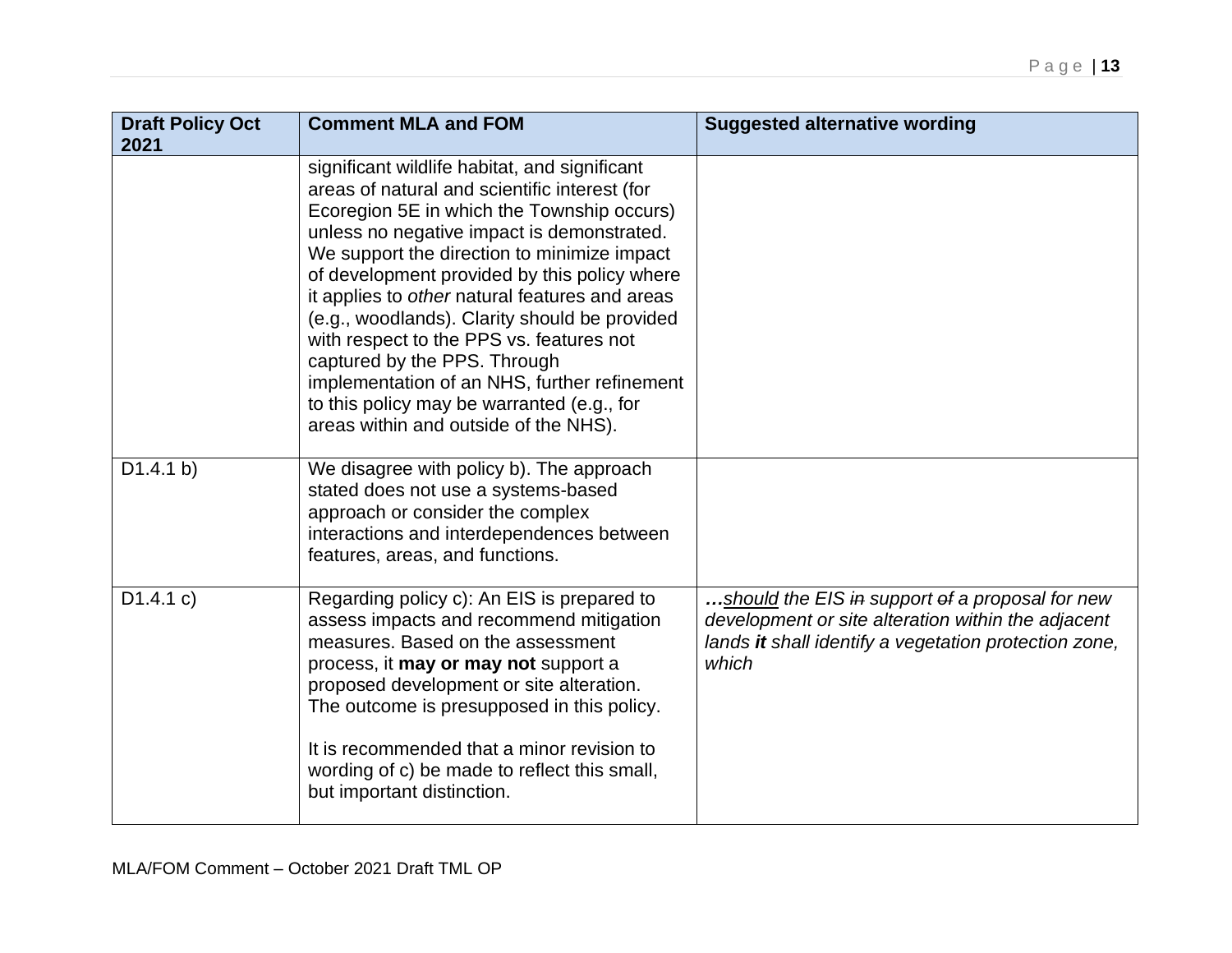| Draft Policy Oct 2021 | Comment MLA and FOM | Suggested alternative wording |
|---|---|---|
| | significant wildlife habitat, and significant areas of natural and scientific interest (for Ecoregion 5E in which the Township occurs) unless no negative impact is demonstrated. We support the direction to minimize impact of development provided by this policy where it applies to *other* natural features and areas (e.g., woodlands). Clarity should be provided with respect to the PPS vs. features not captured by the PPS. Through implementation of an NHS, further refinement to this policy may be warranted (e.g., for areas within and outside of the NHS). | |
| D1.4.1 b) | We disagree with policy b). The approach stated does not use a systems-based approach or consider the complex interactions and interdependences between features, areas, and functions. | |
| D1.4.1 c) | Regarding policy c): An EIS is prepared to assess impacts and recommend mitigation measures. Based on the assessment process, it **may or may not** support a proposed development or site alteration. The outcome is presupposed in this policy.<br><br>It is recommended that a minor revision to wording of c) be made to reflect this small, but important distinction. | ***…****should the EIS* ~~*in*~~ *support* ~~*of*~~ *a proposal for new development or site alteration within the adjacent lands* ***it*** *shall identify a vegetation protection zone, which* |

MLA/FOM Comment – October 2021 Draft TML OP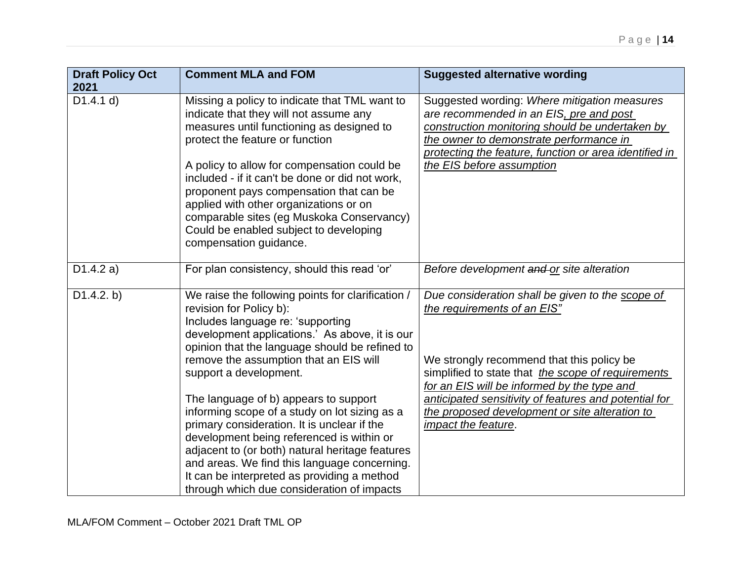| Draft Policy Oct 2021 | Comment MLA and FOM | Suggested alternative wording |
|---|---|---|
| D1.4.1 d) | Missing a policy to indicate that TML want to indicate that they will not assume any measures until functioning as designed to protect the feature or function<br><br>A policy to allow for compensation could be included - if it can't be done or did not work, proponent pays compensation that can be applied with other organizations or on comparable sites (eg Muskoka Conservancy) Could be enabled subject to developing compensation guidance. | Suggested wording: *Where mitigation measures are recommended in an EIS, pre and post construction monitoring should be undertaken by the owner to demonstrate performance in protecting the feature, function or area identified in the EIS before assumption* |
| D1.4.2 a) | For plan consistency, should this read 'or' | *Before development ~~and~~ or site alteration* |
| D1.4.2. b) | We raise the following points for clarification / revision for Policy b):<br>Includes language re: 'supporting development applications.' As above, it is our opinion that the language should be refined to remove the assumption that an EIS will support a development.<br><br>The language of b) appears to support informing scope of a study on lot sizing as a primary consideration. It is unclear if the development being referenced is within or adjacent to (or both) natural heritage features and areas. We find this language concerning. It can be interpreted as providing a method through which due consideration of impacts | *Due consideration shall be given to the scope of the requirements of an EIS"*<br><br>We strongly recommend that this policy be simplified to state that *the scope of requirements for an EIS will be informed by the type and anticipated sensitivity of features and potential for the proposed development or site alteration to impact the feature*. |

MLA/FOM Comment – October 2021 Draft TML OP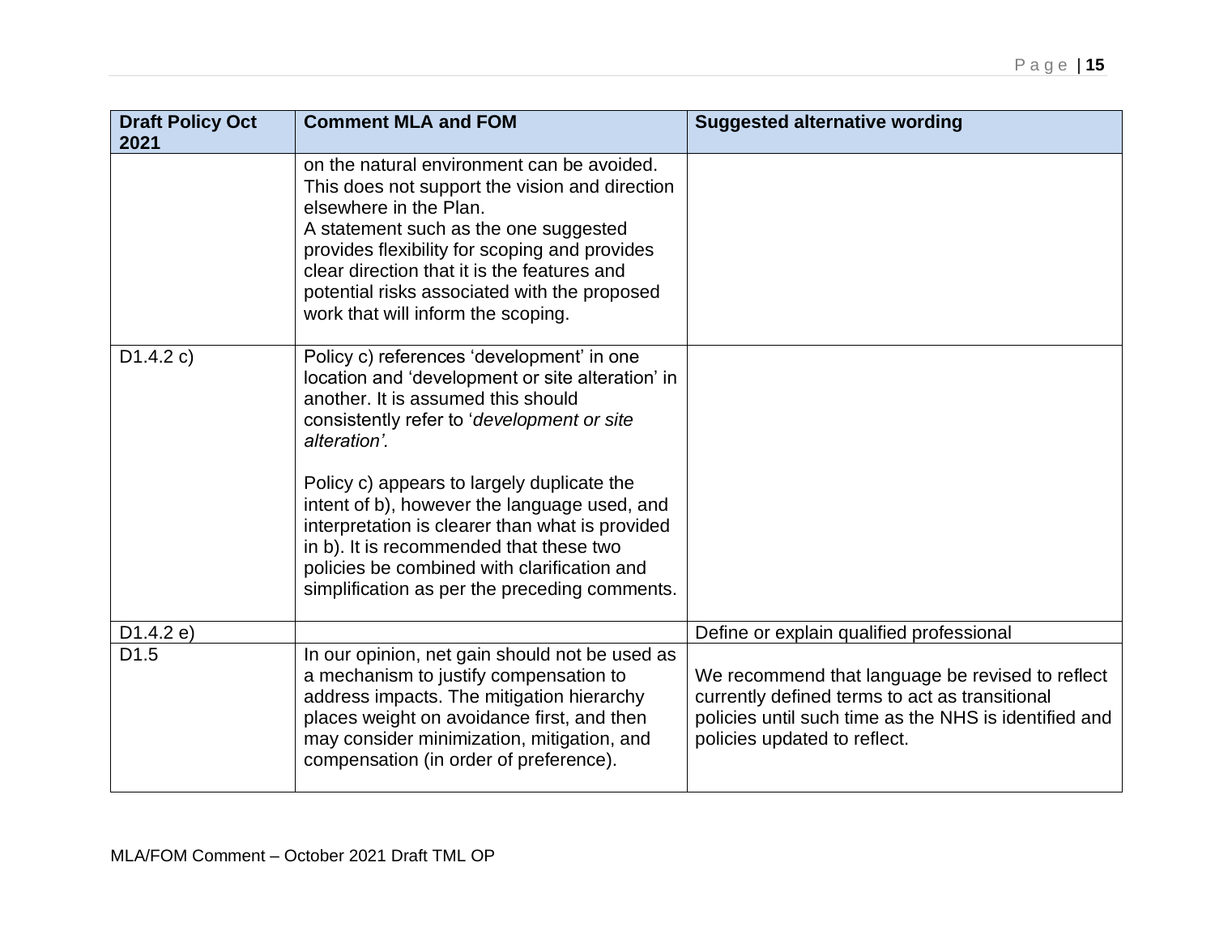| Draft Policy Oct 2021 | Comment MLA and FOM | Suggested alternative wording |
|---|---|---|
| | on the natural environment can be avoided. This does not support the vision and direction elsewhere in the Plan.<br>A statement such as the one suggested provides flexibility for scoping and provides clear direction that it is the features and potential risks associated with the proposed work that will inform the scoping. | |
| D1.4.2 c) | Policy c) references 'development' in one location and 'development or site alteration' in another. It is assumed this should consistently refer to '*development or site alteration'.*<br><br>Policy c) appears to largely duplicate the intent of b), however the language used, and interpretation is clearer than what is provided in b). It is recommended that these two policies be combined with clarification and simplification as per the preceding comments. | |
| D1.4.2 e) | | Define or explain qualified professional |
| D1.5 | In our opinion, net gain should not be used as a mechanism to justify compensation to address impacts. The mitigation hierarchy places weight on avoidance first, and then may consider minimization, mitigation, and compensation (in order of preference). | We recommend that language be revised to reflect currently defined terms to act as transitional policies until such time as the NHS is identified and policies updated to reflect. |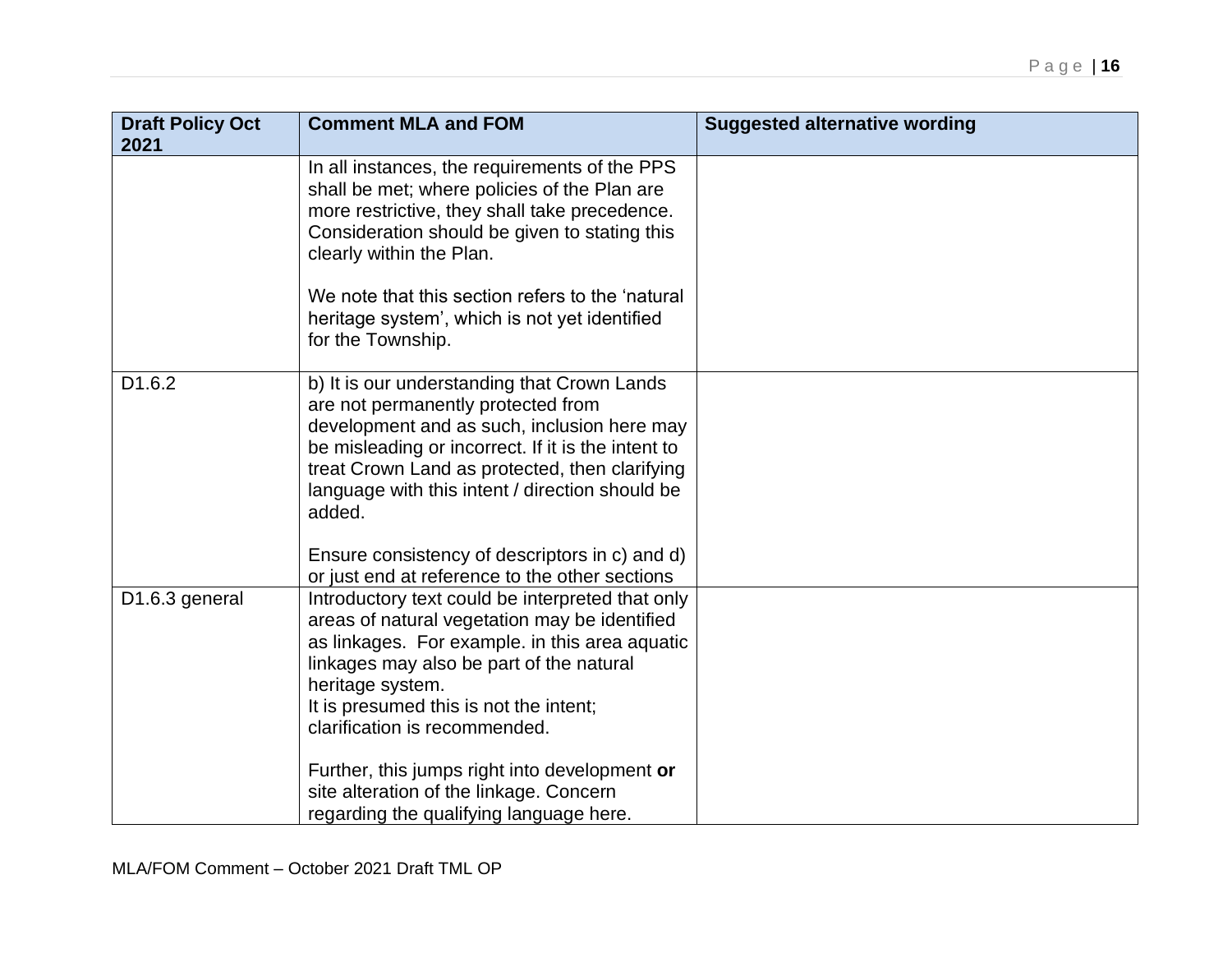| Draft Policy Oct 2021 | Comment MLA and FOM | Suggested alternative wording |
|---|---|---|
| | In all instances, the requirements of the PPS shall be met; where policies of the Plan are more restrictive, they shall take precedence. Consideration should be given to stating this clearly within the Plan.<br><br>We note that this section refers to the 'natural heritage system', which is not yet identified for the Township. | |
| D1.6.2 | b) It is our understanding that Crown Lands are not permanently protected from development and as such, inclusion here may be misleading or incorrect. If it is the intent to treat Crown Land as protected, then clarifying language with this intent / direction should be added.<br><br>Ensure consistency of descriptors in c) and d) or just end at reference to the other sections | |
| D1.6.3 general | Introductory text could be interpreted that only areas of natural vegetation may be identified as linkages. For example. in this area aquatic linkages may also be part of the natural heritage system.<br>It is presumed this is not the intent; clarification is recommended.<br><br>Further, this jumps right into development **or** site alteration of the linkage. Concern regarding the qualifying language here. | |

MLA/FOM Comment – October 2021 Draft TML OP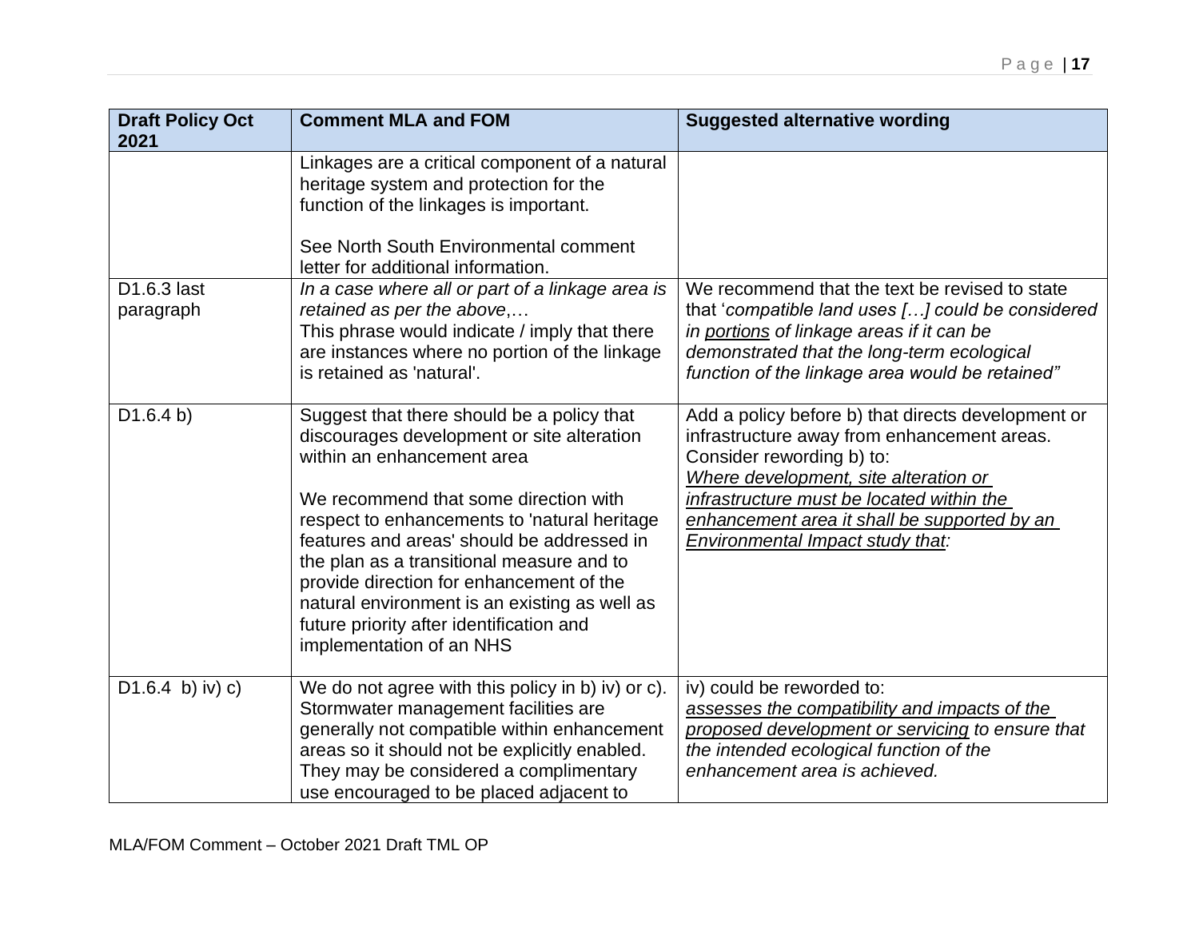| Draft Policy Oct 2021 | Comment MLA and FOM | Suggested alternative wording |
|---|---|---|
| | Linkages are a critical component of a natural heritage system and protection for the function of the linkages is important.<br><br>See North South Environmental comment letter for additional information. | |
| D1.6.3 last paragraph | *In a case where all or part of a linkage area is retained as per the above*,…<br>This phrase would indicate / imply that there are instances where no portion of the linkage is retained as 'natural'. | We recommend that the text be revised to state that '*compatible land uses […] could be considered in <u>portions</u> of linkage areas if it can be demonstrated that the long-term ecological function of the linkage area would be retained"* |
| D1.6.4 b) | Suggest that there should be a policy that discourages development or site alteration within an enhancement area<br><br>We recommend that some direction with respect to enhancements to 'natural heritage features and areas' should be addressed in the plan as a transitional measure and to provide direction for enhancement of the natural environment is an existing as well as future priority after identification and implementation of an NHS | Add a policy before b) that directs development or infrastructure away from enhancement areas.<br>Consider rewording b) to:<br>*<u>Where development, site alteration or infrastructure must be located within the enhancement area it shall be supported by an Environmental Impact study that</u>:* |
| D1.6.4 b) iv) c) | We do not agree with this policy in b) iv) or c). Stormwater management facilities are generally not compatible within enhancement areas so it should not be explicitly enabled. They may be considered a complimentary use encouraged to be placed adjacent to | iv) could be reworded to:<br>*<u>assesses the compatibility and impacts of the proposed development or servicing</u> to ensure that the intended ecological function of the enhancement area is achieved.* |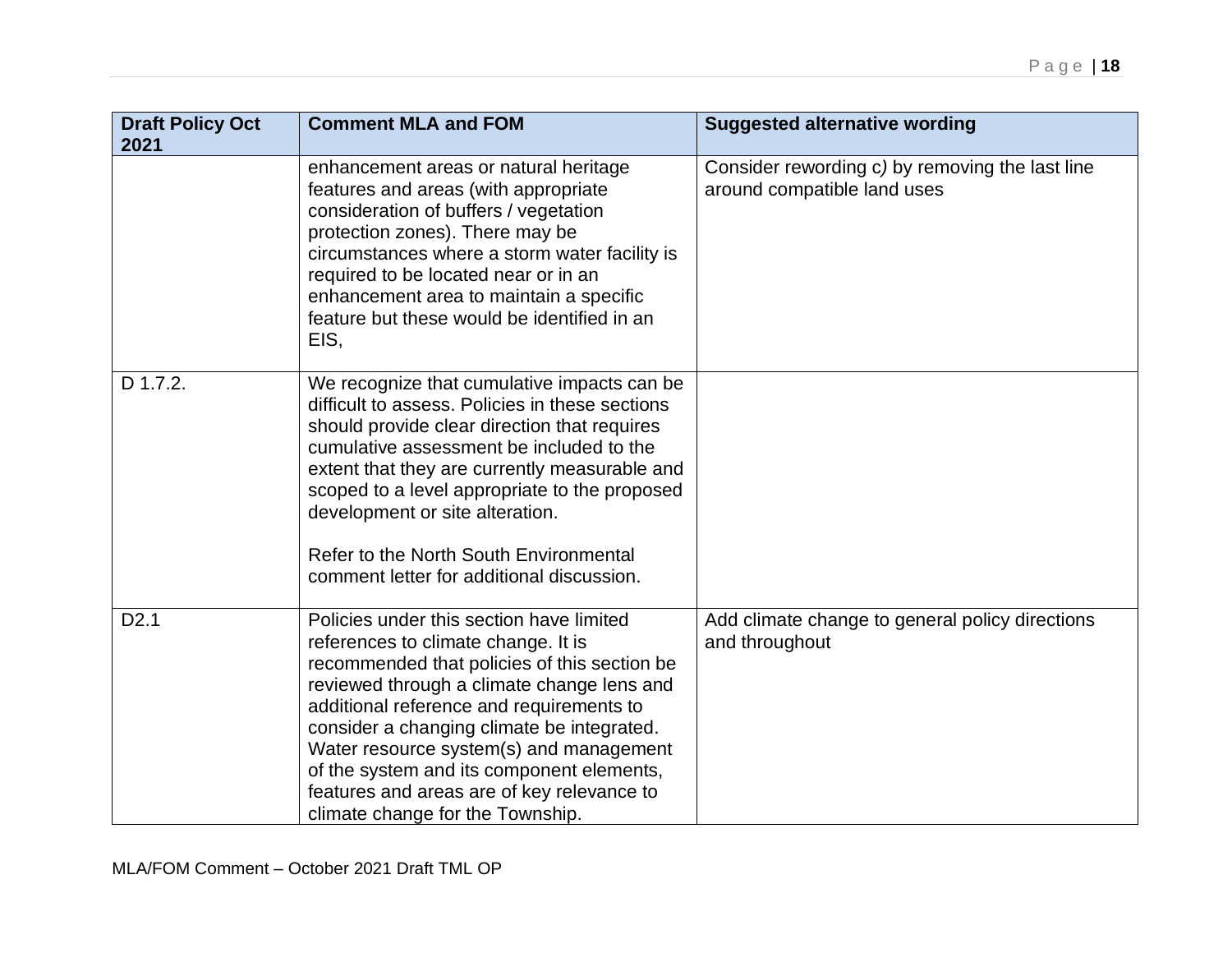| Draft Policy Oct 2021 | Comment MLA and FOM | Suggested alternative wording |
|---|---|---|
| | enhancement areas or natural heritage features and areas (with appropriate consideration of buffers / vegetation protection zones). There may be circumstances where a storm water facility is required to be located near or in an enhancement area to maintain a specific feature but these would be identified in an EIS, | Consider rewording c*)* by removing the last line around compatible land uses |
| D 1.7.2. | We recognize that cumulative impacts can be difficult to assess. Policies in these sections should provide clear direction that requires cumulative assessment be included to the extent that they are currently measurable and scoped to a level appropriate to the proposed development or site alteration.<br><br>Refer to the North South Environmental comment letter for additional discussion. | |
| D2.1 | Policies under this section have limited references to climate change. It is recommended that policies of this section be reviewed through a climate change lens and additional reference and requirements to consider a changing climate be integrated. Water resource system(s) and management of the system and its component elements, features and areas are of key relevance to climate change for the Township. | Add climate change to general policy directions and throughout |

MLA/FOM Comment – October 2021 Draft TML OP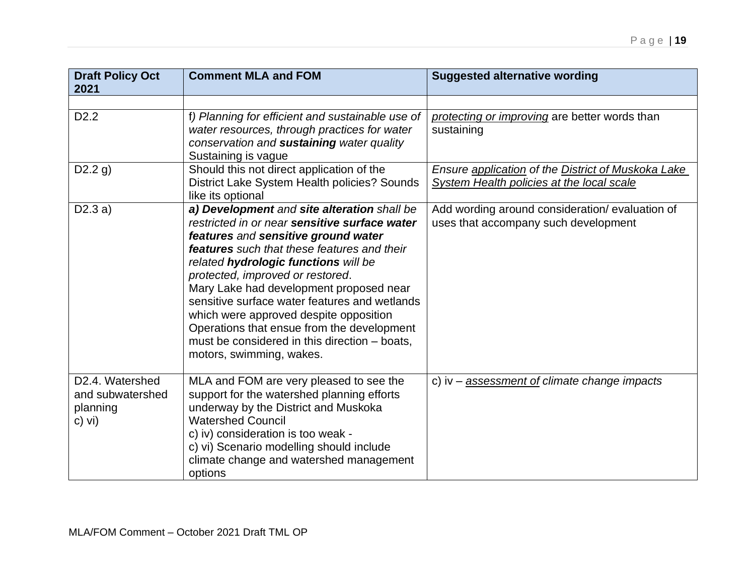| Draft Policy Oct 2021 | Comment MLA and FOM | Suggested alternative wording |
|---|---|---|
| | | |
| D2.2 | f*) Planning for efficient and sustainable use of water resources, through practices for water conservation and* ***sustaining*** *water quality*<br>Sustaining is vague | <u>*protecting or improving*</u> are better words than sustaining |
| D2.2 g) | Should this not direct application of the District Lake System Health policies? Sounds like its optional | *Ensure <u>application</u> of the <u>District of Muskoka Lake System Health policies at the local scale</u>* |
| D2.3 a) | ***a) Development*** *and* ***site alteration*** *shall be restricted in or near* ***sensitive surface water features*** *and* ***sensitive ground water features*** *such that these features and their related* ***hydrologic functions*** *will be protected, improved or restored*.<br>Mary Lake had development proposed near sensitive surface water features and wetlands which were approved despite opposition Operations that ensue from the development must be considered in this direction – boats, motors, swimming, wakes. | Add wording around consideration/ evaluation of uses that accompany such development |
| D2.4. Watershed and subwatershed planning c) vi) | MLA and FOM are very pleased to see the support for the watershed planning efforts underway by the District and Muskoka Watershed Council<br>c) iv) consideration is too weak -<br>c) vi) Scenario modelling should include climate change and watershed management options | c) iv – *<u>assessment of</u> climate change impacts* |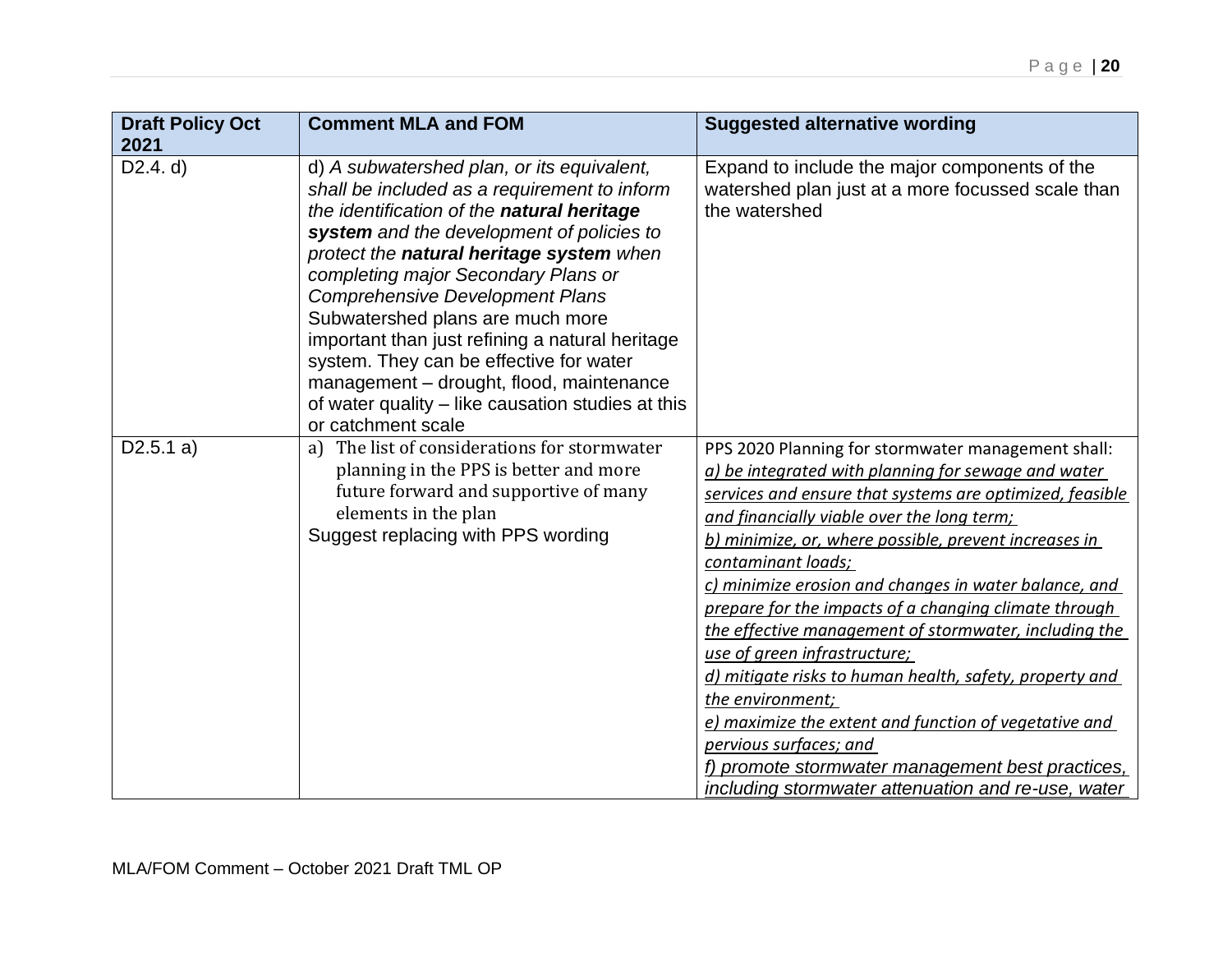| Draft Policy Oct 2021 | Comment MLA and FOM | Suggested alternative wording |
|---|---|---|
| D2.4. d) | d) *A subwatershed plan, or its equivalent, shall be included as a requirement to inform the identification of the* ***natural heritage system*** *and the development of policies to protect the* ***natural heritage system*** *when completing major Secondary Plans or Comprehensive Development Plans* Subwatershed plans are much more important than just refining a natural heritage system. They can be effective for water management – drought, flood, maintenance of water quality – like causation studies at this or catchment scale | Expand to include the major components of the watershed plan just at a more focussed scale than the watershed |
| D2.5.1 a) | a) The list of considerations for stormwater planning in the PPS is better and more future forward and supportive of many elements in the plan<br>Suggest replacing with PPS wording | PPS 2020 Planning for stormwater management shall:<br>*a) be integrated with planning for sewage and water services and ensure that systems are optimized, feasible and financially viable over the long term;*<br>*b) minimize, or, where possible, prevent increases in contaminant loads;*<br>*c) minimize erosion and changes in water balance, and prepare for the impacts of a changing climate through the effective management of stormwater, including the use of green infrastructure;*<br>*d) mitigate risks to human health, safety, property and the environment;*<br>*e) maximize the extent and function of vegetative and pervious surfaces; and*<br>*f) promote stormwater management best practices, including stormwater attenuation and re-use, water* |

MLA/FOM Comment – October 2021 Draft TML OP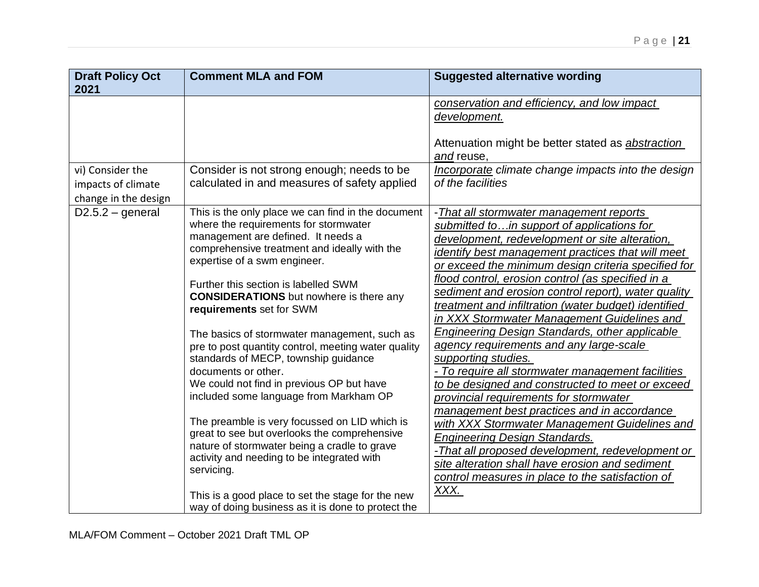| Draft Policy Oct 2021 | Comment MLA and FOM | Suggested alternative wording |
|---|---|---|
| | | *conservation and efficiency, and low impact development.*<br><br>Attenuation might be better stated as *abstraction and* reuse, |
| vi) Consider the impacts of climate change in the design | Consider is not strong enough; needs to be calculated in and measures of safety applied | *Incorporate climate change impacts into the design of the facilities* |
| D2.5.2 – general | This is the only place we can find in the document where the requirements for stormwater management are defined. It needs a comprehensive treatment and ideally with the expertise of a swm engineer.<br><br>Further this section is labelled SWM **CONSIDERATIONS** but nowhere is there any **requirements** set for SWM<br><br>The basics of stormwater management, such as pre to post quantity control, meeting water quality standards of MECP, township guidance documents or other.<br>We could not find in previous OP but have included some language from Markham OP<br><br>The preamble is very focussed on LID which is great to see but overlooks the comprehensive nature of stormwater being a cradle to grave activity and needing to be integrated with servicing.<br><br>This is a good place to set the stage for the new way of doing business as it is done to protect the | -*That all stormwater management reports submitted to…in support of applications for development, redevelopment or site alteration, identify best management practices that will meet or exceed the minimum design criteria specified for flood control, erosion control (as specified in a sediment and erosion control report), water quality treatment and infiltration (water budget) identified in XXX Stormwater Management Guidelines and Engineering Design Standards, other applicable agency requirements and any large-scale supporting studies.*<br>*- To require all stormwater management facilities to be designed and constructed to meet or exceed provincial requirements for stormwater management best practices and in accordance with XXX Stormwater Management Guidelines and Engineering Design Standards.*<br>*-That all proposed development, redevelopment or site alteration shall have erosion and sediment control measures in place to the satisfaction of XXX.* |

MLA/FOM Comment – October 2021 Draft TML OP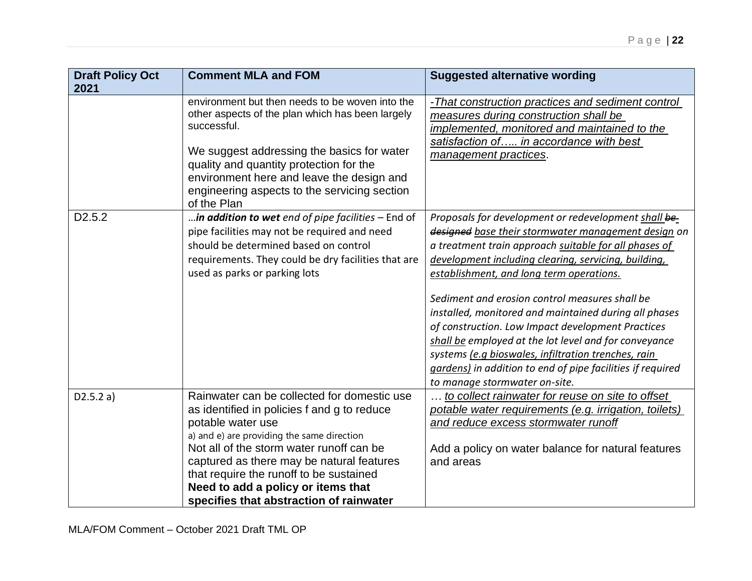| Draft Policy Oct 2021 | Comment MLA and FOM | Suggested alternative wording |
|---|---|---|
| | environment but then needs to be woven into the other aspects of the plan which has been largely successful.<br><br>We suggest addressing the basics for water quality and quantity protection for the environment here and leave the design and engineering aspects to the servicing section of the Plan | *<u>-That construction practices and sediment control measures during construction shall be implemented, monitored and maintained to the satisfaction of….. in accordance with best management practices</u>.* |
| D2.5.2 | …***in addition to wet*** *end of pipe facilities* – End of pipe facilities may not be required and need should be determined based on control requirements. They could be dry facilities that are used as parks or parking lots | *Proposals for development or redevelopment <u>shall</u> ~~be designed~~ <u>base their stormwater management design</u> on a treatment train approach <u>suitable for all phases of development including clearing, servicing, building, establishment, and long term operations.</u>*<br><br>*Sediment and erosion control measures shall be installed, monitored and maintained during all phases of construction. Low Impact development Practices <u>shall be</u> employed at the lot level and for conveyance systems <u>(e.g bioswales, infiltration trenches, rain gardens)</u> in addition to end of pipe facilities if required to manage stormwater on-site.* |
| D2.5.2 a) | Rainwater can be collected for domestic use as identified in policies f and g to reduce potable water use<br>a) and e) are providing the same direction<br>Not all of the storm water runoff can be captured as there may be natural features that require the runoff to be sustained<br>**Need to add a policy or items that specifies that abstraction of rainwater** | … *<u>to collect rainwater for reuse on site to offset potable water requirements (e.g. irrigation, toilets) and reduce excess stormwater runoff</u>*<br><br>Add a policy on water balance for natural features and areas |

MLA/FOM Comment – October 2021 Draft TML OP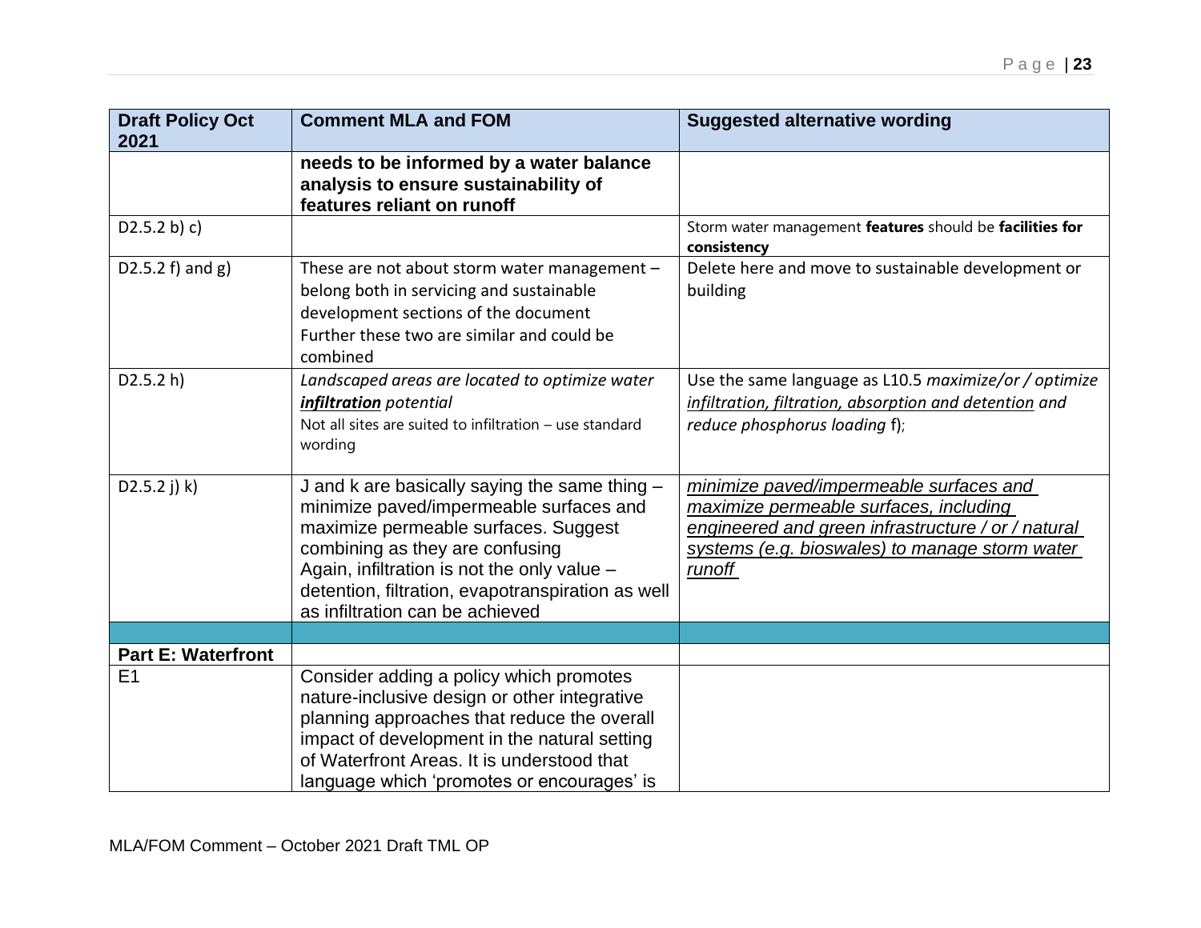| Draft Policy Oct 2021 | Comment MLA and FOM | Suggested alternative wording |
|---|---|---|
| | **needs to be informed by a water balance analysis to ensure sustainability of features reliant on runoff** | |
| D2.5.2 b) c) | | Storm water management **features** should be **facilities for consistency** |
| D2.5.2 f) and g) | These are not about storm water management – belong both in servicing and sustainable development sections of the document<br>Further these two are similar and could be combined | Delete here and move to sustainable development or building |
| D2.5.2 h) | *Landscaped areas are located to optimize water **infiltration** potential*<br>Not all sites are suited to infiltration – use standard wording | Use the same language as L10.5 *maximize/or / optimize infiltration, filtration, absorption and detention and reduce phosphorus loading* f); |
| D2.5.2 j) k) | J and k are basically saying the same thing – minimize paved/impermeable surfaces and maximize permeable surfaces. Suggest combining as they are confusing<br>Again, infiltration is not the only value – detention, filtration, evapotranspiration as well as infiltration can be achieved | *minimize paved/impermeable surfaces and maximize permeable surfaces, including engineered and green infrastructure / or / natural systems (e.g. bioswales) to manage storm water runoff* |
| | | |
| **Part E: Waterfront** | | |
| E1 | Consider adding a policy which promotes nature-inclusive design or other integrative planning approaches that reduce the overall impact of development in the natural setting of Waterfront Areas. It is understood that language which 'promotes or encourages' is | |

MLA/FOM Comment – October 2021 Draft TML OP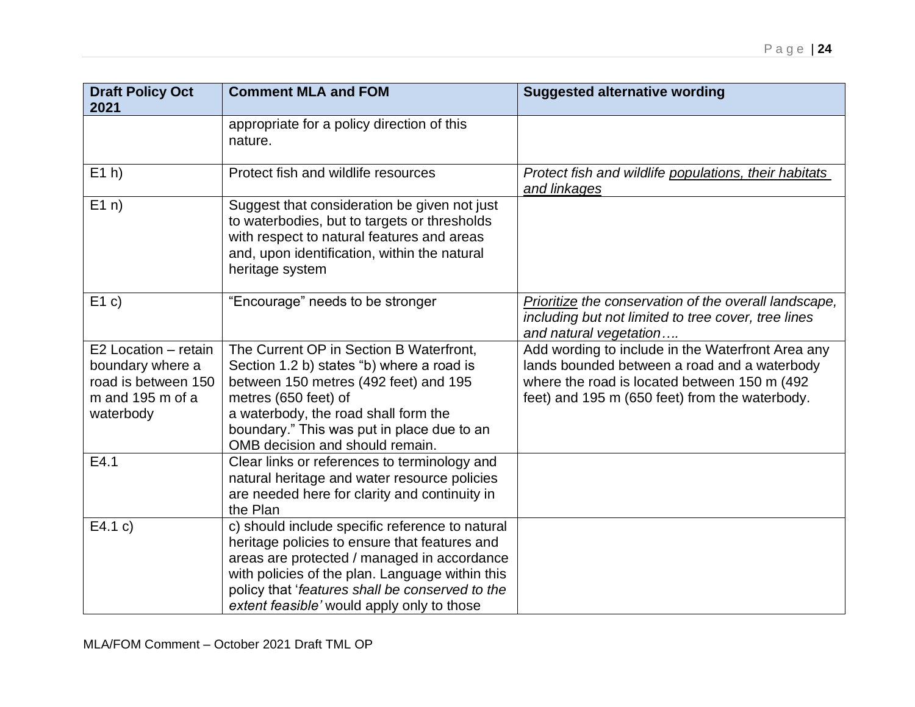| Draft Policy Oct 2021 | Comment MLA and FOM | Suggested alternative wording |
|---|---|---|
| | appropriate for a policy direction of this nature. | |
| E1 h) | Protect fish and wildlife resources | *Protect fish and wildlife <u>populations, their habitats and linkages</u>* |
| E1 n) | Suggest that consideration be given not just to waterbodies, but to targets or thresholds with respect to natural features and areas and, upon identification, within the natural heritage system | |
| E1 c) | "Encourage" needs to be stronger | *<u>Prioritize</u> the conservation of the overall landscape, including but not limited to tree cover, tree lines and natural vegetation….* |
| E2 Location – retain boundary where a road is between 150 m and 195 m of a waterbody | The Current OP in Section B Waterfront, Section 1.2 b) states "b) where a road is between 150 metres (492 feet) and 195 metres (650 feet) of a waterbody, the road shall form the boundary." This was put in place due to an OMB decision and should remain. | Add wording to include in the Waterfront Area any lands bounded between a road and a waterbody where the road is located between 150 m (492 feet) and 195 m (650 feet) from the waterbody. |
| E4.1 | Clear links or references to terminology and natural heritage and water resource policies are needed here for clarity and continuity in the Plan | |
| E4.1 c) | c) should include specific reference to natural heritage policies to ensure that features and areas are protected / managed in accordance with policies of the plan. Language within this policy that '*features shall be conserved to the extent feasible'* would apply only to those | |

MLA/FOM Comment – October 2021 Draft TML OP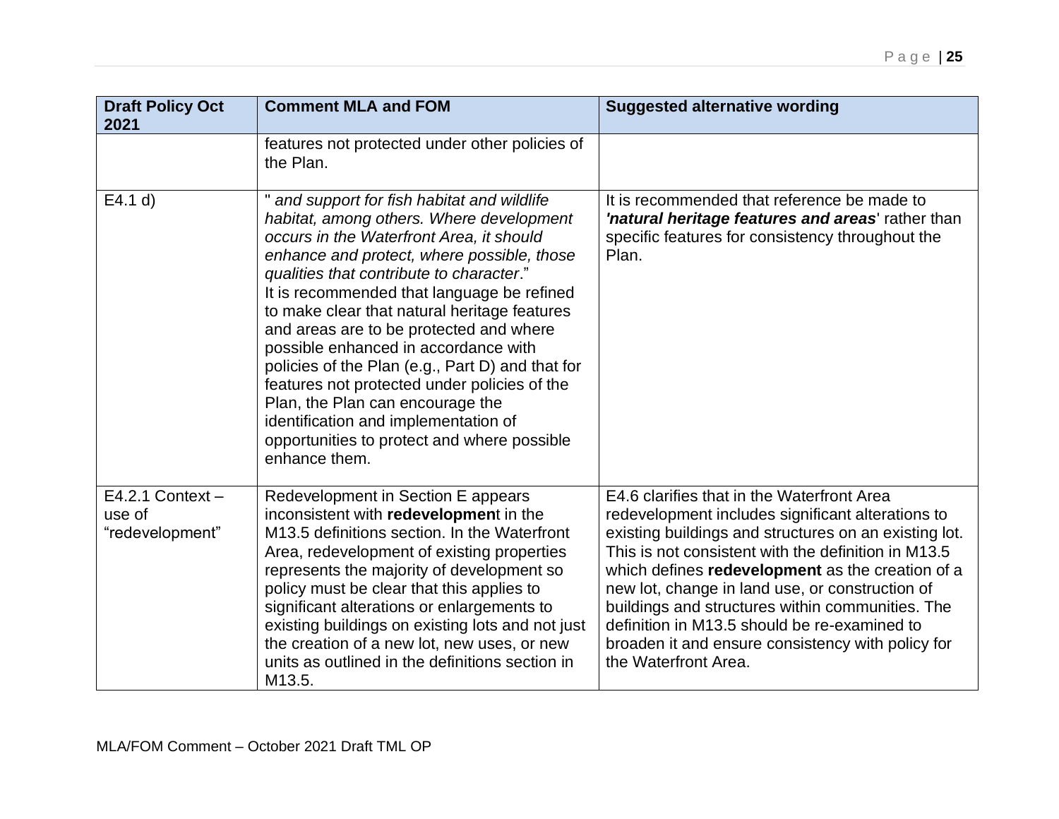| Draft Policy Oct 2021 | Comment MLA and FOM | Suggested alternative wording |
|---|---|---|
| | features not protected under other policies of the Plan. | |
| E4.1 d) | " *and support for fish habitat and wildlife habitat, among others. Where development occurs in the Waterfront Area, it should enhance and protect, where possible, those qualities that contribute to character*."<br>It is recommended that language be refined to make clear that natural heritage features and areas are to be protected and where possible enhanced in accordance with policies of the Plan (e.g., Part D) and that for features not protected under policies of the Plan, the Plan can encourage the identification and implementation of opportunities to protect and where possible enhance them. | It is recommended that reference be made to ***'natural heritage features and areas***' rather than specific features for consistency throughout the Plan. |
| E4.2.1 Context – use of "redevelopment" | Redevelopment in Section E appears inconsistent with **redevelopmen**t in the M13.5 definitions section. In the Waterfront Area, redevelopment of existing properties represents the majority of development so policy must be clear that this applies to significant alterations or enlargements to existing buildings on existing lots and not just the creation of a new lot, new uses, or new units as outlined in the definitions section in M13.5. | E4.6 clarifies that in the Waterfront Area redevelopment includes significant alterations to existing buildings and structures on an existing lot. This is not consistent with the definition in M13.5 which defines **redevelopment** as the creation of a new lot, change in land use, or construction of buildings and structures within communities. The definition in M13.5 should be re-examined to broaden it and ensure consistency with policy for the Waterfront Area. |

MLA/FOM Comment – October 2021 Draft TML OP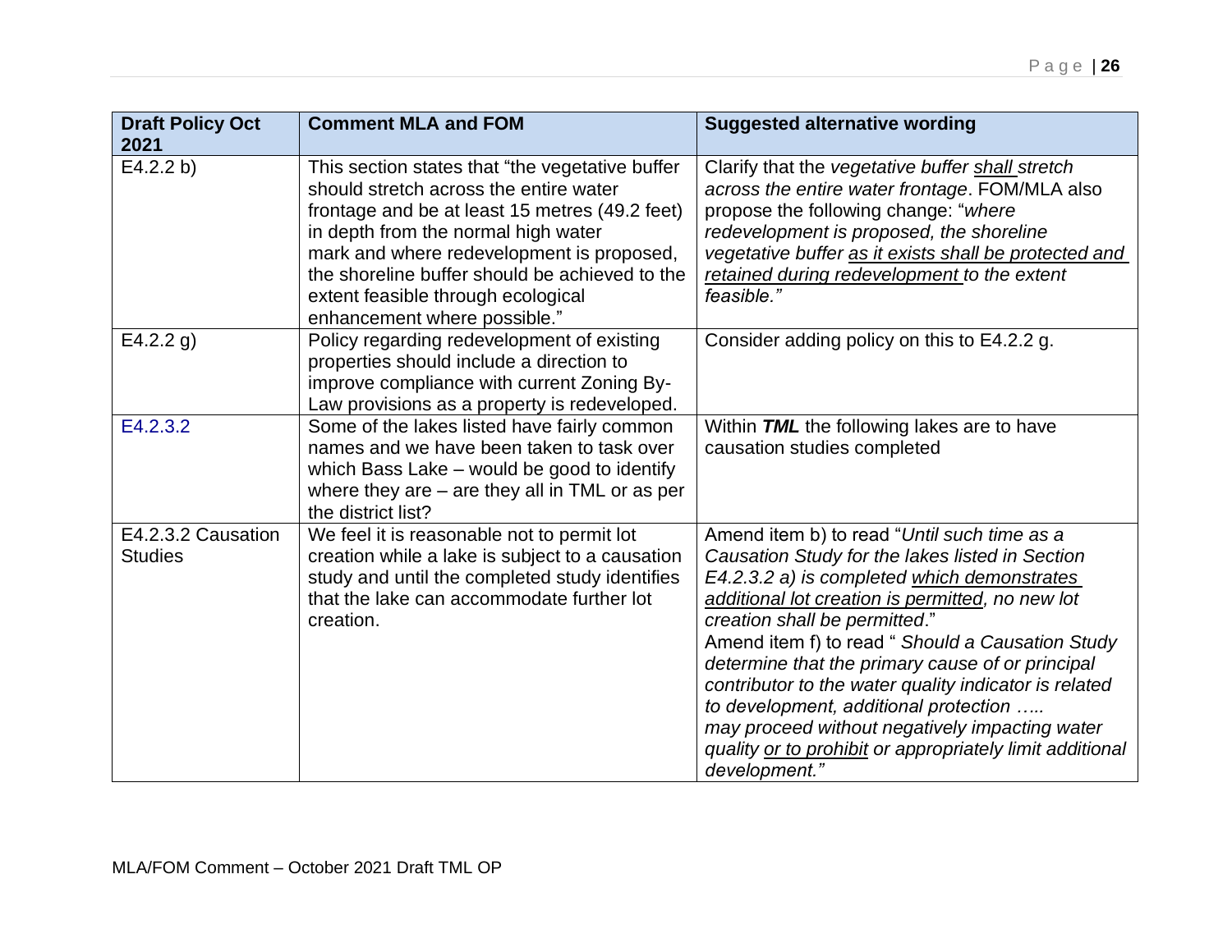| Draft Policy Oct 2021 | Comment MLA and FOM | Suggested alternative wording |
|---|---|---|
| E4.2.2 b) | This section states that "the vegetative buffer should stretch across the entire water frontage and be at least 15 metres (49.2 feet) in depth from the normal high water mark and where redevelopment is proposed, the shoreline buffer should be achieved to the extent feasible through ecological enhancement where possible." | Clarify that the *vegetative buffer* <u>*shall*</u> *stretch across the entire water frontage*. FOM/MLA also propose the following change: "*where redevelopment is proposed, the shoreline vegetative buffer* <u>*as it exists shall be protected and retained during redevelopment*</u> *to the extent feasible.*" |
| E4.2.2 g) | Policy regarding redevelopment of existing properties should include a direction to improve compliance with current Zoning By-Law provisions as a property is redeveloped. | Consider adding policy on this to E4.2.2 g. |
| E4.2.3.2 | Some of the lakes listed have fairly common names and we have been taken to task over which Bass Lake – would be good to identify where they are – are they all in TML or as per the district list? | Within ***TML*** the following lakes are to have causation studies completed |
| E4.2.3.2 Causation Studies | We feel it is reasonable not to permit lot creation while a lake is subject to a causation study and until the completed study identifies that the lake can accommodate further lot creation. | Amend item b) to read "*Until such time as a Causation Study for the lakes listed in Section E4.2.3.2 a) is completed* <u>*which demonstrates additional lot creation is permitted*</u>*, no new lot creation shall be permitted*."<br>Amend item f) to read " *Should a Causation Study determine that the primary cause of or principal contributor to the water quality indicator is related to development, additional protection …..*<br>*may proceed without negatively impacting water quality* <u>*or to prohibit*</u> *or appropriately limit additional development.*" |

MLA/FOM Comment – October 2021 Draft TML OP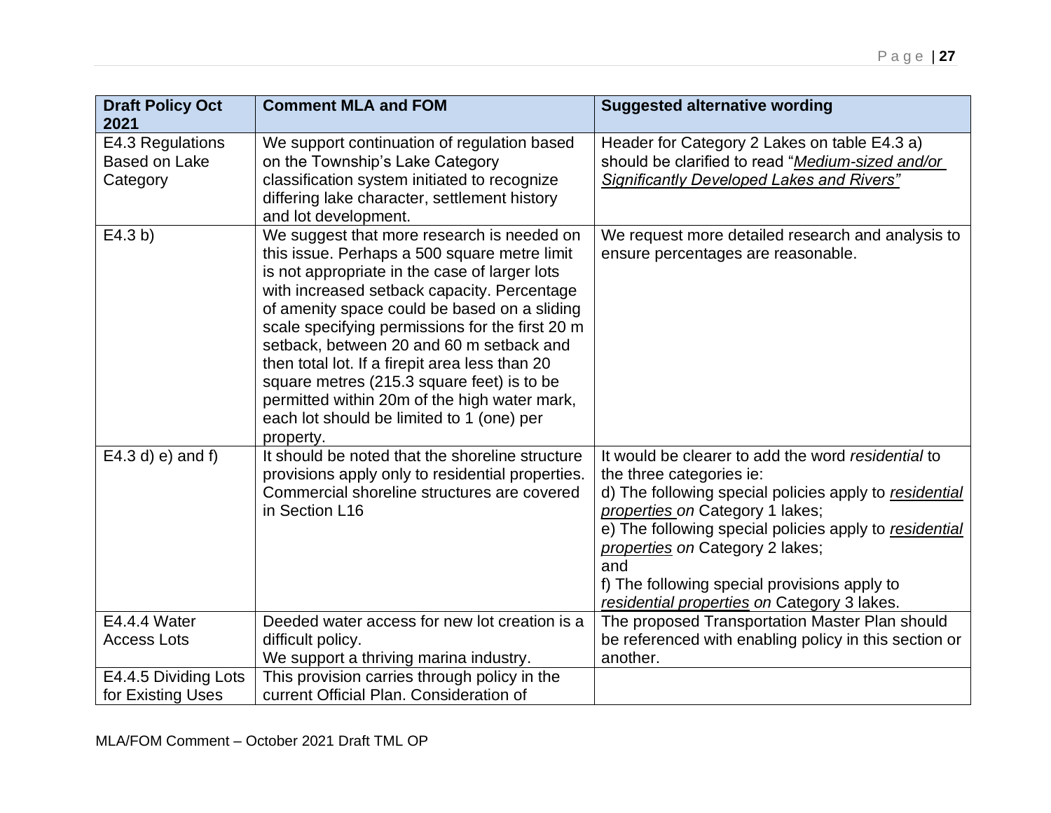| Draft Policy Oct 2021 | Comment MLA and FOM | Suggested alternative wording |
|---|---|---|
| E4.3 Regulations Based on Lake Category | We support continuation of regulation based on the Township's Lake Category classification system initiated to recognize differing lake character, settlement history and lot development. | Header for Category 2 Lakes on table E4.3 a) should be clarified to read "*Medium-sized and/or Significantly Developed Lakes and Rivers"* |
| E4.3 b) | We suggest that more research is needed on this issue. Perhaps a 500 square metre limit is not appropriate in the case of larger lots with increased setback capacity. Percentage of amenity space could be based on a sliding scale specifying permissions for the first 20 m setback, between 20 and 60 m setback and then total lot. If a firepit area less than 20 square metres (215.3 square feet) is to be permitted within 20m of the high water mark, each lot should be limited to 1 (one) per property. | We request more detailed research and analysis to ensure percentages are reasonable. |
| E4.3 d) e) and f) | It should be noted that the shoreline structure provisions apply only to residential properties. Commercial shoreline structures are covered in Section L16 | It would be clearer to add the word *residential* to the three categories ie:<br>d) The following special policies apply to *residential properties on* Category 1 lakes;<br>e) The following special policies apply to *residential properties on* Category 2 lakes;<br>and<br>f) The following special provisions apply to *residential properties on* Category 3 lakes. |
| E4.4.4 Water Access Lots | Deeded water access for new lot creation is a difficult policy.<br>We support a thriving marina industry. | The proposed Transportation Master Plan should be referenced with enabling policy in this section or another. |
| E4.4.5 Dividing Lots for Existing Uses | This provision carries through policy in the current Official Plan. Consideration of | |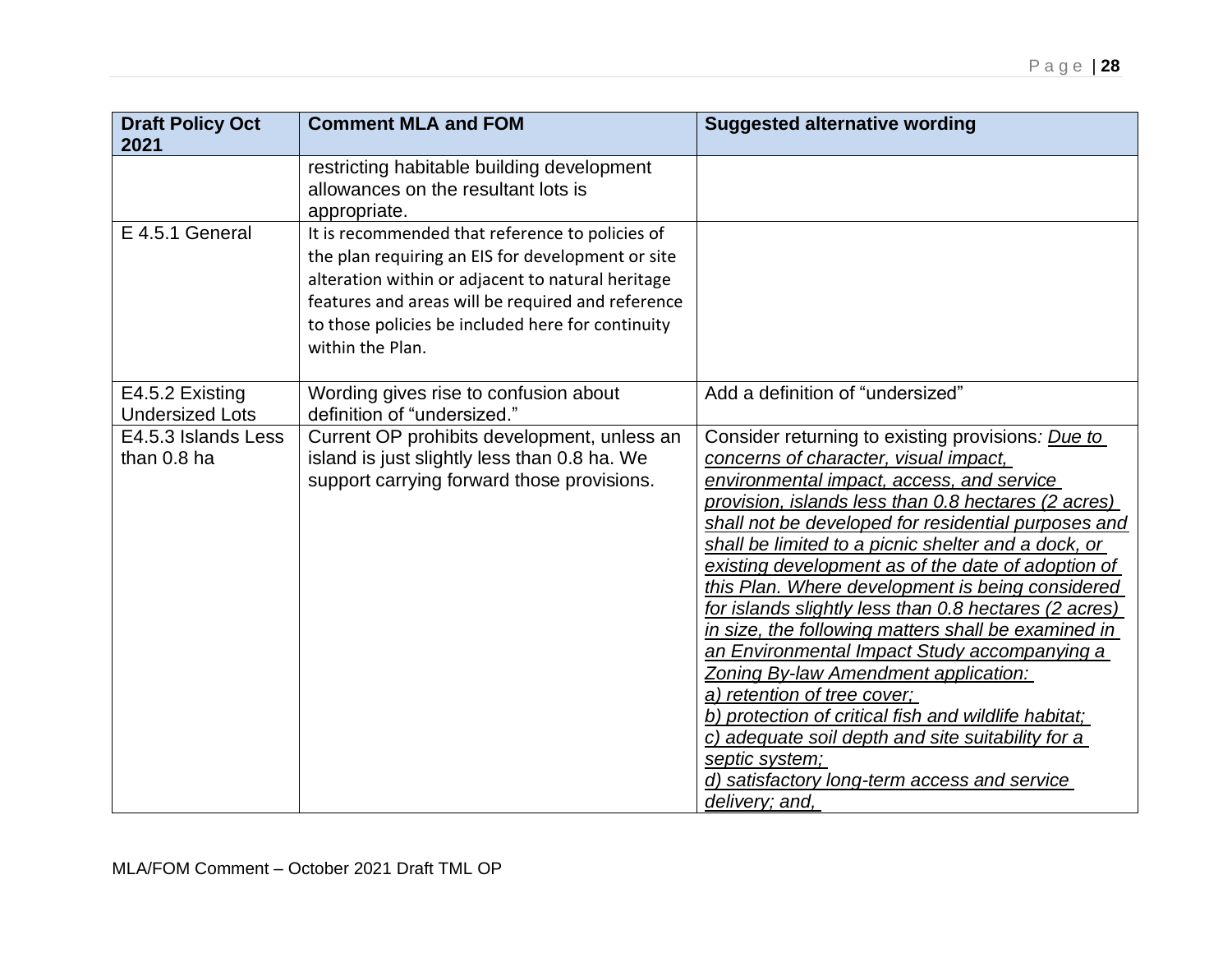| Draft Policy Oct 2021 | Comment MLA and FOM | Suggested alternative wording |
|---|---|---|
| | restricting habitable building development allowances on the resultant lots is appropriate. | |
| E 4.5.1 General | It is recommended that reference to policies of the plan requiring an EIS for development or site alteration within or adjacent to natural heritage features and areas will be required and reference to those policies be included here for continuity within the Plan. | |
| E4.5.2 Existing Undersized Lots | Wording gives rise to confusion about definition of "undersized." | Add a definition of "undersized" |
| E4.5.3 Islands Less than 0.8 ha | Current OP prohibits development, unless an island is just slightly less than 0.8 ha. We support carrying forward those provisions. | Consider returning to existing provisions*: <u>Due to concerns of character, visual impact, environmental impact, access, and service provision, islands less than 0.8 hectares (2 acres) shall not be developed for residential purposes and shall be limited to a picnic shelter and a dock, or existing development as of the date of adoption of this Plan. Where development is being considered for islands slightly less than 0.8 hectares (2 acres) in size, the following matters shall be examined in an Environmental Impact Study accompanying a Zoning By-law Amendment application:</u>* <br> *<u>a) retention of tree cover;</u>* <br> *<u>b) protection of critical fish and wildlife habitat;</u>* <br> *<u>c) adequate soil depth and site suitability for a septic system;</u>* <br> *<u>d) satisfactory long-term access and service delivery; and,</u>* |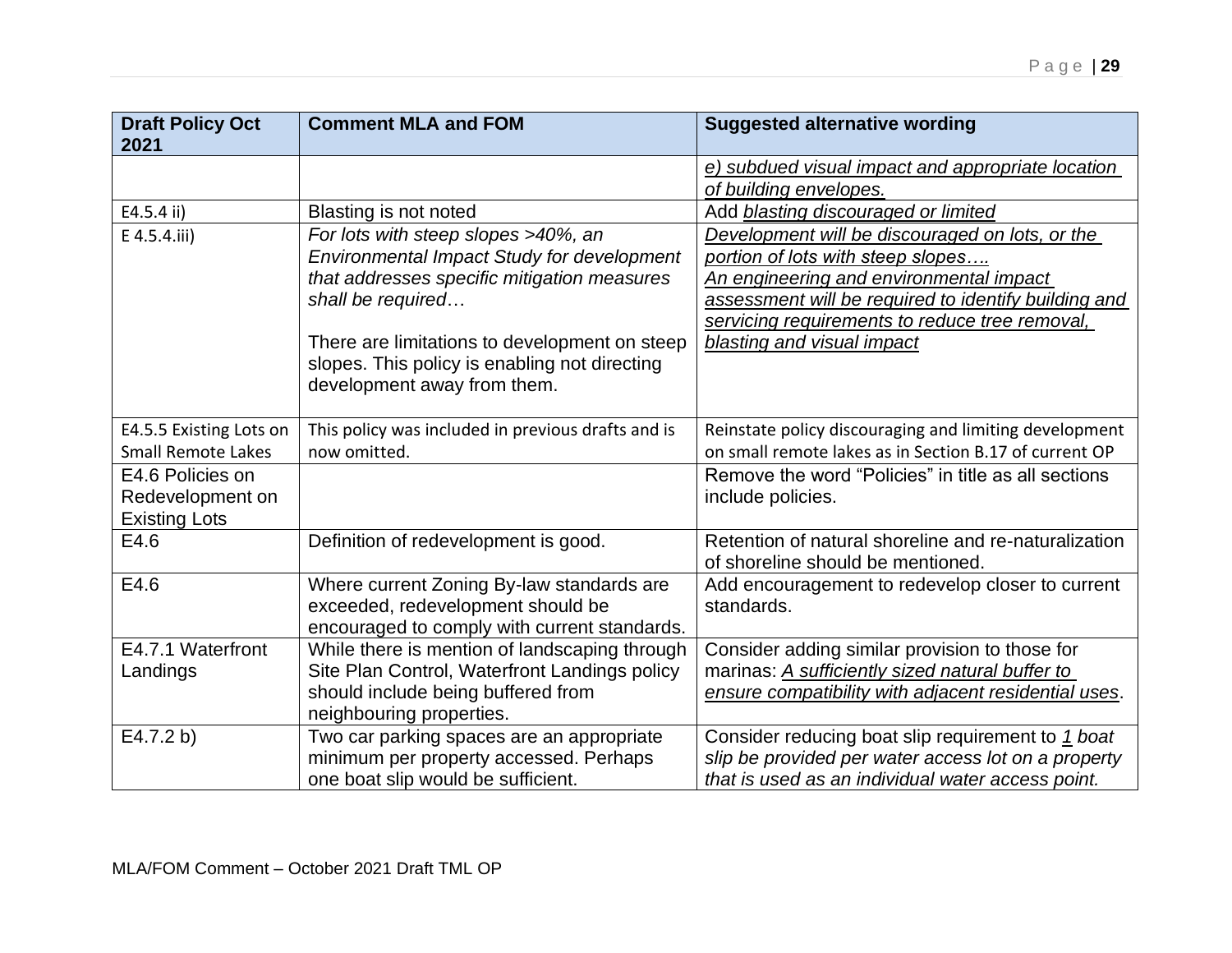| Draft Policy Oct 2021 | Comment MLA and FOM | Suggested alternative wording |
|---|---|---|
| | | *e) subdued visual impact and appropriate location of building envelopes.* |
| E4.5.4 ii) | Blasting is not noted | Add *blasting discouraged or limited* |
| E 4.5.4.iii) | *For lots with steep slopes >40%, an Environmental Impact Study for development that addresses specific mitigation measures shall be required…*<br><br>There are limitations to development on steep slopes. This policy is enabling not directing development away from them. | *Development will be discouraged on lots, or the portion of lots with steep slopes….*<br>*An engineering and environmental impact assessment will be required to identify building and servicing requirements to reduce tree removal, blasting and visual impact* |
| E4.5.5 Existing Lots on Small Remote Lakes | This policy was included in previous drafts and is now omitted. | Reinstate policy discouraging and limiting development on small remote lakes as in Section B.17 of current OP |
| E4.6 Policies on Redevelopment on Existing Lots | | Remove the word "Policies" in title as all sections include policies. |
| E4.6 | Definition of redevelopment is good. | Retention of natural shoreline and re-naturalization of shoreline should be mentioned. |
| E4.6 | Where current Zoning By-law standards are exceeded, redevelopment should be encouraged to comply with current standards. | Add encouragement to redevelop closer to current standards. |
| E4.7.1 Waterfront Landings | While there is mention of landscaping through Site Plan Control, Waterfront Landings policy should include being buffered from neighbouring properties. | Consider adding similar provision to those for marinas: *A sufficiently sized natural buffer to ensure compatibility with adjacent residential uses*. |
| E4.7.2 b) | Two car parking spaces are an appropriate minimum per property accessed. Perhaps one boat slip would be sufficient. | Consider reducing boat slip requirement to *1 boat slip be provided per water access lot on a property that is used as an individual water access point.* |

MLA/FOM Comment – October 2021 Draft TML OP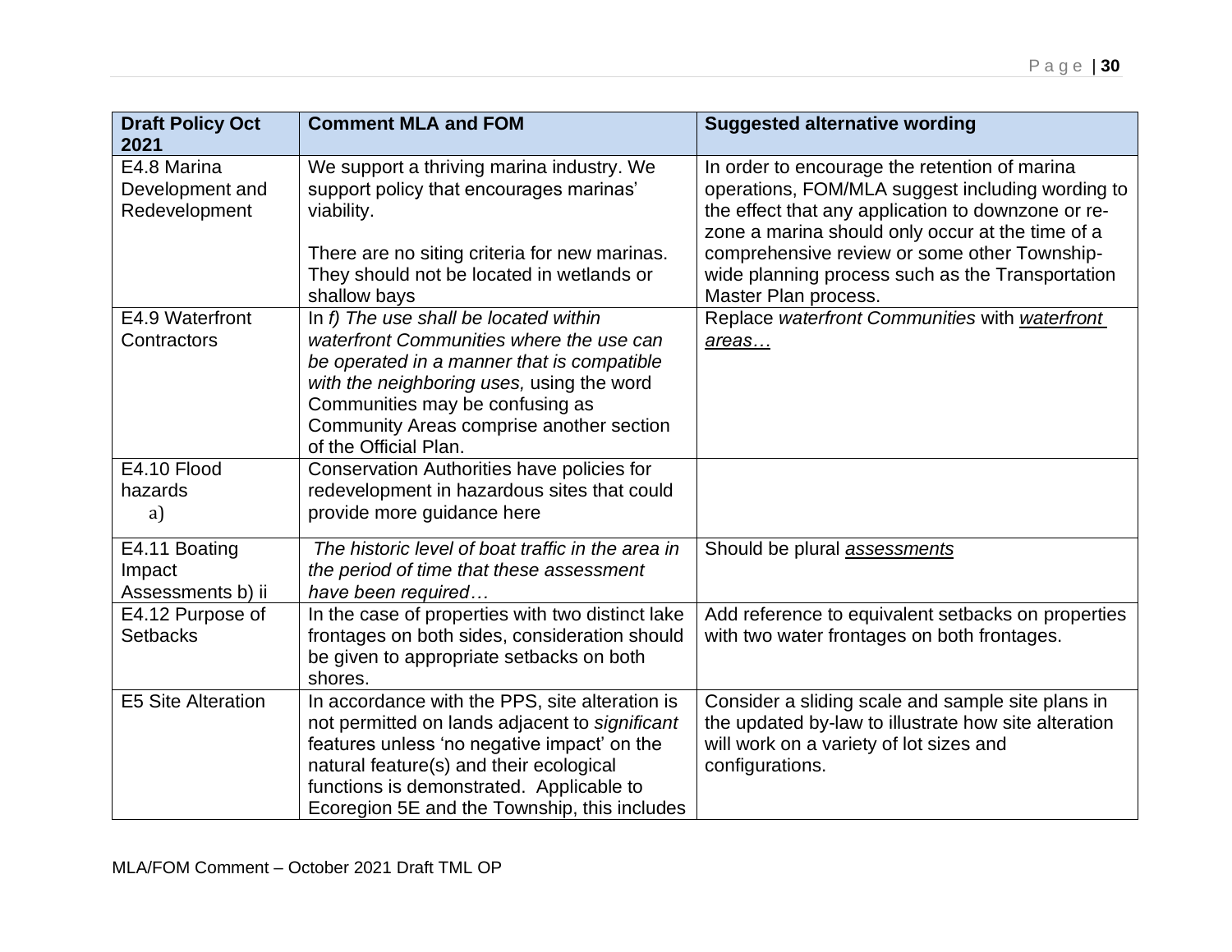| Draft Policy Oct 2021 | Comment MLA and FOM | Suggested alternative wording |
|---|---|---|
| E4.8 Marina Development and Redevelopment | We support a thriving marina industry. We support policy that encourages marinas' viability.<br><br>There are no siting criteria for new marinas. They should not be located in wetlands or shallow bays | In order to encourage the retention of marina operations, FOM/MLA suggest including wording to the effect that any application to downzone or re-zone a marina should only occur at the time of a comprehensive review or some other Township-wide planning process such as the Transportation Master Plan process. |
| E4.9 Waterfront Contractors | In *f) The use shall be located within waterfront Communities where the use can be operated in a manner that is compatible with the neighboring uses,* using the word Communities may be confusing as Community Areas comprise another section of the Official Plan. | Replace *waterfront Communities* with *waterfront areas…* |
| E4.10 Flood hazards a) | Conservation Authorities have policies for redevelopment in hazardous sites that could provide more guidance here | |
| E4.11 Boating Impact Assessments b) ii | *The historic level of boat traffic in the area in the period of time that these assessment have been required…* | Should be plural *assessments* |
| E4.12 Purpose of Setbacks | In the case of properties with two distinct lake frontages on both sides, consideration should be given to appropriate setbacks on both shores. | Add reference to equivalent setbacks on properties with two water frontages on both frontages. |
| E5 Site Alteration | In accordance with the PPS, site alteration is not permitted on lands adjacent to *significant* features unless 'no negative impact' on the natural feature(s) and their ecological functions is demonstrated. Applicable to Ecoregion 5E and the Township, this includes | Consider a sliding scale and sample site plans in the updated by-law to illustrate how site alteration will work on a variety of lot sizes and configurations. |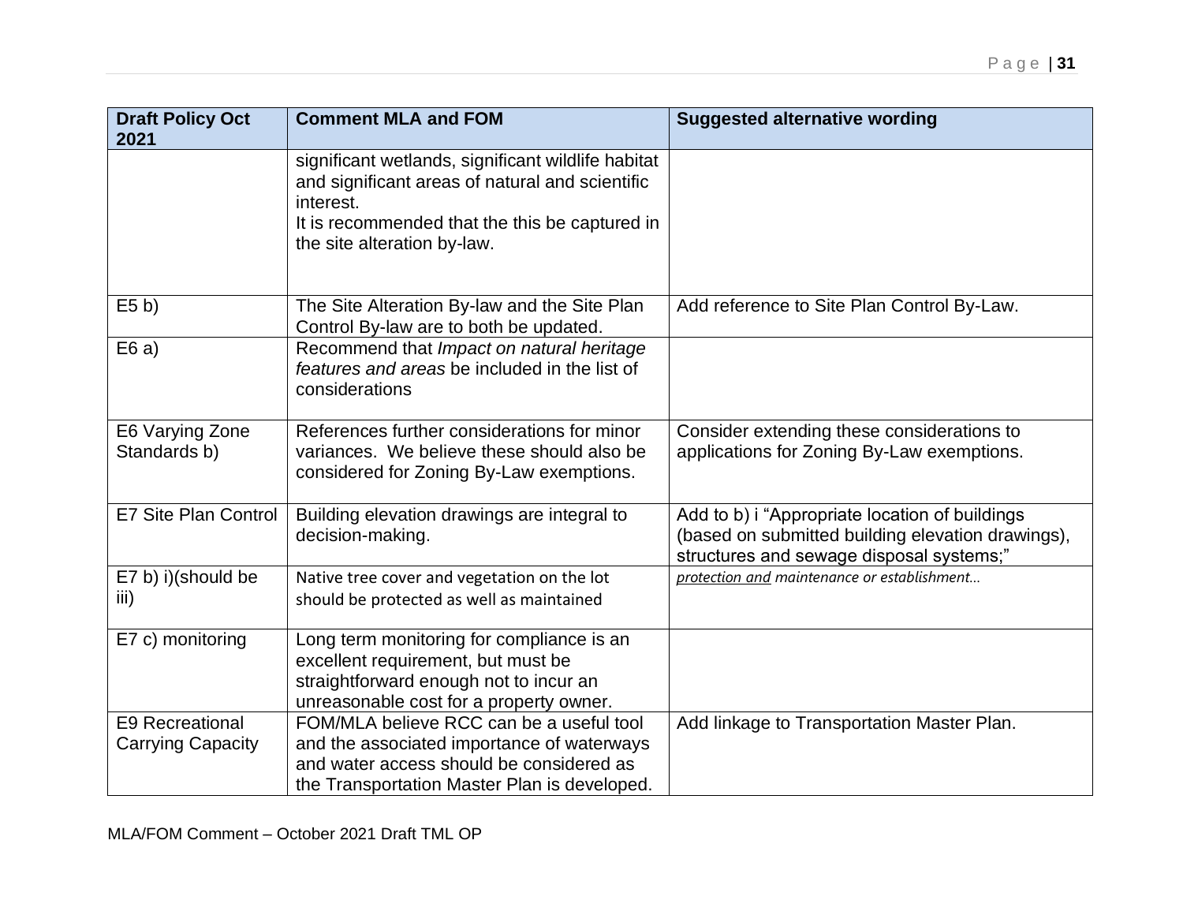| Draft Policy Oct 2021 | Comment MLA and FOM | Suggested alternative wording |
|---|---|---|
| | significant wetlands, significant wildlife habitat and significant areas of natural and scientific interest.<br>It is recommended that the this be captured in the site alteration by-law. | |
| E5 b) | The Site Alteration By-law and the Site Plan Control By-law are to both be updated. | Add reference to Site Plan Control By-Law. |
| E6 a) | Recommend that *Impact on natural heritage features and areas* be included in the list of considerations | |
| E6 Varying Zone Standards b) | References further considerations for minor variances. We believe these should also be considered for Zoning By-Law exemptions. | Consider extending these considerations to applications for Zoning By-Law exemptions. |
| E7 Site Plan Control | Building elevation drawings are integral to decision-making. | Add to b) i "Appropriate location of buildings (based on submitted building elevation drawings), structures and sewage disposal systems;" |
| E7 b) i)(should be iii) | Native tree cover and vegetation on the lot should be protected as well as maintained | *protection and maintenance or establishment…* |
| E7 c) monitoring | Long term monitoring for compliance is an excellent requirement, but must be straightforward enough not to incur an unreasonable cost for a property owner. | |
| E9 Recreational Carrying Capacity | FOM/MLA believe RCC can be a useful tool and the associated importance of waterways and water access should be considered as the Transportation Master Plan is developed. | Add linkage to Transportation Master Plan. |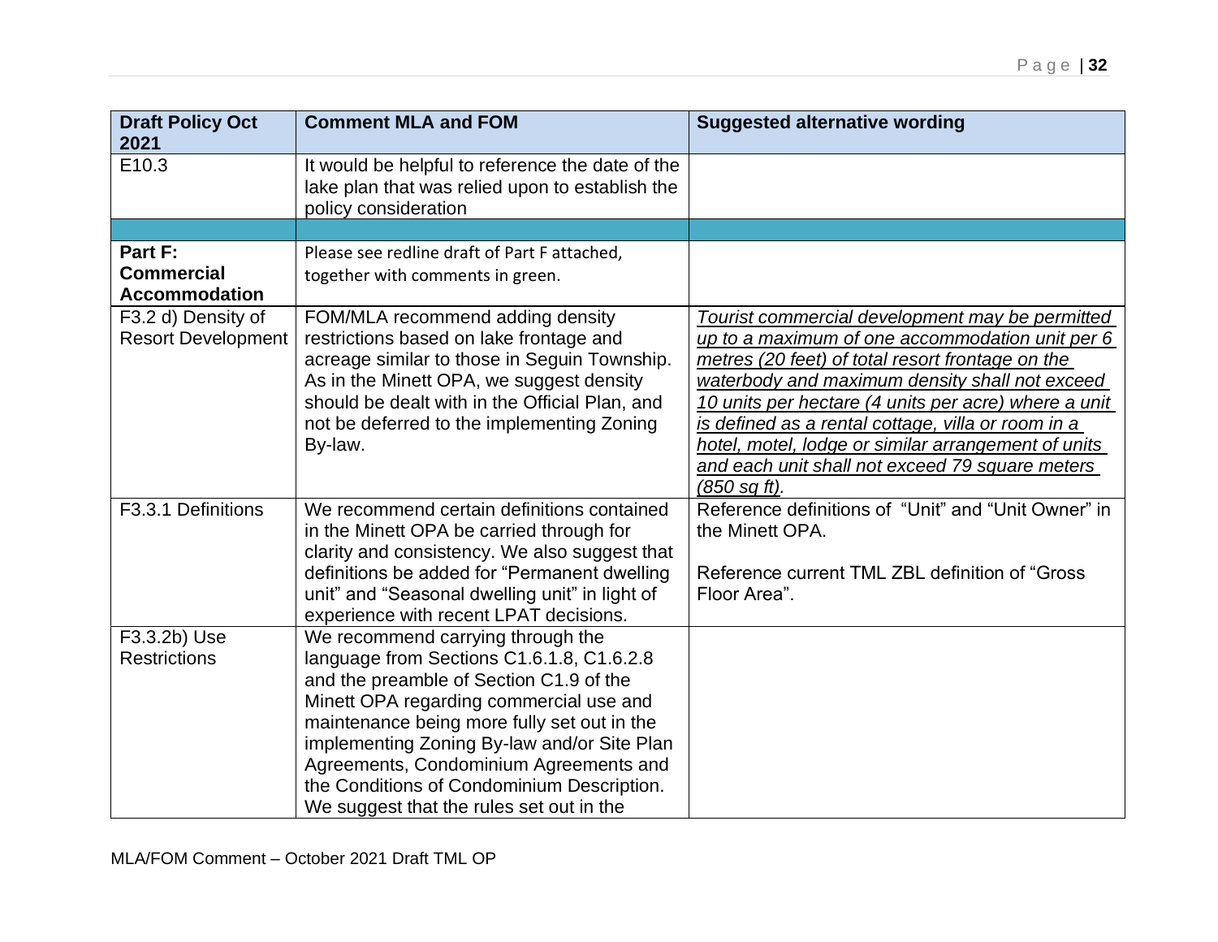| Draft Policy Oct 2021 | Comment MLA and FOM | Suggested alternative wording |
|---|---|---|
| E10.3 | It would be helpful to reference the date of the lake plan that was relied upon to establish the policy consideration | |
| | | |
| **Part F: Commercial Accommodation** | Please see redline draft of Part F attached, together with comments in green. | |
| F3.2 d) Density of Resort Development | FOM/MLA recommend adding density restrictions based on lake frontage and acreage similar to those in Seguin Township. As in the Minett OPA, we suggest density should be dealt with in the Official Plan, and not be deferred to the implementing Zoning By-law. | <u>*Tourist commercial development may be permitted up to a maximum of one accommodation unit per 6 metres (20 feet) of total resort frontage on the waterbody and maximum density shall not exceed 10 units per hectare (4 units per acre) where a unit is defined as a rental cottage, villa or room in a hotel, motel, lodge or similar arrangement of units and each unit shall not exceed 79 square meters (850 sq ft)*</u>. |
| F3.3.1 Definitions | We recommend certain definitions contained in the Minett OPA be carried through for clarity and consistency. We also suggest that definitions be added for "Permanent dwelling unit" and "Seasonal dwelling unit" in light of experience with recent LPAT decisions. | Reference definitions of "Unit" and "Unit Owner" in the Minett OPA.<br><br>Reference current TML ZBL definition of "Gross Floor Area". |
| F3.3.2b) Use Restrictions | We recommend carrying through the language from Sections C1.6.1.8, C1.6.2.8 and the preamble of Section C1.9 of the Minett OPA regarding commercial use and maintenance being more fully set out in the implementing Zoning By-law and/or Site Plan Agreements, Condominium Agreements and the Conditions of Condominium Description. We suggest that the rules set out in the | |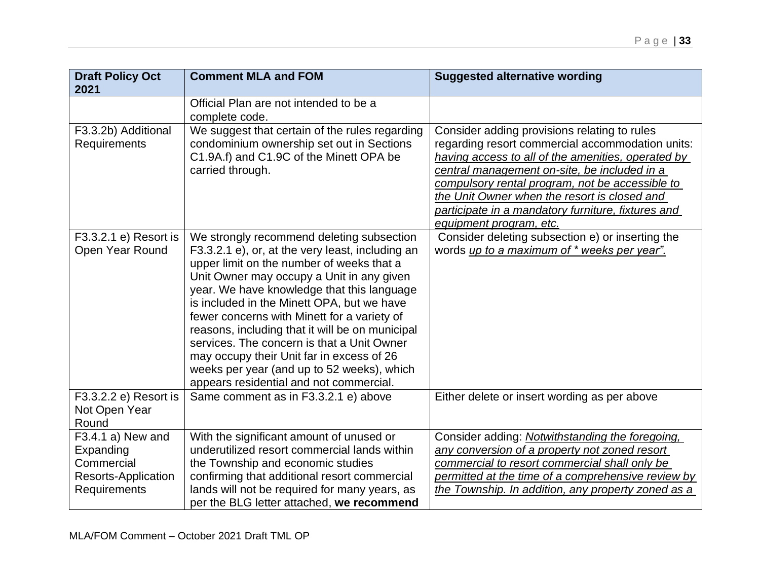| Draft Policy Oct 2021 | Comment MLA and FOM | Suggested alternative wording |
|---|---|---|
| | Official Plan are not intended to be a complete code. | |
| F3.3.2b) Additional Requirements | We suggest that certain of the rules regarding condominium ownership set out in Sections C1.9A.f) and C1.9C of the Minett OPA be carried through. | Consider adding provisions relating to rules regarding resort commercial accommodation units: *having access to all of the amenities, operated by central management on-site, be included in a compulsory rental program, not be accessible to the Unit Owner when the resort is closed and participate in a mandatory furniture, fixtures and equipment program, etc.* |
| F3.3.2.1 e) Resort is Open Year Round | We strongly recommend deleting subsection F3.3.2.1 e), or, at the very least, including an upper limit on the number of weeks that a Unit Owner may occupy a Unit in any given year. We have knowledge that this language is included in the Minett OPA, but we have fewer concerns with Minett for a variety of reasons, including that it will be on municipal services. The concern is that a Unit Owner may occupy their Unit far in excess of 26 weeks per year (and up to 52 weeks), which appears residential and not commercial. | Consider deleting subsection e) or inserting the words *up to a maximum of * weeks per year".* |
| F3.3.2.2 e) Resort is Not Open Year Round | Same comment as in F3.3.2.1 e) above | Either delete or insert wording as per above |
| F3.4.1 a) New and Expanding Commercial Resorts-Application Requirements | With the significant amount of unused or underutilized resort commercial lands within the Township and economic studies confirming that additional resort commercial lands will not be required for many years, as per the BLG letter attached, **we recommend** | Consider adding: *Notwithstanding the foregoing, any conversion of a property not zoned resort commercial to resort commercial shall only be permitted at the time of a comprehensive review by the Township. In addition, any property zoned as a* |

MLA/FOM Comment – October 2021 Draft TML OP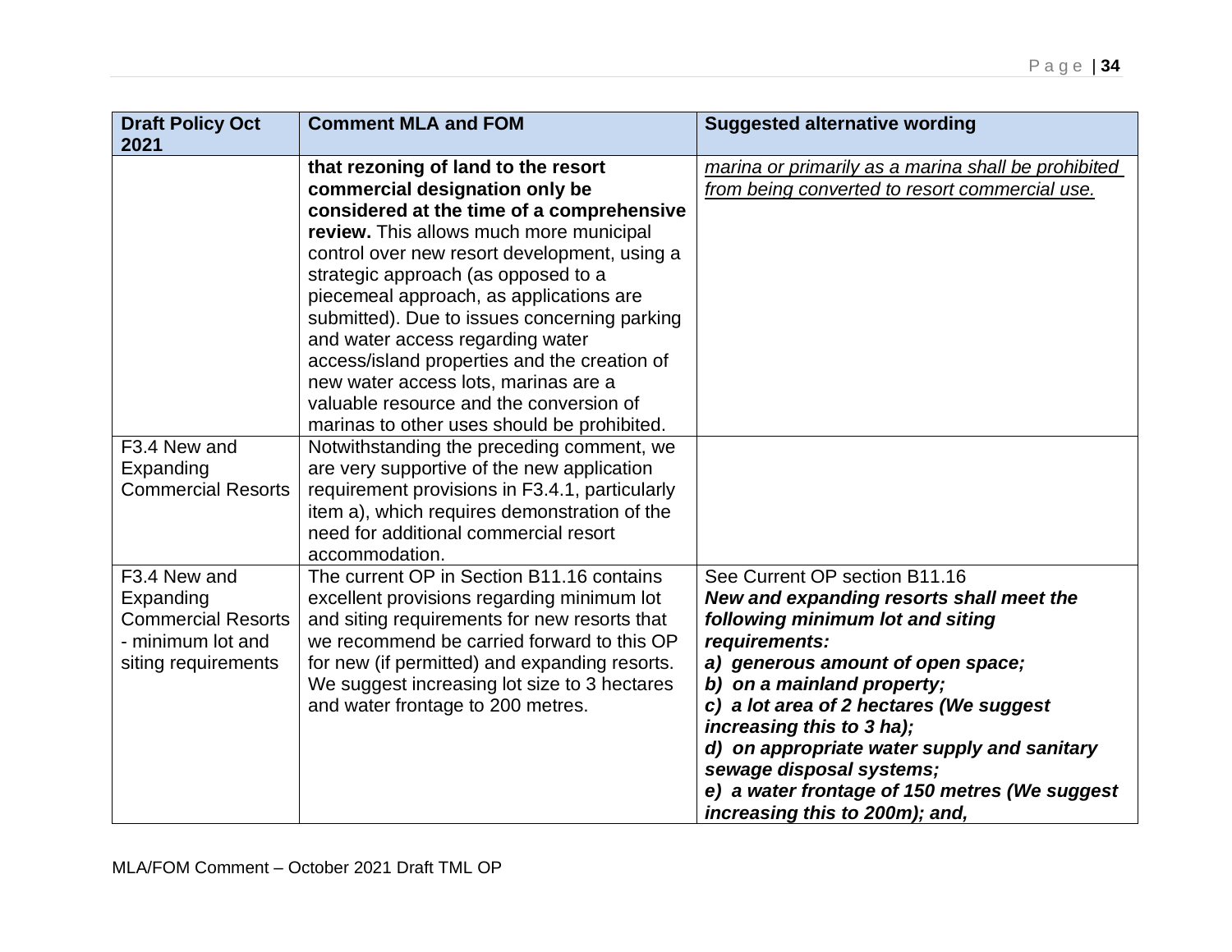| Draft Policy Oct 2021 | Comment MLA and FOM | Suggested alternative wording |
|---|---|---|
| | **that rezoning of land to the resort commercial designation only be considered at the time of a comprehensive review.** This allows much more municipal control over new resort development, using a strategic approach (as opposed to a piecemeal approach, as applications are submitted). Due to issues concerning parking and water access regarding water access/island properties and the creation of new water access lots, marinas are a valuable resource and the conversion of marinas to other uses should be prohibited. | <u>*marina or primarily as a marina shall be prohibited from being converted to resort commercial use.*</u> |
| F3.4 New and Expanding Commercial Resorts | Notwithstanding the preceding comment, we are very supportive of the new application requirement provisions in F3.4.1, particularly item a), which requires demonstration of the need for additional commercial resort accommodation. | |
| F3.4 New and Expanding Commercial Resorts - minimum lot and siting requirements | The current OP in Section B11.16 contains excellent provisions regarding minimum lot and siting requirements for new resorts that we recommend be carried forward to this OP for new (if permitted) and expanding resorts. We suggest increasing lot size to 3 hectares and water frontage to 200 metres. | See Current OP section B11.16<br>***New and expanding resorts shall meet the following minimum lot and siting requirements:***<br>***a) generous amount of open space;***<br>***b) on a mainland property;***<br>***c) a lot area of 2 hectares (We suggest increasing this to 3 ha);***<br>***d) on appropriate water supply and sanitary sewage disposal systems;***<br>***e) a water frontage of 150 metres (We suggest increasing this to 200m); and,*** |

MLA/FOM Comment – October 2021 Draft TML OP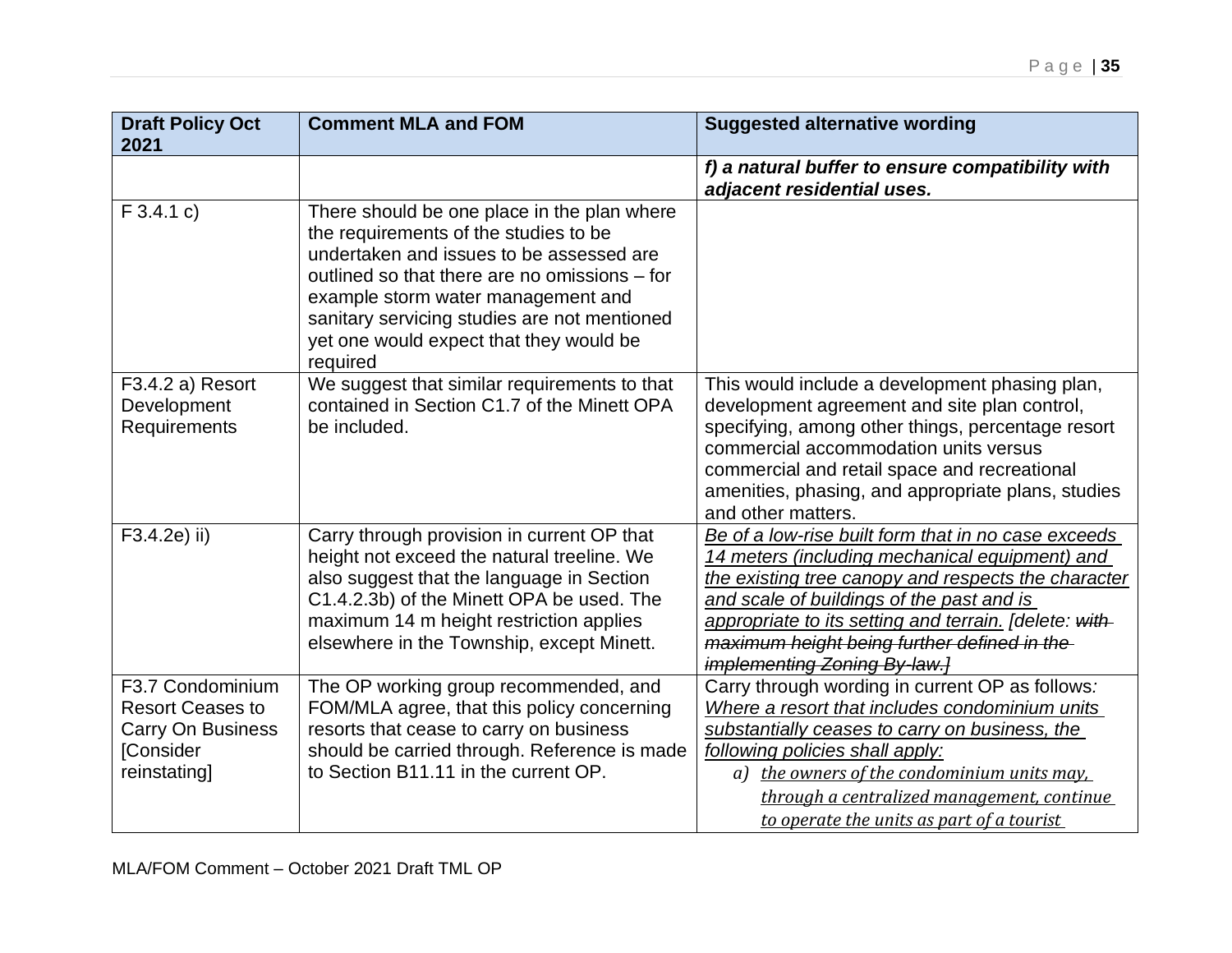| Draft Policy Oct 2021 | Comment MLA and FOM | Suggested alternative wording |
|---|---|---|
| | | ***f) a natural buffer to ensure compatibility with adjacent residential uses.*** |
| F 3.4.1 c) | There should be one place in the plan where the requirements of the studies to be undertaken and issues to be assessed are outlined so that there are no omissions – for example storm water management and sanitary servicing studies are not mentioned yet one would expect that they would be required | |
| F3.4.2 a) Resort Development Requirements | We suggest that similar requirements to that contained in Section C1.7 of the Minett OPA be included. | This would include a development phasing plan, development agreement and site plan control, specifying, among other things, percentage resort commercial accommodation units versus commercial and retail space and recreational amenities, phasing, and appropriate plans, studies and other matters. |
| F3.4.2e) ii) | Carry through provision in current OP that height not exceed the natural treeline. We also suggest that the language in Section C1.4.2.3b) of the Minett OPA be used. The maximum 14 m height restriction applies elsewhere in the Township, except Minett. | *Be of a low-rise built form that in no case exceeds 14 meters (including mechanical equipment) and the existing tree canopy and respects the character and scale of buildings of the past and is appropriate to its setting and terrain.* [delete: ~~*with maximum height being further defined in the implementing Zoning By-law.*~~] |
| F3.7 Condominium Resort Ceases to Carry On Business [Consider reinstating] | The OP working group recommended, and FOM/MLA agree, that this policy concerning resorts that cease to carry on business should be carried through. Reference is made to Section B11.11 in the current OP. | Carry through wording in current OP as follows: *Where a resort that includes condominium units substantially ceases to carry on business, the following policies shall apply:* <br> *a) the owners of the condominium units may, through a centralized management, continue to operate the units as part of a tourist* |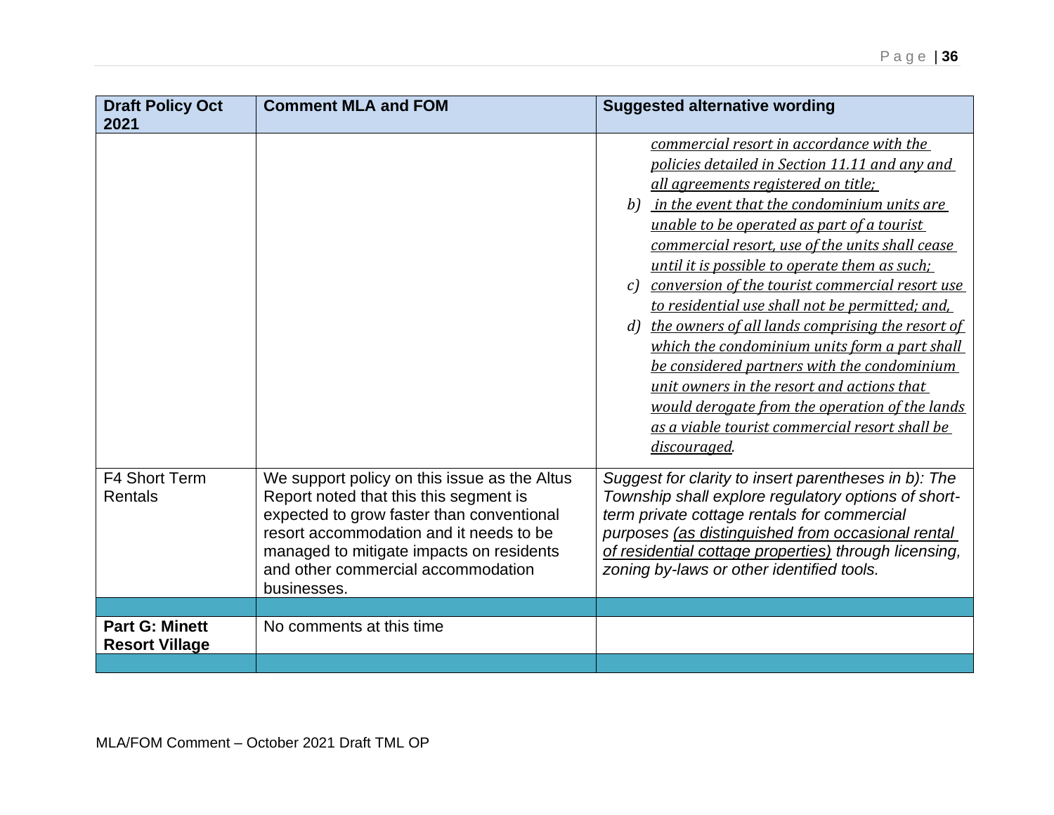| Draft Policy Oct 2021 | Comment MLA and FOM | Suggested alternative wording |
|---|---|---|
| | | *commercial resort in accordance with the policies detailed in Section 11.11 and any and all agreements registered on title;*<br>*b) in the event that the condominium units are unable to be operated as part of a tourist commercial resort, use of the units shall cease until it is possible to operate them as such;*<br>*c) conversion of the tourist commercial resort use to residential use shall not be permitted; and,*<br>*d) the owners of all lands comprising the resort of which the condominium units form a part shall be considered partners with the condominium unit owners in the resort and actions that would derogate from the operation of the lands as a viable tourist commercial resort shall be discouraged.* |
| F4 Short Term Rentals | We support policy on this issue as the Altus Report noted that this segment is expected to grow faster than conventional resort accommodation and it needs to be managed to mitigate impacts on residents and other commercial accommodation businesses. | *Suggest for clarity to insert parentheses in b): The Township shall explore regulatory options of short-term private cottage rentals for commercial purposes (as distinguished from occasional rental of residential cottage properties) through licensing, zoning by-laws or other identified tools.* |
| | | |
| **Part G: Minett Resort Village** | No comments at this time | |
| | | |

MLA/FOM Comment – October 2021 Draft TML OP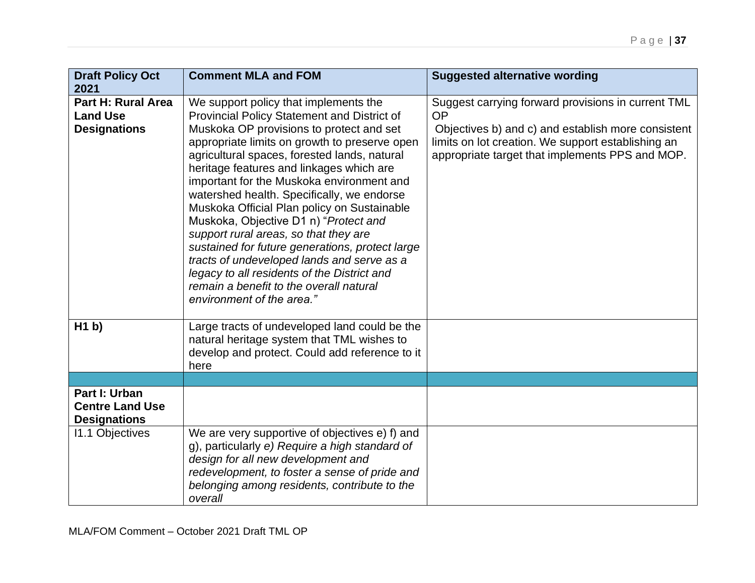| Draft Policy Oct 2021 | Comment MLA and FOM | Suggested alternative wording |
|---|---|---|
| **Part H: Rural Area Land Use Designations** | We support policy that implements the Provincial Policy Statement and District of Muskoka OP provisions to protect and set appropriate limits on growth to preserve open agricultural spaces, forested lands, natural heritage features and linkages which are important for the Muskoka environment and watershed health. Specifically, we endorse Muskoka Official Plan policy on Sustainable Muskoka, Objective D1 n) "*Protect and support rural areas, so that they are sustained for future generations, protect large tracts of undeveloped lands and serve as a legacy to all residents of the District and remain a benefit to the overall natural environment of the area.*" | Suggest carrying forward provisions in current TML OP Objectives b) and c) and establish more consistent limits on lot creation. We support establishing an appropriate target that implements PPS and MOP. |
| **H1 b)** | Large tracts of undeveloped land could be the natural heritage system that TML wishes to develop and protect. Could add reference to it here | |
| | | |
| **Part I: Urban Centre Land Use Designations** | | |
| I1.1 Objectives | We are very supportive of objectives e) f) and g), particularly *e) Require a high standard of design for all new development and redevelopment, to foster a sense of pride and belonging among residents, contribute to the overall* | |

MLA/FOM Comment – October 2021 Draft TML OP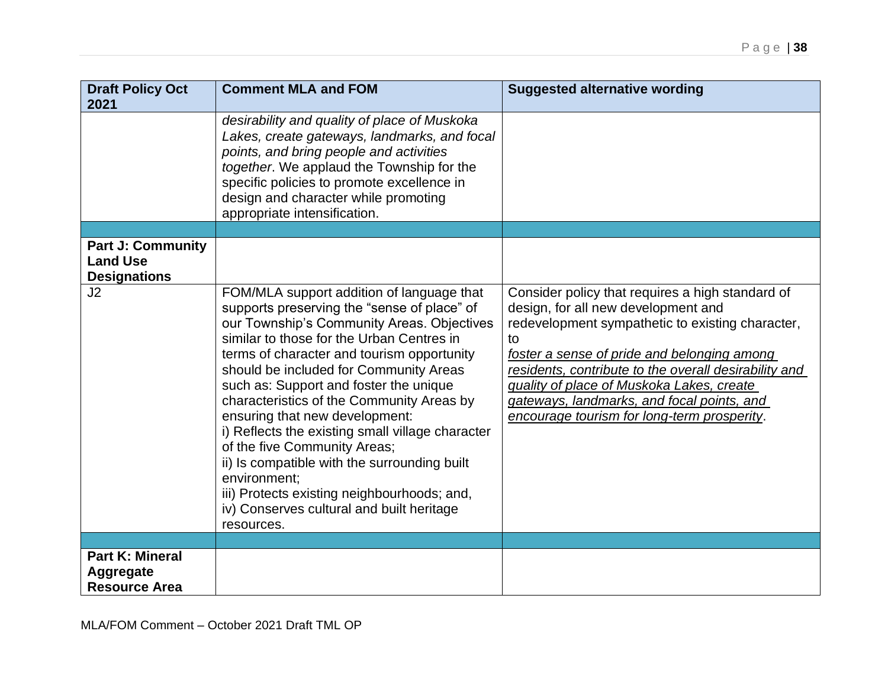| Draft Policy Oct 2021 | Comment MLA and FOM | Suggested alternative wording |
|---|---|---|
| | *desirability and quality of place of Muskoka Lakes, create gateways, landmarks, and focal points, and bring people and activities together*. We applaud the Township for the specific policies to promote excellence in design and character while promoting appropriate intensification. | |
| | | |
| **Part J: Community Land Use Designations** | | |
| J2 | FOM/MLA support addition of language that supports preserving the "sense of place" of our Township's Community Areas. Objectives similar to those for the Urban Centres in terms of character and tourism opportunity should be included for Community Areas such as: Support and foster the unique characteristics of the Community Areas by ensuring that new development:<br>i) Reflects the existing small village character of the five Community Areas;<br>ii) Is compatible with the surrounding built environment;<br>iii) Protects existing neighbourhoods; and,<br>iv) Conserves cultural and built heritage resources. | Consider policy that requires a high standard of design, for all new development and redevelopment sympathetic to existing character, to<br>*<u>foster a sense of pride and belonging among residents, contribute to the overall desirability and quality of place of Muskoka Lakes, create gateways, landmarks, and focal points, and encourage tourism for long-term prosperity</u>*. |
| | | |
| **Part K: Mineral Aggregate Resource Area** | | |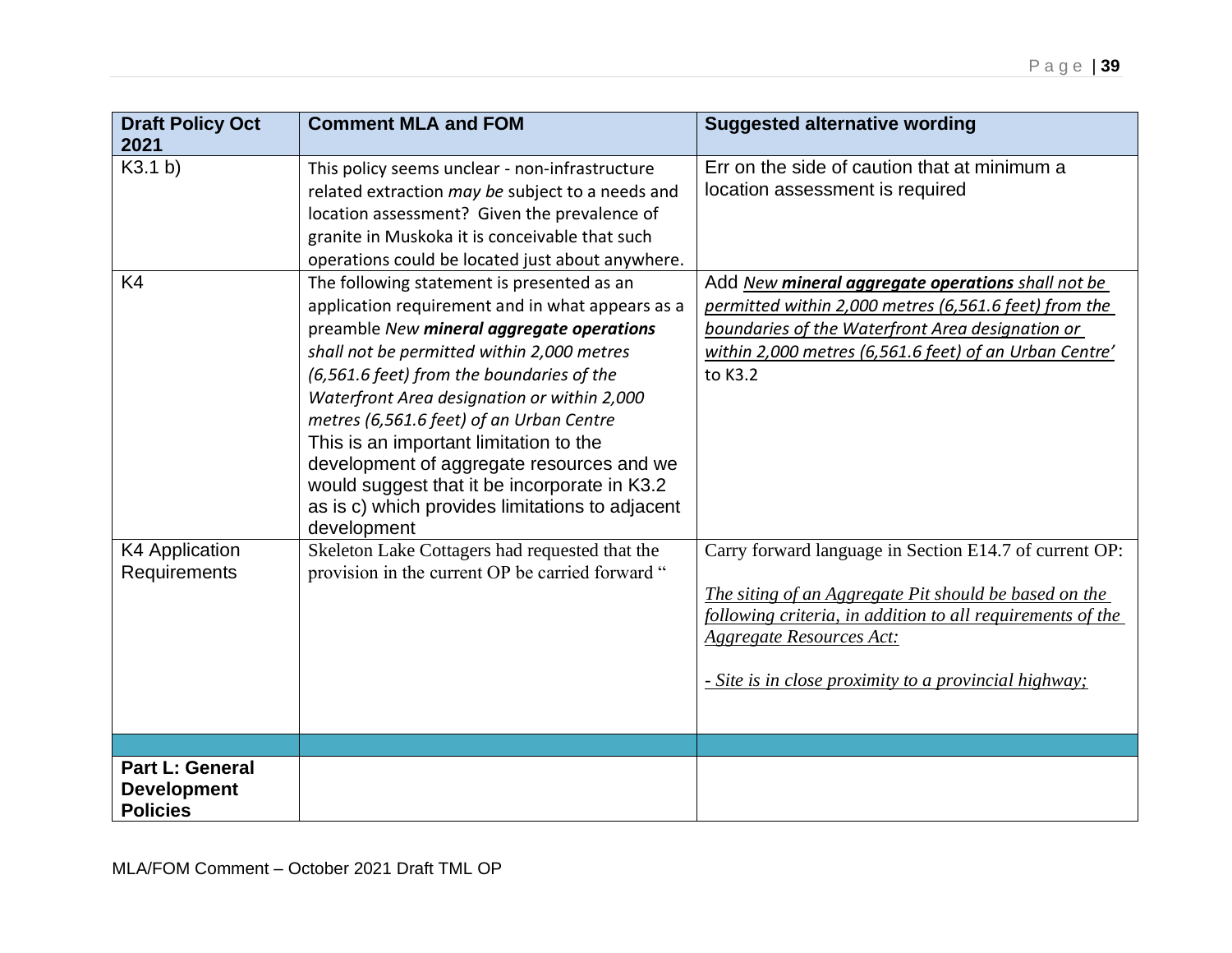| Draft Policy Oct 2021 | Comment MLA and FOM | Suggested alternative wording |
|---|---|---|
| K3.1 b) | This policy seems unclear - non-infrastructure related extraction *may be* subject to a needs and location assessment? Given the prevalence of granite in Muskoka it is conceivable that such operations could be located just about anywhere. | Err on the side of caution that at minimum a location assessment is required |
| K4 | The following statement is presented as an application requirement and in what appears as a preamble *New **mineral aggregate operations** shall not be permitted within 2,000 metres (6,561.6 feet) from the boundaries of the Waterfront Area designation or within 2,000 metres (6,561.6 feet) of an Urban Centre* This is an important limitation to the development of aggregate resources and we would suggest that it be incorporate in K3.2 as is c) which provides limitations to adjacent development | Add <u>*New **mineral aggregate operations** shall not be permitted within 2,000 metres (6,561.6 feet) from the boundaries of the Waterfront Area designation or within 2,000 metres (6,561.6 feet) of an Urban Centre'*</u> to K3.2 |
| K4 Application Requirements | Skeleton Lake Cottagers had requested that the provision in the current OP be carried forward " | Carry forward language in Section E14.7 of current OP:<br><br><u>*The siting of an Aggregate Pit should be based on the following criteria, in addition to all requirements of the Aggregate Resources Act:*</u><br><br><u>*- Site is in close proximity to a provincial highway;*</u> |
| | | |
| **Part L: General Development Policies** | | |

MLA/FOM Comment – October 2021 Draft TML OP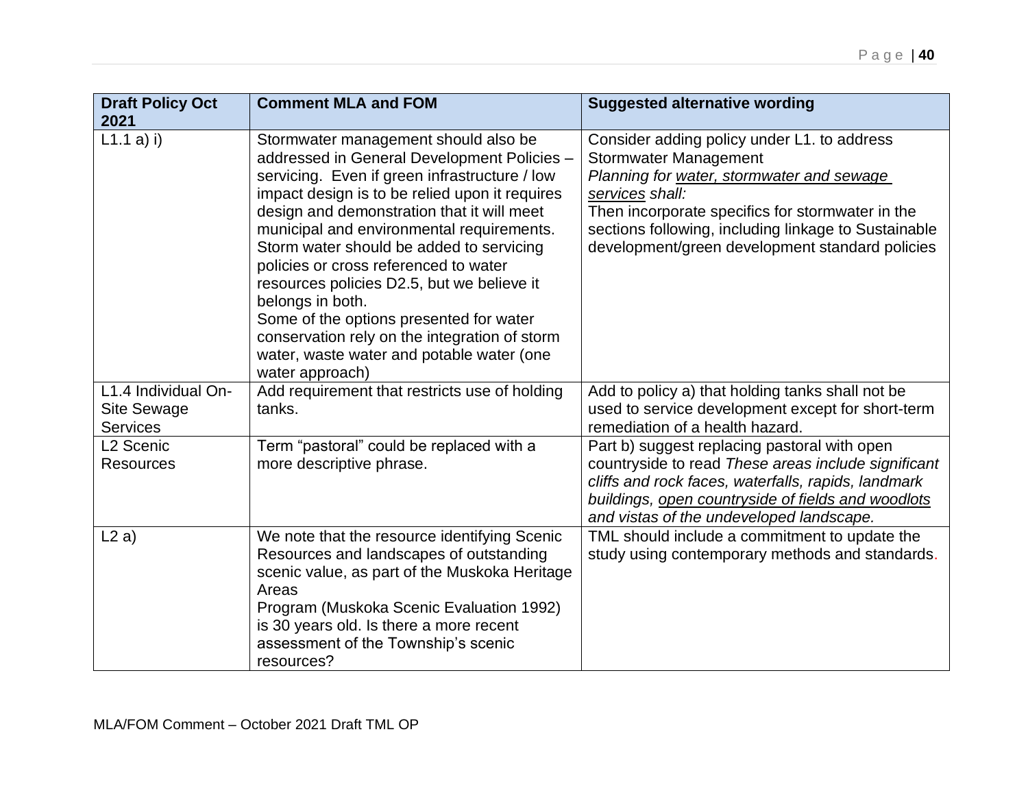| Draft Policy Oct 2021 | Comment MLA and FOM | Suggested alternative wording |
|---|---|---|
| L1.1 a) i) | Stormwater management should also be addressed in General Development Policies – servicing. Even if green infrastructure / low impact design is to be relied upon it requires design and demonstration that it will meet municipal and environmental requirements. Storm water should be added to servicing policies or cross referenced to water resources policies D2.5, but we believe it belongs in both.<br>Some of the options presented for water conservation rely on the integration of storm water, waste water and potable water (one water approach) | Consider adding policy under L1. to address Stormwater Management<br>*Planning for <u>water, stormwater and sewage services</u> shall:*<br>Then incorporate specifics for stormwater in the sections following, including linkage to Sustainable development/green development standard policies |
| L1.4 Individual On-Site Sewage Services | Add requirement that restricts use of holding tanks. | Add to policy a) that holding tanks shall not be used to service development except for short-term remediation of a health hazard. |
| L2 Scenic Resources | Term "pastoral" could be replaced with a more descriptive phrase. | Part b) suggest replacing pastoral with open countryside to read *These areas include significant cliffs and rock faces, waterfalls, rapids, landmark buildings, <u>open countryside of fields and woodlots</u> and vistas of the undeveloped landscape.* |
| L2 a) | We note that the resource identifying Scenic Resources and landscapes of outstanding scenic value, as part of the Muskoka Heritage Areas<br>Program (Muskoka Scenic Evaluation 1992) is 30 years old. Is there a more recent assessment of the Township's scenic resources? | TML should include a commitment to update the study using contemporary methods and standards. |

MLA/FOM Comment – October 2021 Draft TML OP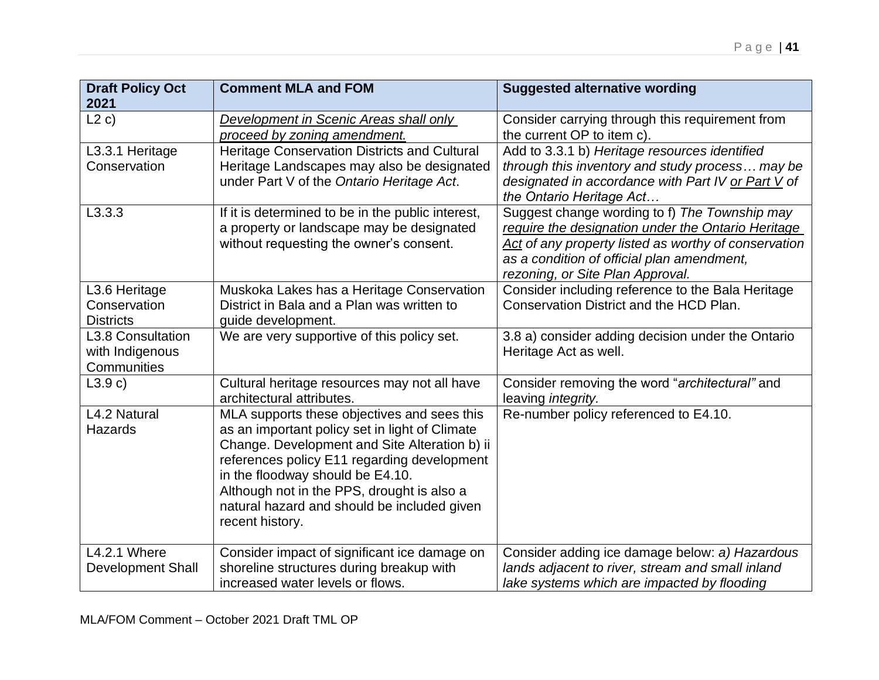| Draft Policy Oct 2021 | Comment MLA and FOM | Suggested alternative wording |
|---|---|---|
| L2 c) | *Development in Scenic Areas shall only proceed by zoning amendment.* | Consider carrying through this requirement from the current OP to item c). |
| L3.3.1 Heritage Conservation | Heritage Conservation Districts and Cultural Heritage Landscapes may also be designated under Part V of the *Ontario Heritage Act*. | Add to 3.3.1 b) *Heritage resources identified through this inventory and study process… may be designated in accordance with Part IV or Part V of the Ontario Heritage Act…* |
| L3.3.3 | If it is determined to be in the public interest, a property or landscape may be designated without requesting the owner's consent. | Suggest change wording to f) *The Township may require the designation under the Ontario Heritage Act of any property listed as worthy of conservation as a condition of official plan amendment, rezoning, or Site Plan Approval.* |
| L3.6 Heritage Conservation Districts | Muskoka Lakes has a Heritage Conservation District in Bala and a Plan was written to guide development. | Consider including reference to the Bala Heritage Conservation District and the HCD Plan. |
| L3.8 Consultation with Indigenous Communities | We are very supportive of this policy set. | 3.8 a) consider adding decision under the Ontario Heritage Act as well. |
| L3.9 c) | Cultural heritage resources may not all have architectural attributes. | Consider removing the word "*architectural"* and leaving *integrity.* |
| L4.2 Natural Hazards | MLA supports these objectives and sees this as an important policy set in light of Climate Change. Development and Site Alteration b) ii references policy E11 regarding development in the floodway should be E4.10.<br>Although not in the PPS, drought is also a natural hazard and should be included given recent history. | Re-number policy referenced to E4.10. |
| L4.2.1 Where Development Shall | Consider impact of significant ice damage on shoreline structures during breakup with increased water levels or flows. | Consider adding ice damage below: *a) Hazardous lands adjacent to river, stream and small inland lake systems which are impacted by flooding* |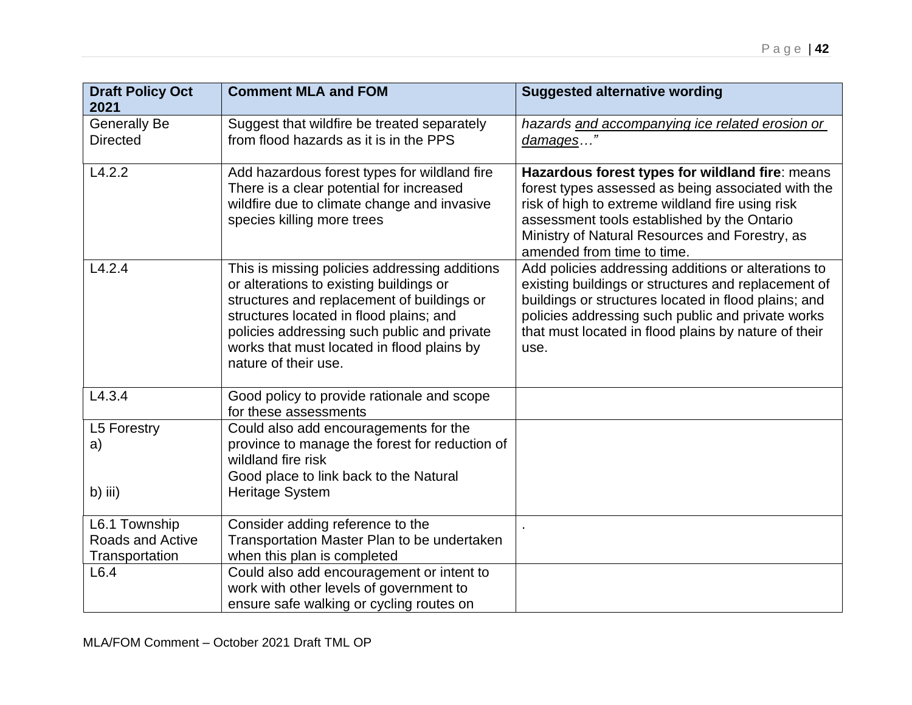| Draft Policy Oct 2021 | Comment MLA and FOM | Suggested alternative wording |
|---|---|---|
| Generally Be Directed | Suggest that wildfire be treated separately from flood hazards as it is in the PPS | *hazards <u>and accompanying ice related erosion or damages</u>…"* |
| L4.2.2 | Add hazardous forest types for wildland fire There is a clear potential for increased wildfire due to climate change and invasive species killing more trees | **Hazardous forest types for wildland fire**: means forest types assessed as being associated with the risk of high to extreme wildland fire using risk assessment tools established by the Ontario Ministry of Natural Resources and Forestry, as amended from time to time. |
| L4.2.4 | This is missing policies addressing additions or alterations to existing buildings or structures and replacement of buildings or structures located in flood plains; and policies addressing such public and private works that must located in flood plains by nature of their use. | Add policies addressing additions or alterations to existing buildings or structures and replacement of buildings or structures located in flood plains; and policies addressing such public and private works that must located in flood plains by nature of their use. |
| L4.3.4 | Good policy to provide rationale and scope for these assessments | |
| L5 Forestry<br>a)<br><br>b) iii) | Could also add encouragements for the province to manage the forest for reduction of wildland fire risk<br>Good place to link back to the Natural Heritage System | |
| L6.1 Township Roads and Active Transportation | Consider adding reference to the Transportation Master Plan to be undertaken when this plan is completed | . |
| L6.4 | Could also add encouragement or intent to work with other levels of government to ensure safe walking or cycling routes on | |

MLA/FOM Comment – October 2021 Draft TML OP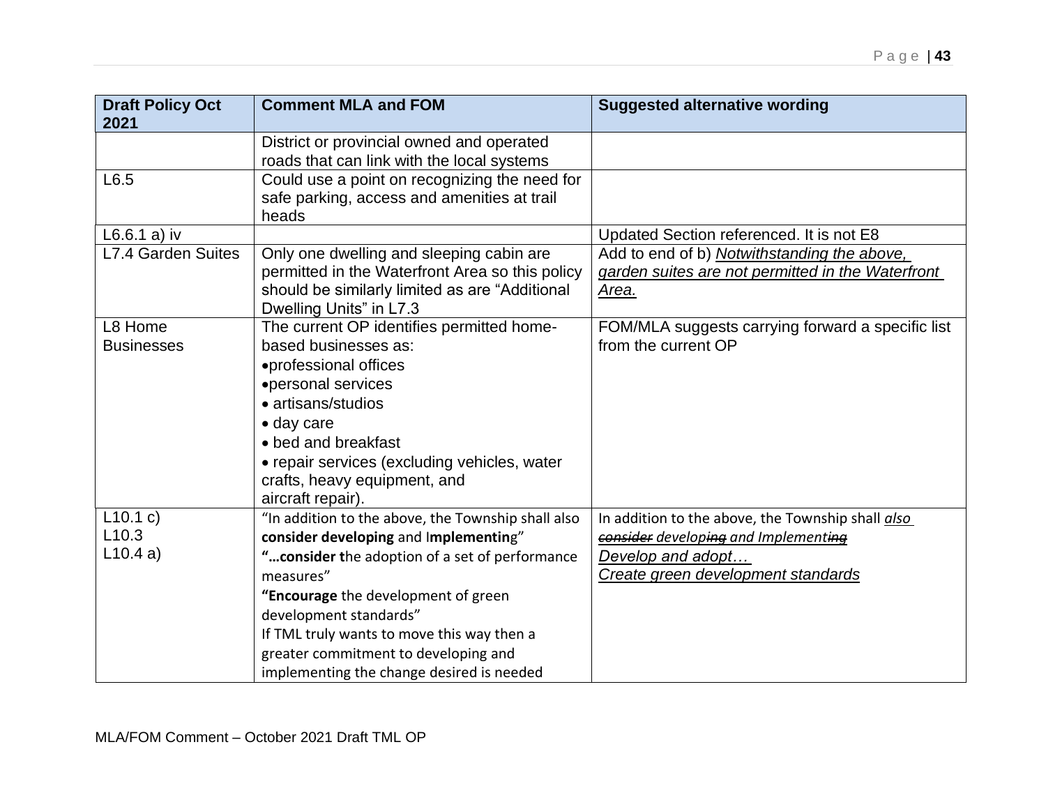| Draft Policy Oct 2021 | Comment MLA and FOM | Suggested alternative wording |
|---|---|---|
| | District or provincial owned and operated roads that can link with the local systems | |
| L6.5 | Could use a point on recognizing the need for safe parking, access and amenities at trail heads | |
| L6.6.1 a) iv | | Updated Section referenced. It is not E8 |
| L7.4 Garden Suites | Only one dwelling and sleeping cabin are permitted in the Waterfront Area so this policy should be similarly limited as are "Additional Dwelling Units" in L7.3 | Add to end of b) *Notwithstanding the above, garden suites are not permitted in the Waterfront Area.* |
| L8 Home Businesses | The current OP identifies permitted home-based businesses as: • professional offices • personal services • artisans/studios • day care • bed and breakfast • repair services (excluding vehicles, water crafts, heavy equipment, and aircraft repair). | FOM/MLA suggests carrying forward a specific list from the current OP |
| L10.1 c) L10.3 L10.4 a) | "In addition to the above, the Township shall also **consider developing** and I**mplementin**g" "**…consider t**he adoption of a set of performance measures" "**Encourage** the development of green development standards" If TML truly wants to move this way then a greater commitment to developing and implementing the change desired is needed | In addition to the above, the Township shall *also* ~~consider~~ *develop~~ing~~ and Implement~~ing~~* *Develop and adopt…* *Create green development standards* |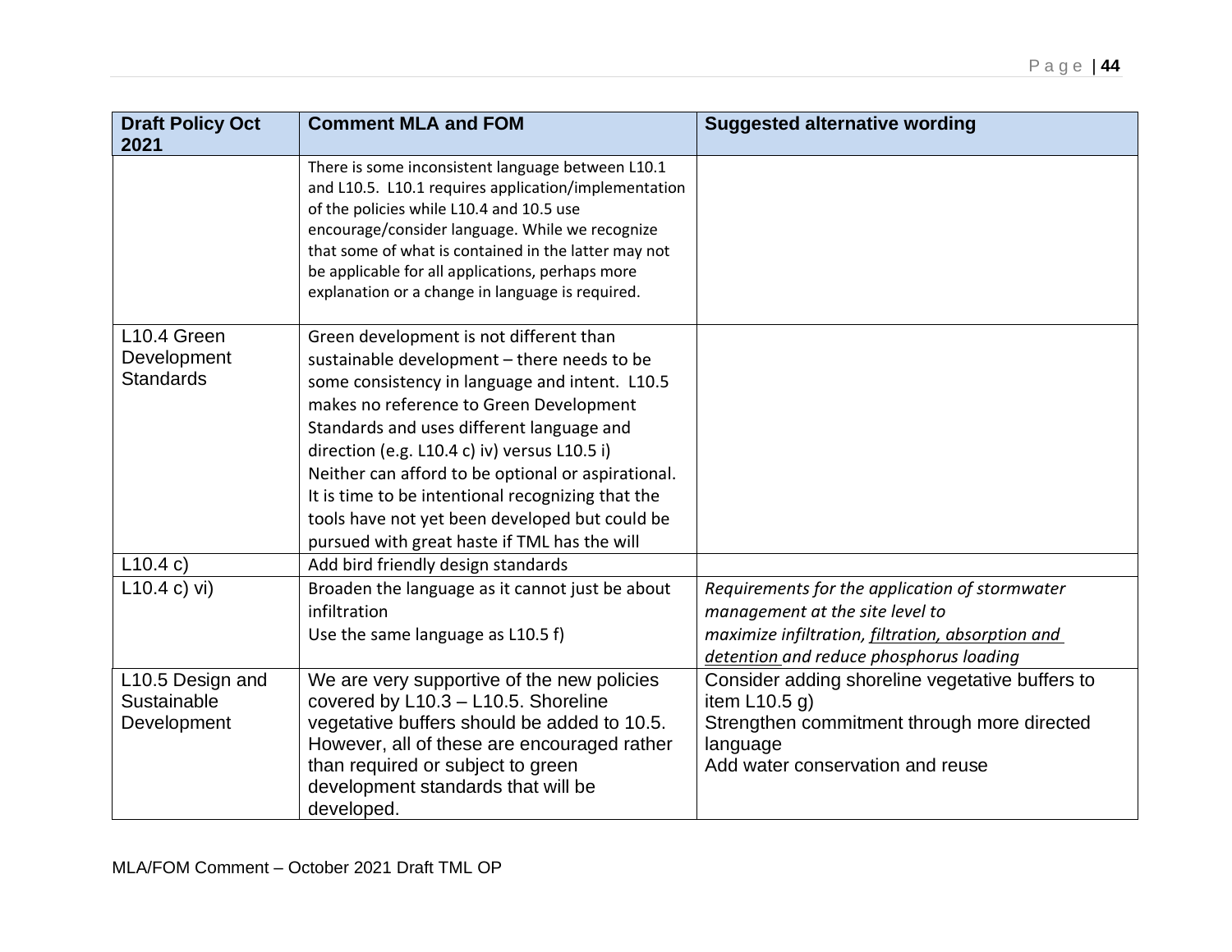| Draft Policy Oct 2021 | Comment MLA and FOM | Suggested alternative wording |
|---|---|---|
| | There is some inconsistent language between L10.1 and L10.5. L10.1 requires application/implementation of the policies while L10.4 and 10.5 use encourage/consider language. While we recognize that some of what is contained in the latter may not be applicable for all applications, perhaps more explanation or a change in language is required. | |
| L10.4 Green Development Standards | Green development is not different than sustainable development – there needs to be some consistency in language and intent. L10.5 makes no reference to Green Development Standards and uses different language and direction (e.g. L10.4 c) iv) versus L10.5 i) Neither can afford to be optional or aspirational. It is time to be intentional recognizing that the tools have not yet been developed but could be pursued with great haste if TML has the will | |
| L10.4 c) | Add bird friendly design standards | |
| L10.4 c) vi) | Broaden the language as it cannot just be about infiltration<br>Use the same language as L10.5 f) | *Requirements for the application of stormwater management at the site level to maximize infiltration, <u>filtration, absorption and detention</u> and reduce phosphorus loading* |
| L10.5 Design and Sustainable Development | We are very supportive of the new policies covered by L10.3 – L10.5. Shoreline vegetative buffers should be added to 10.5. However, all of these are encouraged rather than required or subject to green development standards that will be developed. | Consider adding shoreline vegetative buffers to item L10.5 g)<br>Strengthen commitment through more directed language<br>Add water conservation and reuse |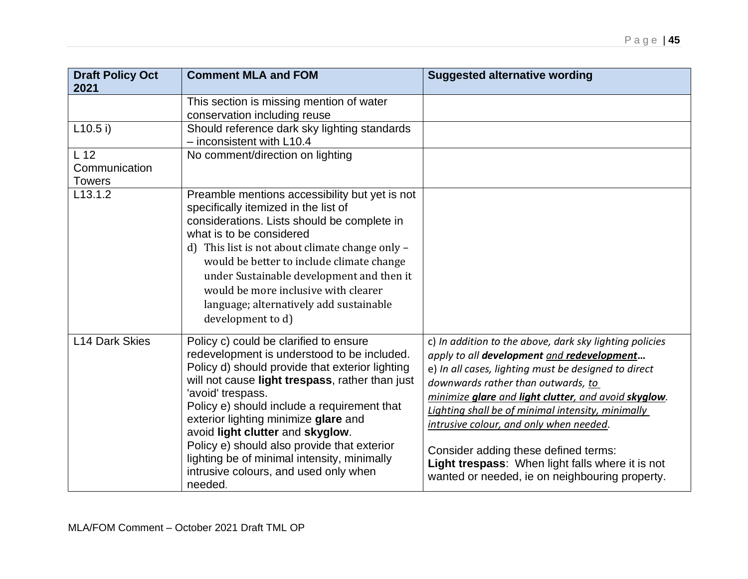| Draft Policy Oct 2021 | Comment MLA and FOM | Suggested alternative wording |
|---|---|---|
| | This section is missing mention of water conservation including reuse | |
| L10.5 i) | Should reference dark sky lighting standards – inconsistent with L10.4 | |
| L 12 Communication Towers | No comment/direction on lighting | |
| L13.1.2 | Preamble mentions accessibility but yet is not specifically itemized in the list of considerations. Lists should be complete in what is to be considered<br>d) This list is not about climate change only – would be better to include climate change under Sustainable development and then it would be more inclusive with clearer language; alternatively add sustainable development to d) | |
| L14 Dark Skies | Policy c) could be clarified to ensure redevelopment is understood to be included.<br>Policy d) should provide that exterior lighting will not cause **light trespass**, rather than just 'avoid' trespass.<br>Policy e) should include a requirement that exterior lighting minimize **glare** and avoid **light clutter** and **skyglow**.<br>Policy e) should also provide that exterior lighting be of minimal intensity, minimally intrusive colours, and used only when needed. | c) *In addition to the above, dark sky lighting policies apply to all **development** <u>and</u> **<u>redevelopment</u>**…*<br>e) *In all cases, lighting must be designed to direct downwards rather than outwards, <u>to minimize **glare** and **light clutter**, and avoid **skyglow**. Lighting shall be of minimal intensity, minimally intrusive colour, and only when needed</u>.*<br><br>Consider adding these defined terms:<br>**Light trespass**: When light falls where it is not wanted or needed, ie on neighbouring property. |

MLA/FOM Comment – October 2021 Draft TML OP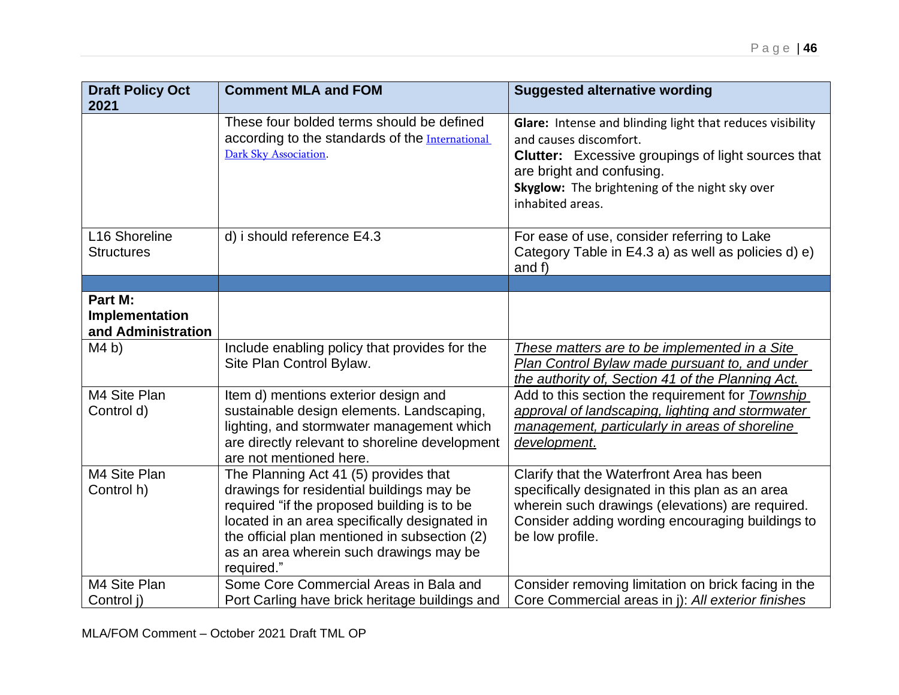| Draft Policy Oct 2021 | Comment MLA and FOM | Suggested alternative wording |
|---|---|---|
| | These four bolded terms should be defined according to the standards of the [International Dark Sky Association](). | **Glare:** Intense and blinding light that reduces visibility and causes discomfort.<br>**Clutter:** Excessive groupings of light sources that are bright and confusing.<br>**Skyglow:** The brightening of the night sky over inhabited areas. |
| L16 Shoreline Structures | d) i should reference E4.3 | For ease of use, consider referring to Lake Category Table in E4.3 a) as well as policies d) e) and f) |
| | | |
| **Part M: Implementation and Administration** | | |
| M4 b) | Include enabling policy that provides for the Site Plan Control Bylaw. | *These matters are to be implemented in a Site Plan Control Bylaw made pursuant to, and under the authority of, Section 41 of the Planning Act.* |
| M4 Site Plan Control d) | Item d) mentions exterior design and sustainable design elements. Landscaping, lighting, and stormwater management which are directly relevant to shoreline development are not mentioned here. | Add to this section the requirement for *Township approval of landscaping, lighting and stormwater management, particularly in areas of shoreline development.* |
| M4 Site Plan Control h) | The Planning Act 41 (5) provides that drawings for residential buildings may be required "if the proposed building is to be located in an area specifically designated in the official plan mentioned in subsection (2) as an area wherein such drawings may be required." | Clarify that the Waterfront Area has been specifically designated in this plan as an area wherein such drawings (elevations) are required. Consider adding wording encouraging buildings to be low profile. |
| M4 Site Plan Control j) | Some Core Commercial Areas in Bala and Port Carling have brick heritage buildings and | Consider removing limitation on brick facing in the Core Commercial areas in j): *All exterior finishes* |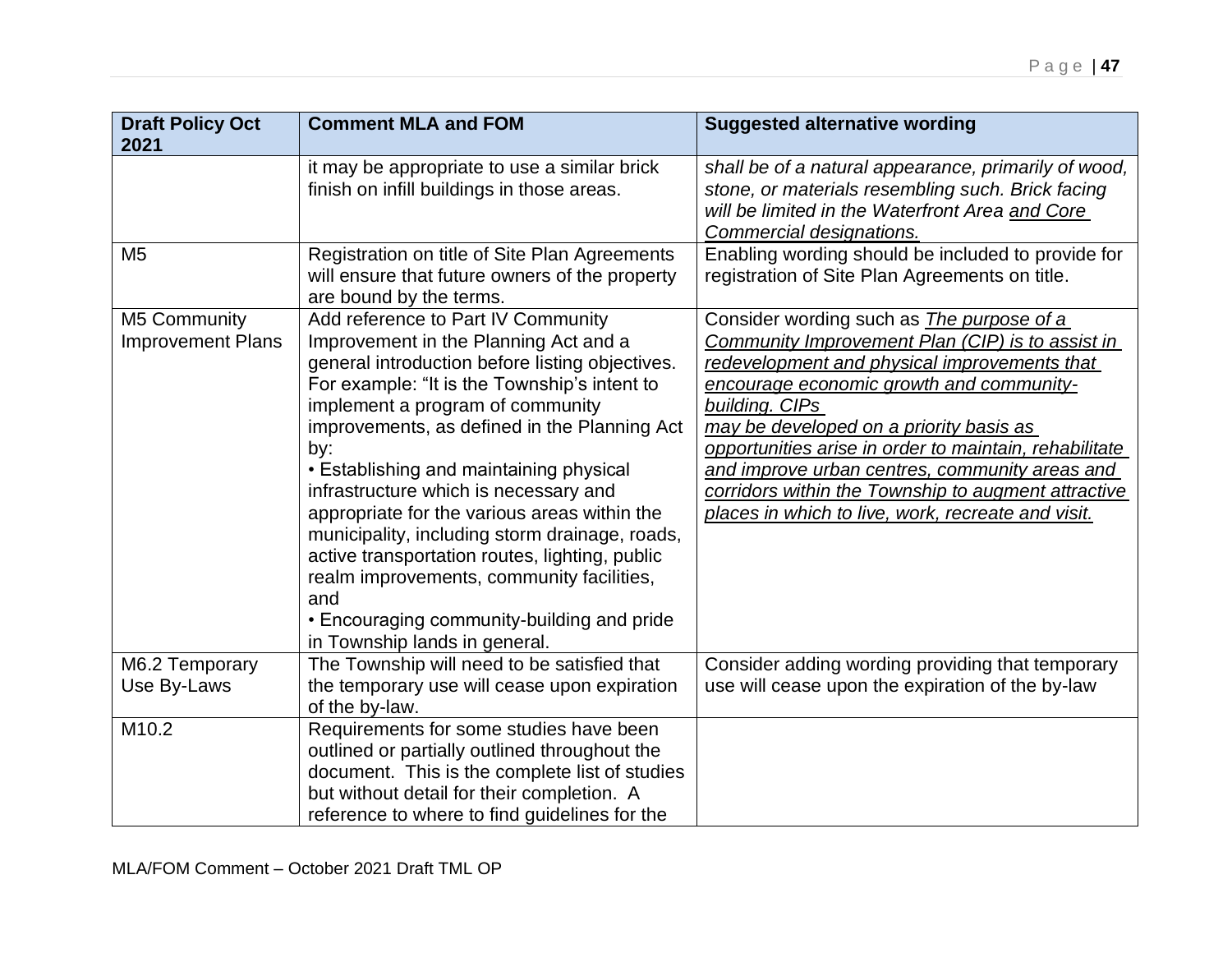| Draft Policy Oct 2021 | Comment MLA and FOM | Suggested alternative wording |
|---|---|---|
| | it may be appropriate to use a similar brick finish on infill buildings in those areas. | *shall be of a natural appearance, primarily of wood, stone, or materials resembling such. Brick facing will be limited in the Waterfront Area <u>and Core Commercial designations.</u>* |
| M5 | Registration on title of Site Plan Agreements will ensure that future owners of the property are bound by the terms. | Enabling wording should be included to provide for registration of Site Plan Agreements on title. |
| M5 Community Improvement Plans | Add reference to Part IV Community Improvement in the Planning Act and a general introduction before listing objectives. For example: "It is the Township's intent to implement a program of community improvements, as defined in the Planning Act by: <br>• Establishing and maintaining physical infrastructure which is necessary and appropriate for the various areas within the municipality, including storm drainage, roads, active transportation routes, lighting, public realm improvements, community facilities, and <br>• Encouraging community-building and pride in Township lands in general. | Consider wording such as *<u>The purpose of a Community Improvement Plan (CIP) is to assist in redevelopment and physical improvements that encourage economic growth and community-building. CIPs may be developed on a priority basis as opportunities arise in order to maintain, rehabilitate and improve urban centres, community areas and corridors within the Township to augment attractive places in which to live, work, recreate and visit.</u>* |
| M6.2 Temporary Use By-Laws | The Township will need to be satisfied that the temporary use will cease upon expiration of the by-law. | Consider adding wording providing that temporary use will cease upon the expiration of the by-law |
| M10.2 | Requirements for some studies have been outlined or partially outlined throughout the document. This is the complete list of studies but without detail for their completion. A reference to where to find guidelines for the | |

MLA/FOM Comment – October 2021 Draft TML OP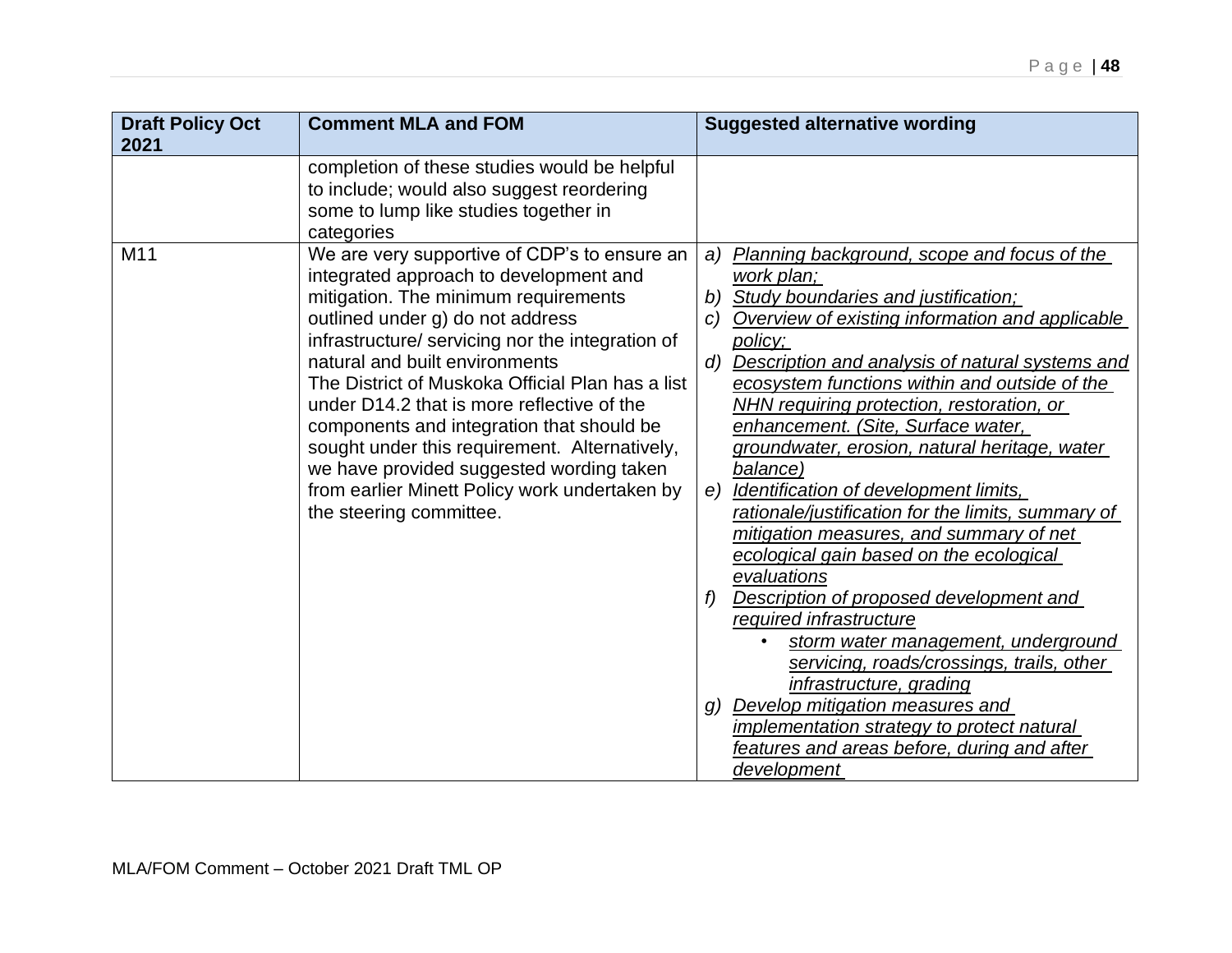| Draft Policy Oct 2021 | Comment MLA and FOM | Suggested alternative wording |
|---|---|---|
| | completion of these studies would be helpful to include; would also suggest reordering some to lump like studies together in categories | |
| M11 | We are very supportive of CDP's to ensure an integrated approach to development and mitigation. The minimum requirements outlined under g) do not address infrastructure/ servicing nor the integration of natural and built environments<br>The District of Muskoka Official Plan has a list under D14.2 that is more reflective of the components and integration that should be sought under this requirement. Alternatively, we have provided suggested wording taken from earlier Minett Policy work undertaken by the steering committee. | *a)* *Planning background, scope and focus of the work plan;*<br>*b)* *Study boundaries and justification;*<br>*c)* *Overview of existing information and applicable policy;*<br>*d)* *Description and analysis of natural systems and ecosystem functions within and outside of the NHN requiring protection, restoration, or enhancement. (Site, Surface water, groundwater, erosion, natural heritage, water balance)*<br>*e)* *Identification of development limits, rationale/justification for the limits, summary of mitigation measures, and summary of net ecological gain based on the ecological evaluations*<br>*f)* *Description of proposed development and required infrastructure*<br>• *storm water management, underground servicing, roads/crossings, trails, other infrastructure, grading*<br>*g)* *Develop mitigation measures and implementation strategy to protect natural features and areas before, during and after development* |

MLA/FOM Comment – October 2021 Draft TML OP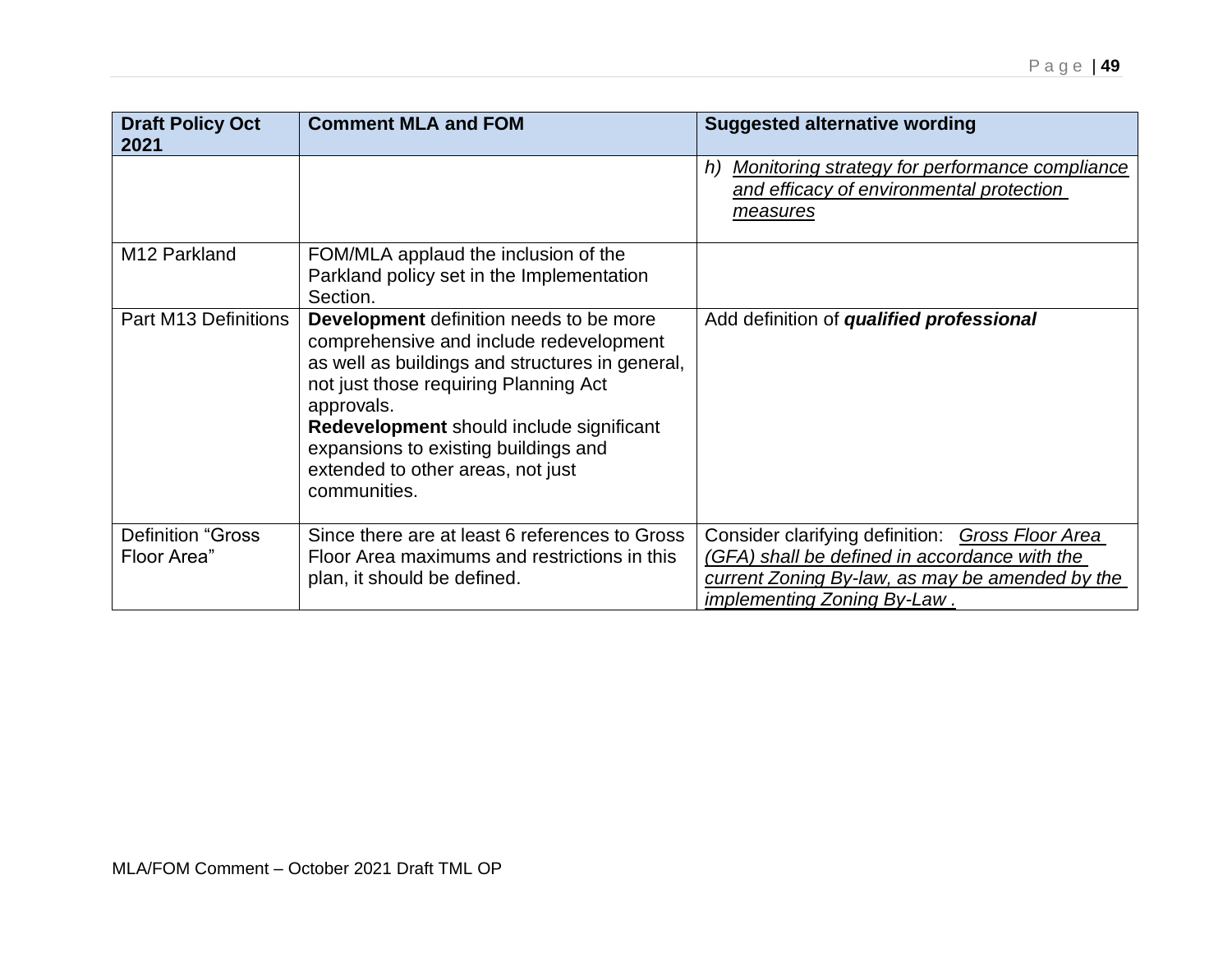| Draft Policy Oct 2021 | Comment MLA and FOM | Suggested alternative wording |
|---|---|---|
| | | h) *<u>Monitoring strategy for performance compliance and efficacy of environmental protection measures</u>* |
| M12 Parkland | FOM/MLA applaud the inclusion of the Parkland policy set in the Implementation Section. | |
| Part M13 Definitions | **Development** definition needs to be more comprehensive and include redevelopment as well as buildings and structures in general, not just those requiring Planning Act approvals.<br>**Redevelopment** should include significant expansions to existing buildings and extended to other areas, not just communities. | Add definition of ***qualified professional*** |
| Definition "Gross Floor Area" | Since there are at least 6 references to Gross Floor Area maximums and restrictions in this plan, it should be defined. | Consider clarifying definition: *<u>Gross Floor Area (GFA) shall be defined in accordance with the current Zoning By-law, as may be amended by the implementing Zoning By-Law .</u>* |

MLA/FOM Comment – October 2021 Draft TML OP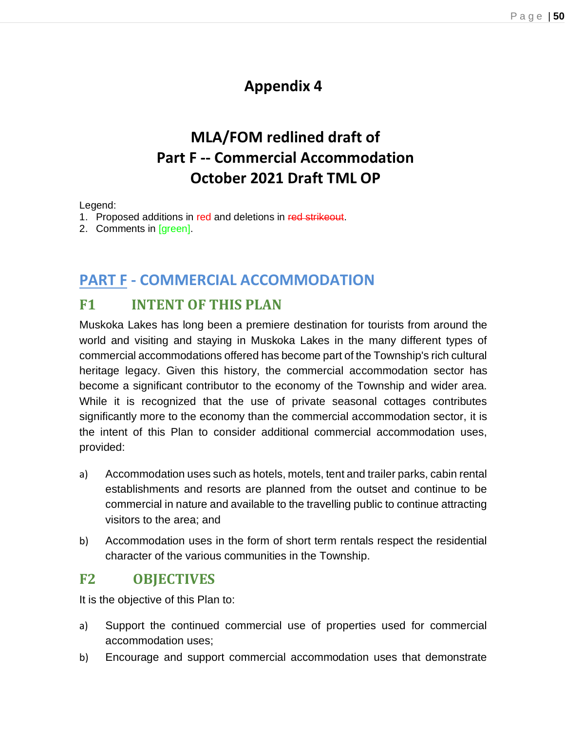# Appendix 4

# MLA/FOM redlined draft of Part F -- Commercial Accommodation October 2021 Draft TML OP

Legend:

1. Proposed additions in red and deletions in ~~red strikeout~~.
2. Comments in [green].

## PART F - COMMERCIAL ACCOMMODATION

### F1 INTENT OF THIS PLAN

Muskoka Lakes has long been a premiere destination for tourists from around the world and visiting and staying in Muskoka Lakes in the many different types of commercial accommodations offered has become part of the Township's rich cultural heritage legacy. Given this history, the commercial accommodation sector has become a significant contributor to the economy of the Township and wider area. While it is recognized that the use of private seasonal cottages contributes significantly more to the economy than the commercial accommodation sector, it is the intent of this Plan to consider additional commercial accommodation uses, provided:

a) Accommodation uses such as hotels, motels, tent and trailer parks, cabin rental establishments and resorts are planned from the outset and continue to be commercial in nature and available to the travelling public to continue attracting visitors to the area; and

b) Accommodation uses in the form of short term rentals respect the residential character of the various communities in the Township.

### F2 OBJECTIVES

It is the objective of this Plan to:

a) Support the continued commercial use of properties used for commercial accommodation uses;

b) Encourage and support commercial accommodation uses that demonstrate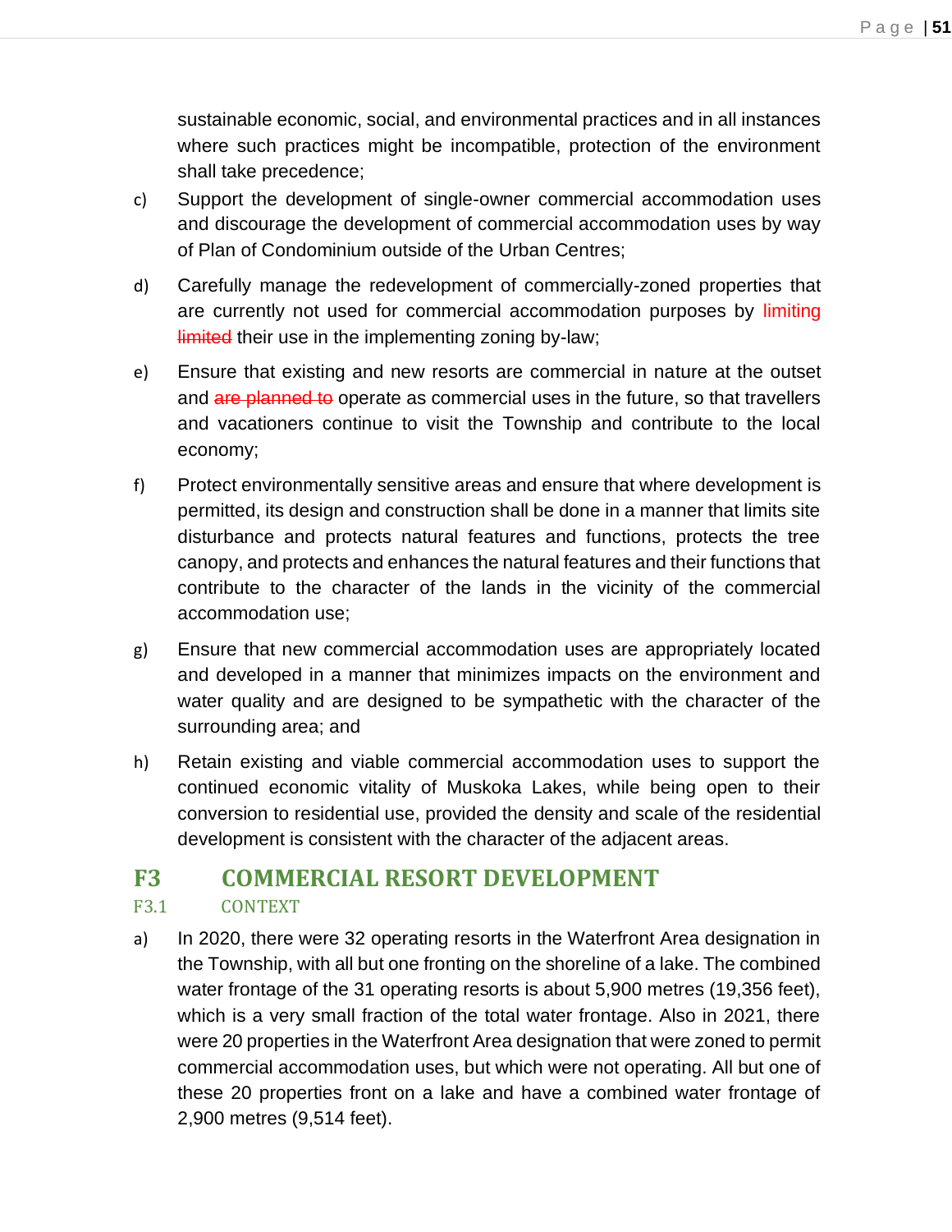sustainable economic, social, and environmental practices and in all instances where such practices might be incompatible, protection of the environment shall take precedence;

c) Support the development of single-owner commercial accommodation uses and discourage the development of commercial accommodation uses by way of Plan of Condominium outside of the Urban Centres;

d) Carefully manage the redevelopment of commercially-zoned properties that are currently not used for commercial accommodation purposes by limiting ~~limited~~ their use in the implementing zoning by-law;

e) Ensure that existing and new resorts are commercial in nature at the outset and ~~are planned to~~ operate as commercial uses in the future, so that travellers and vacationers continue to visit the Township and contribute to the local economy;

f) Protect environmentally sensitive areas and ensure that where development is permitted, its design and construction shall be done in a manner that limits site disturbance and protects natural features and functions, protects the tree canopy, and protects and enhances the natural features and their functions that contribute to the character of the lands in the vicinity of the commercial accommodation use;

g) Ensure that new commercial accommodation uses are appropriately located and developed in a manner that minimizes impacts on the environment and water quality and are designed to be sympathetic with the character of the surrounding area; and

h) Retain existing and viable commercial accommodation uses to support the continued economic vitality of Muskoka Lakes, while being open to their conversion to residential use, provided the density and scale of the residential development is consistent with the character of the adjacent areas.

## F3 COMMERCIAL RESORT DEVELOPMENT

### F3.1 CONTEXT

a) In 2020, there were 32 operating resorts in the Waterfront Area designation in the Township, with all but one fronting on the shoreline of a lake. The combined water frontage of the 31 operating resorts is about 5,900 metres (19,356 feet), which is a very small fraction of the total water frontage. Also in 2021, there were 20 properties in the Waterfront Area designation that were zoned to permit commercial accommodation uses, but which were not operating. All but one of these 20 properties front on a lake and have a combined water frontage of 2,900 metres (9,514 feet).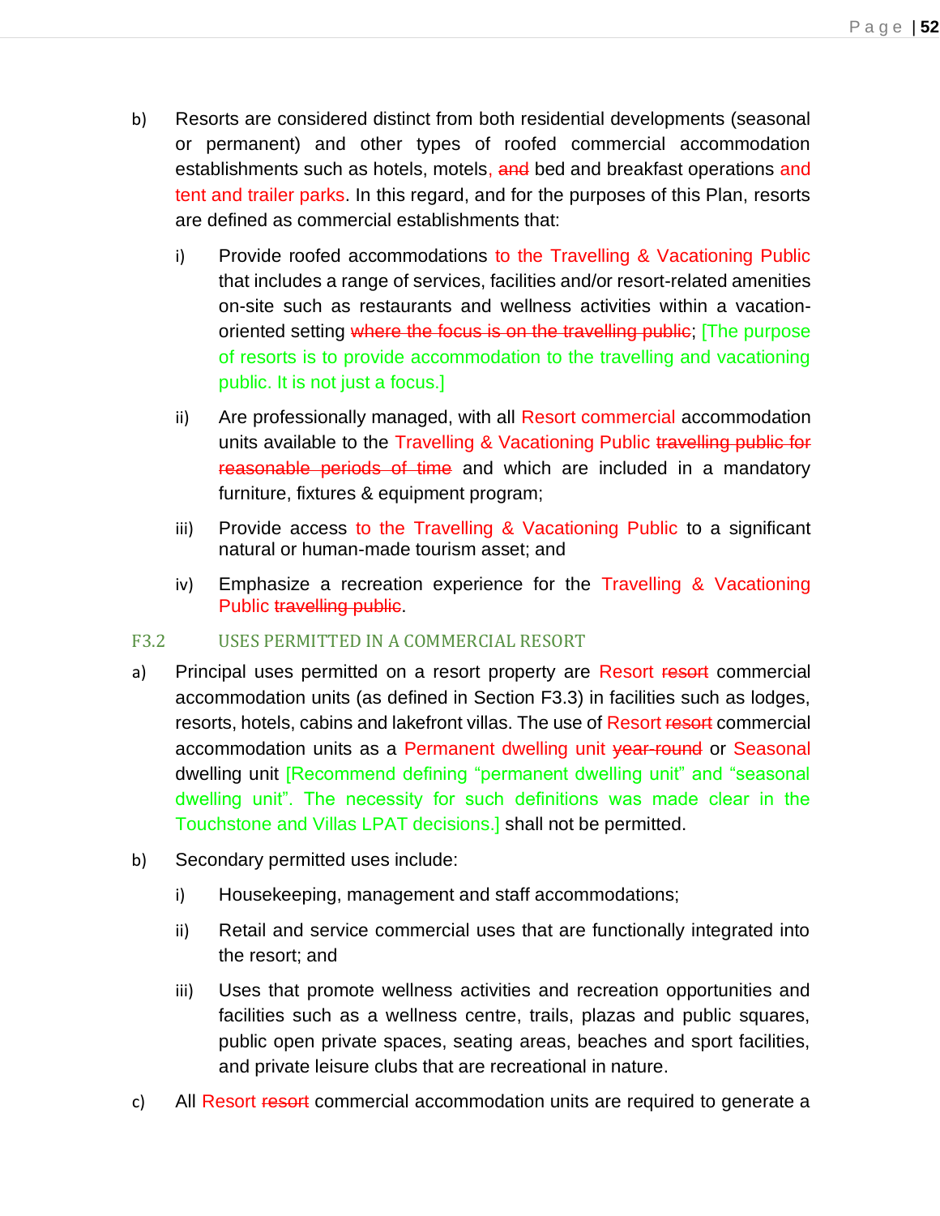b) Resorts are considered distinct from both residential developments (seasonal or permanent) and other types of roofed commercial accommodation establishments such as hotels, motels, ~~and~~ bed and breakfast operations and tent and trailer parks. In this regard, and for the purposes of this Plan, resorts are defined as commercial establishments that:

   i) Provide roofed accommodations to the Travelling & Vacationing Public that includes a range of services, facilities and/or resort-related amenities on-site such as restaurants and wellness activities within a vacation-oriented setting ~~where the focus is on the travelling public~~; [The purpose of resorts is to provide accommodation to the travelling and vacationing public. It is not just a focus.]

   ii) Are professionally managed, with all Resort commercial accommodation units available to the Travelling & Vacationing Public ~~travelling public for reasonable periods of time~~ and which are included in a mandatory furniture, fixtures & equipment program;

   iii) Provide access to the Travelling & Vacationing Public to a significant natural or human-made tourism asset; and

   iv) Emphasize a recreation experience for the Travelling & Vacationing Public ~~travelling public~~.

## F3.2 USES PERMITTED IN A COMMERCIAL RESORT

a) Principal uses permitted on a resort property are Resort ~~resort~~ commercial accommodation units (as defined in Section F3.3) in facilities such as lodges, resorts, hotels, cabins and lakefront villas. The use of Resort ~~resort~~ commercial accommodation units as a Permanent dwelling unit ~~year-round~~ or Seasonal dwelling unit [Recommend defining "permanent dwelling unit" and "seasonal dwelling unit". The necessity for such definitions was made clear in the Touchstone and Villas LPAT decisions.] shall not be permitted.

b) Secondary permitted uses include:

   i) Housekeeping, management and staff accommodations;

   ii) Retail and service commercial uses that are functionally integrated into the resort; and

   iii) Uses that promote wellness activities and recreation opportunities and facilities such as a wellness centre, trails, plazas and public squares, public open private spaces, seating areas, beaches and sport facilities, and private leisure clubs that are recreational in nature.

c) All Resort ~~resort~~ commercial accommodation units are required to generate a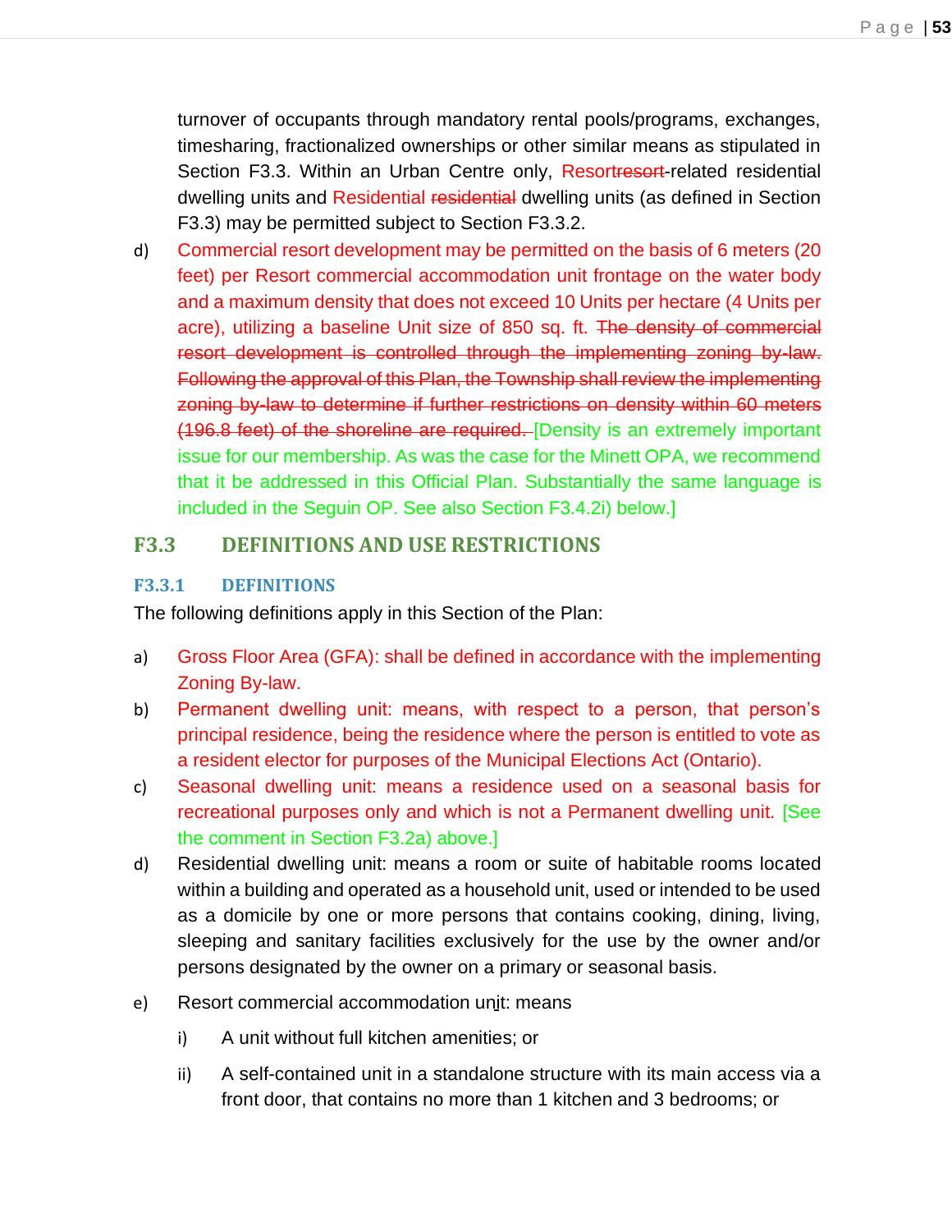turnover of occupants through mandatory rental pools/programs, exchanges, timesharing, fractionalized ownerships or other similar means as stipulated in Section F3.3. Within an Urban Centre only, Resort~~resort~~-related residential dwelling units and Residential ~~residential~~ dwelling units (as defined in Section F3.3) may be permitted subject to Section F3.3.2.

d) Commercial resort development may be permitted on the basis of 6 meters (20 feet) per Resort commercial accommodation unit frontage on the water body and a maximum density that does not exceed 10 Units per hectare (4 Units per acre), utilizing a baseline Unit size of 850 sq. ft. ~~The density of commercial resort development is controlled through the implementing zoning by-law. Following the approval of this Plan, the Township shall review the implementing zoning by-law to determine if further restrictions on density within 60 meters (196.8 feet) of the shoreline are required.~~ [Density is an extremely important issue for our membership. As was the case for the Minett OPA, we recommend that it be addressed in this Official Plan. Substantially the same language is included in the Seguin OP. See also Section F3.4.2i) below.]

## F3.3 DEFINITIONS AND USE RESTRICTIONS

### F3.3.1 DEFINITIONS

The following definitions apply in this Section of the Plan:

a) Gross Floor Area (GFA): shall be defined in accordance with the implementing Zoning By-law.

b) Permanent dwelling unit: means, with respect to a person, that person's principal residence, being the residence where the person is entitled to vote as a resident elector for purposes of the Municipal Elections Act (Ontario).

c) Seasonal dwelling unit: means a residence used on a seasonal basis for recreational purposes only and which is not a Permanent dwelling unit. [See the comment in Section F3.2a) above.]

d) Residential dwelling unit: means a room or suite of habitable rooms located within a building and operated as a household unit, used or intended to be used as a domicile by one or more persons that contains cooking, dining, living, sleeping and sanitary facilities exclusively for the use by the owner and/or persons designated by the owner on a primary or seasonal basis.

e) Resort commercial accommodation unit: means

   i) A unit without full kitchen amenities; or

   ii) A self-contained unit in a standalone structure with its main access via a front door, that contains no more than 1 kitchen and 3 bedrooms; or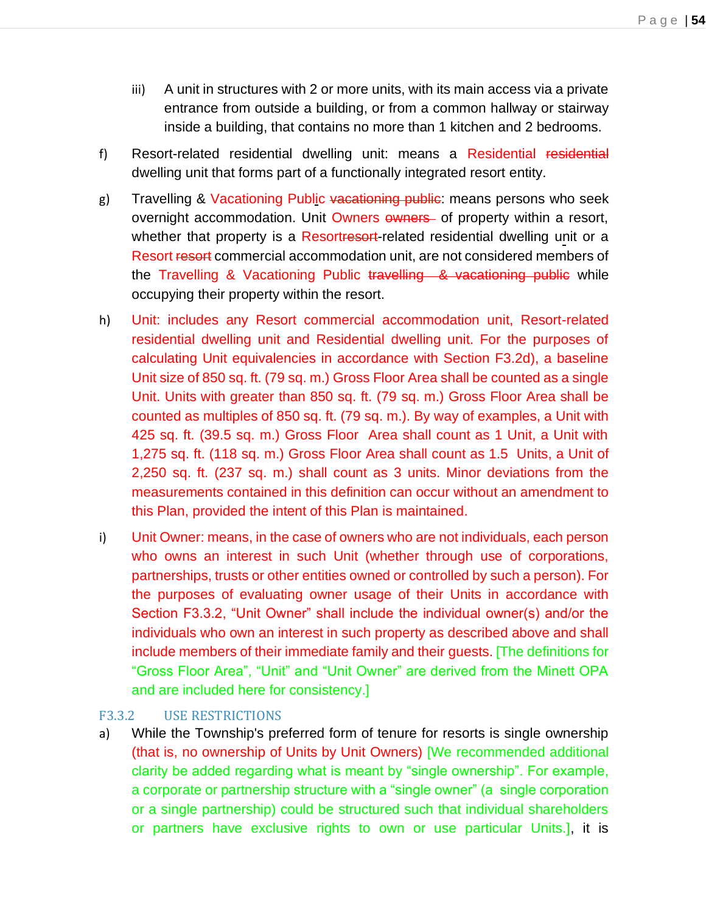iii) A unit in structures with 2 or more units, with its main access via a private entrance from outside a building, or from a common hallway or stairway inside a building, that contains no more than 1 kitchen and 2 bedrooms.

f) Resort-related residential dwelling unit: means a Residential ~~residential~~ dwelling unit that forms part of a functionally integrated resort entity.

g) Travelling & Vacationing Public ~~vacationing public~~: means persons who seek overnight accommodation. Unit Owners ~~owners~~ of property within a resort, whether that property is a Resort~~resort~~-related residential dwelling unit or a Resort ~~resort~~ commercial accommodation unit, are not considered members of the Travelling & Vacationing Public ~~travelling & vacationing public~~ while occupying their property within the resort.

h) Unit: includes any Resort commercial accommodation unit, Resort-related residential dwelling unit and Residential dwelling unit. For the purposes of calculating Unit equivalencies in accordance with Section F3.2d), a baseline Unit size of 850 sq. ft. (79 sq. m.) Gross Floor Area shall be counted as a single Unit. Units with greater than 850 sq. ft. (79 sq. m.) Gross Floor Area shall be counted as multiples of 850 sq. ft. (79 sq. m.). By way of examples, a Unit with 425 sq. ft. (39.5 sq. m.) Gross Floor Area shall count as 1 Unit, a Unit with 1,275 sq. ft. (118 sq. m.) Gross Floor Area shall count as 1.5 Units, a Unit of 2,250 sq. ft. (237 sq. m.) shall count as 3 units. Minor deviations from the measurements contained in this definition can occur without an amendment to this Plan, provided the intent of this Plan is maintained.

i) Unit Owner: means, in the case of owners who are not individuals, each person who owns an interest in such Unit (whether through use of corporations, partnerships, trusts or other entities owned or controlled by such a person). For the purposes of evaluating owner usage of their Units in accordance with Section F3.3.2, "Unit Owner" shall include the individual owner(s) and/or the individuals who own an interest in such property as described above and shall include members of their immediate family and their guests. [The definitions for "Gross Floor Area", "Unit" and "Unit Owner" are derived from the Minett OPA and are included here for consistency.]

### F3.3.2 USE RESTRICTIONS

a) While the Township's preferred form of tenure for resorts is single ownership (that is, no ownership of Units by Unit Owners) [We recommended additional clarity be added regarding what is meant by "single ownership". For example, a corporate or partnership structure with a "single owner" (a single corporation or a single partnership) could be structured such that individual shareholders or partners have exclusive rights to own or use particular Units.], it is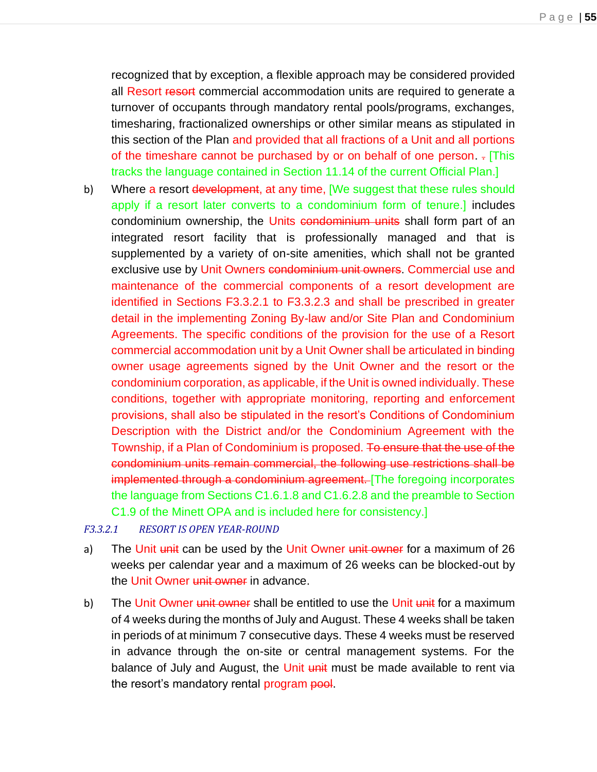recognized that by exception, a flexible approach may be considered provided all Resort ~~resort~~ commercial accommodation units are required to generate a turnover of occupants through mandatory rental pools/programs, exchanges, timesharing, fractionalized ownerships or other similar means as stipulated in this section of the Plan and provided that all fractions of a Unit and all portions of the timeshare cannot be purchased by or on behalf of one person. ~~.~~ [This tracks the language contained in Section 11.14 of the current Official Plan.]

b) Where a resort ~~development~~, at any time, [We suggest that these rules should apply if a resort later converts to a condominium form of tenure.] includes condominium ownership, the Units ~~condominium units~~ shall form part of an integrated resort facility that is professionally managed and that is supplemented by a variety of on-site amenities, which shall not be granted exclusive use by Unit Owners ~~condominium unit owners~~. Commercial use and maintenance of the commercial components of a resort development are identified in Sections F3.3.2.1 to F3.3.2.3 and shall be prescribed in greater detail in the implementing Zoning By-law and/or Site Plan and Condominium Agreements. The specific conditions of the provision for the use of a Resort commercial accommodation unit by a Unit Owner shall be articulated in binding owner usage agreements signed by the Unit Owner and the resort or the condominium corporation, as applicable, if the Unit is owned individually. These conditions, together with appropriate monitoring, reporting and enforcement provisions, shall also be stipulated in the resort's Conditions of Condominium Description with the District and/or the Condominium Agreement with the Township, if a Plan of Condominium is proposed. ~~To ensure that the use of the condominium units remain commercial, the following use restrictions shall be implemented through a condominium agreement.~~ [The foregoing incorporates the language from Sections C1.6.1.8 and C1.6.2.8 and the preamble to Section C1.9 of the Minett OPA and is included here for consistency.]

*F3.3.2.1 RESORT IS OPEN YEAR-ROUND*

a) The Unit ~~unit~~ can be used by the Unit Owner ~~unit owner~~ for a maximum of 26 weeks per calendar year and a maximum of 26 weeks can be blocked-out by the Unit Owner ~~unit owner~~ in advance.

b) The Unit Owner ~~unit owner~~ shall be entitled to use the Unit ~~unit~~ for a maximum of 4 weeks during the months of July and August. These 4 weeks shall be taken in periods of at minimum 7 consecutive days. These 4 weeks must be reserved in advance through the on-site or central management systems. For the balance of July and August, the Unit ~~unit~~ must be made available to rent via the resort's mandatory rental program ~~pool~~.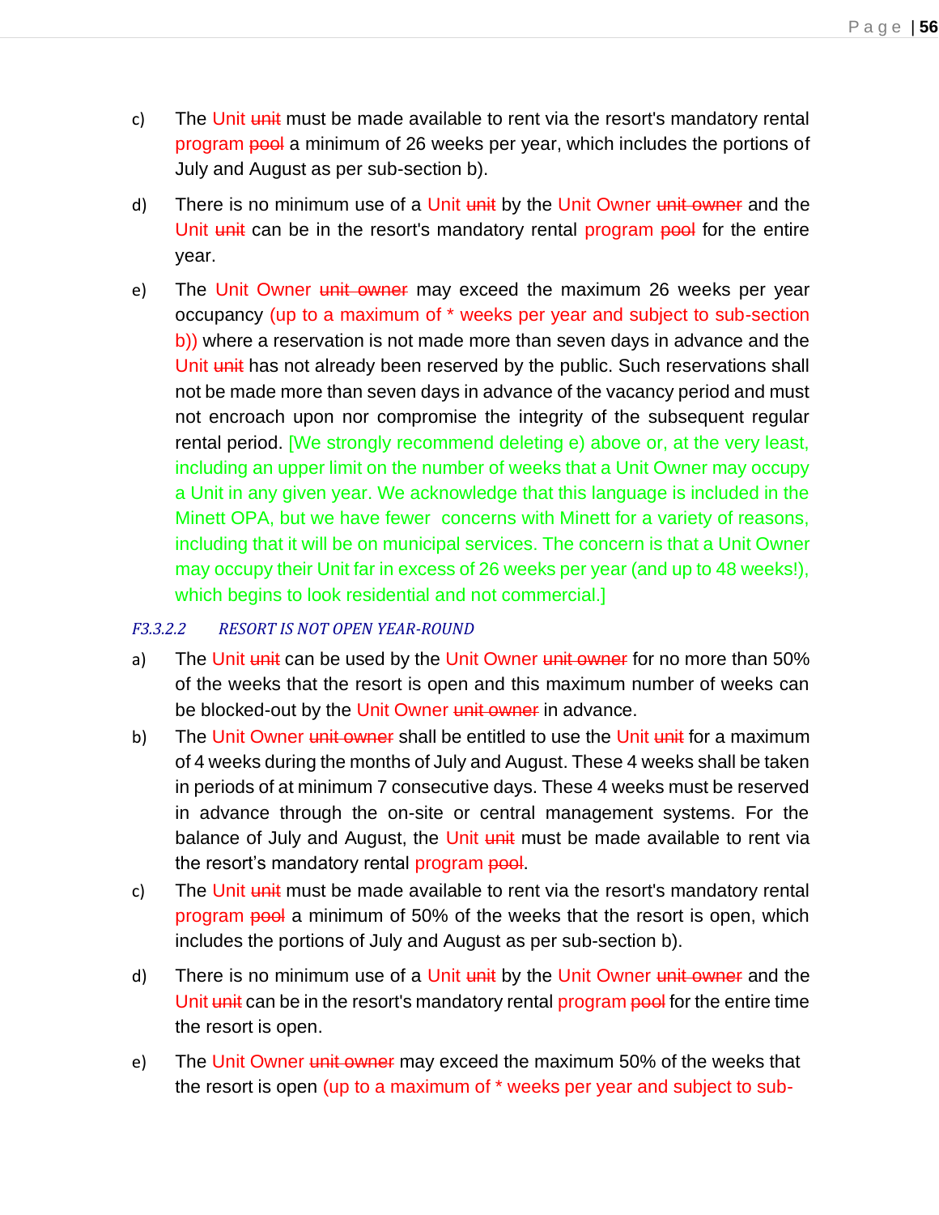c) The Unit ~~unit~~ must be made available to rent via the resort's mandatory rental program ~~pool~~ a minimum of 26 weeks per year, which includes the portions of July and August as per sub-section b).

d) There is no minimum use of a Unit ~~unit~~ by the Unit Owner ~~unit owner~~ and the Unit ~~unit~~ can be in the resort's mandatory rental program ~~pool~~ for the entire year.

e) The Unit Owner ~~unit owner~~ may exceed the maximum 26 weeks per year occupancy (up to a maximum of * weeks per year and subject to sub-section b)) where a reservation is not made more than seven days in advance and the Unit ~~unit~~ has not already been reserved by the public. Such reservations shall not be made more than seven days in advance of the vacancy period and must not encroach upon nor compromise the integrity of the subsequent regular rental period. [We strongly recommend deleting e) above or, at the very least, including an upper limit on the number of weeks that a Unit Owner may occupy a Unit in any given year. We acknowledge that this language is included in the Minett OPA, but we have fewer concerns with Minett for a variety of reasons, including that it will be on municipal services. The concern is that a Unit Owner may occupy their Unit far in excess of 26 weeks per year (and up to 48 weeks!), which begins to look residential and not commercial.]

*F3.3.2.2 RESORT IS NOT OPEN YEAR-ROUND*

a) The Unit ~~unit~~ can be used by the Unit Owner ~~unit owner~~ for no more than 50% of the weeks that the resort is open and this maximum number of weeks can be blocked-out by the Unit Owner ~~unit owner~~ in advance.

b) The Unit Owner ~~unit owner~~ shall be entitled to use the Unit ~~unit~~ for a maximum of 4 weeks during the months of July and August. These 4 weeks shall be taken in periods of at minimum 7 consecutive days. These 4 weeks must be reserved in advance through the on-site or central management systems. For the balance of July and August, the Unit ~~unit~~ must be made available to rent via the resort's mandatory rental program ~~pool~~.

c) The Unit ~~unit~~ must be made available to rent via the resort's mandatory rental program ~~pool~~ a minimum of 50% of the weeks that the resort is open, which includes the portions of July and August as per sub-section b).

d) There is no minimum use of a Unit ~~unit~~ by the Unit Owner ~~unit owner~~ and the Unit ~~unit~~ can be in the resort's mandatory rental program ~~pool~~ for the entire time the resort is open.

e) The Unit Owner ~~unit owner~~ may exceed the maximum 50% of the weeks that the resort is open (up to a maximum of * weeks per year and subject to sub-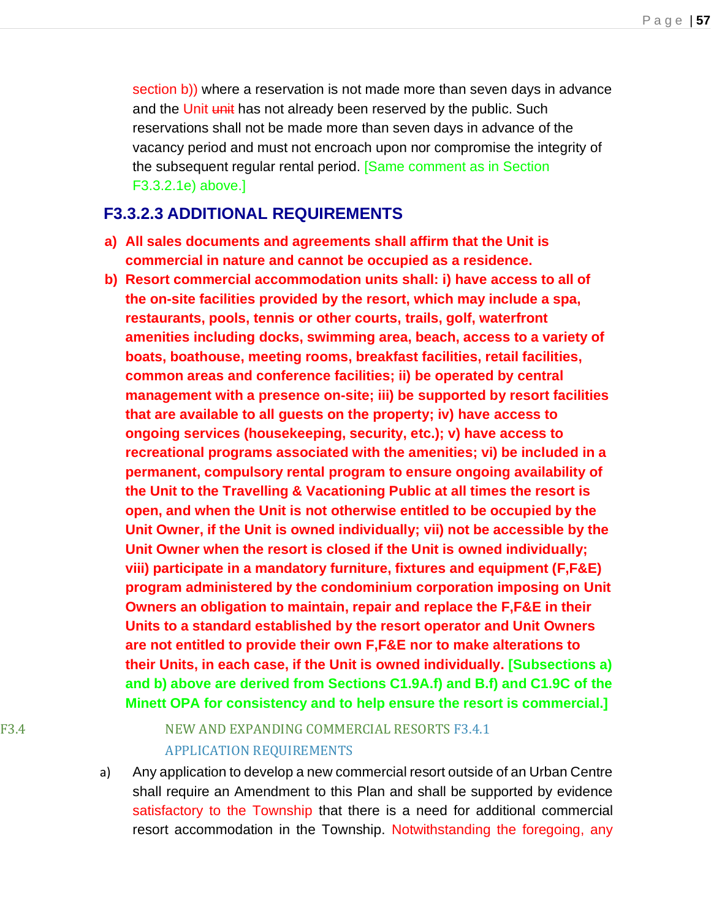section b)) where a reservation is not made more than seven days in advance and the Unit ~~unit~~ has not already been reserved by the public. Such reservations shall not be made more than seven days in advance of the vacancy period and must not encroach upon nor compromise the integrity of the subsequent regular rental period. [Same comment as in Section F3.3.2.1e) above.]

### F3.3.2.3 ADDITIONAL REQUIREMENTS

**a) All sales documents and agreements shall affirm that the Unit is commercial in nature and cannot be occupied as a residence.**

**b) Resort commercial accommodation units shall: i) have access to all of the on-site facilities provided by the resort, which may include a spa, restaurants, pools, tennis or other courts, trails, golf, waterfront amenities including docks, swimming area, beach, access to a variety of boats, boathouse, meeting rooms, breakfast facilities, retail facilities, common areas and conference facilities; ii) be operated by central management with a presence on-site; iii) be supported by resort facilities that are available to all guests on the property; iv) have access to ongoing services (housekeeping, security, etc.); v) have access to recreational programs associated with the amenities; vi) be included in a permanent, compulsory rental program to ensure ongoing availability of the Unit to the Travelling & Vacationing Public at all times the resort is open, and when the Unit is not otherwise entitled to be occupied by the Unit Owner, if the Unit is owned individually; vii) not be accessible by the Unit Owner when the resort is closed if the Unit is owned individually; viii) participate in a mandatory furniture, fixtures and equipment (F,F&E) program administered by the condominium corporation imposing on Unit Owners an obligation to maintain, repair and replace the F,F&E in their Units to a standard established by the resort operator and Unit Owners are not entitled to provide their own F,F&E nor to make alterations to their Units, in each case, if the Unit is owned individually. [Subsections a) and b) above are derived from Sections C1.9A.f) and B.f) and C1.9C of the Minett OPA for consistency and to help ensure the resort is commercial.]**

## F3.4 NEW AND EXPANDING COMMERCIAL RESORTS

### F3.4.1 APPLICATION REQUIREMENTS

a) Any application to develop a new commercial resort outside of an Urban Centre shall require an Amendment to this Plan and shall be supported by evidence satisfactory to the Township that there is a need for additional commercial resort accommodation in the Township. Notwithstanding the foregoing, any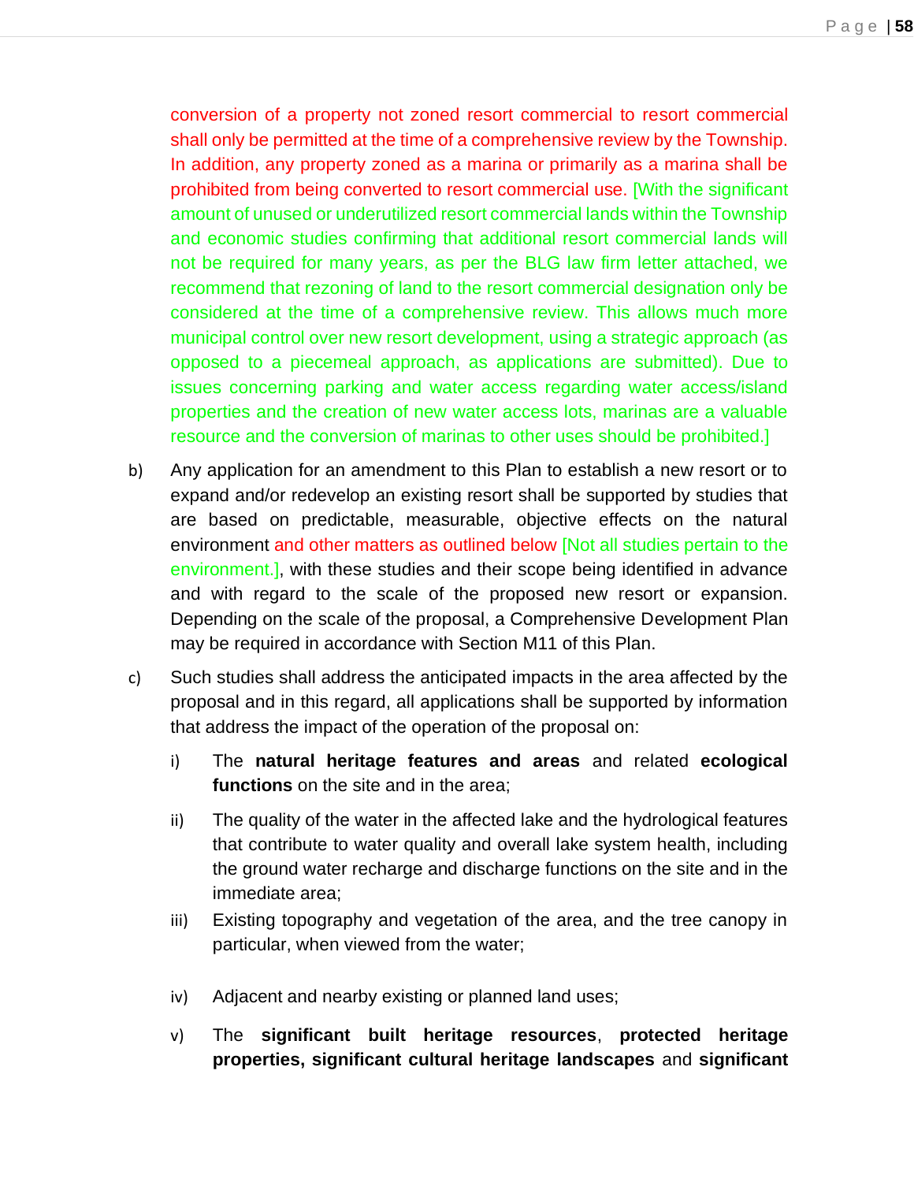conversion of a property not zoned resort commercial to resort commercial shall only be permitted at the time of a comprehensive review by the Township. In addition, any property zoned as a marina or primarily as a marina shall be prohibited from being converted to resort commercial use. [With the significant amount of unused or underutilized resort commercial lands within the Township and economic studies confirming that additional resort commercial lands will not be required for many years, as per the BLG law firm letter attached, we recommend that rezoning of land to the resort commercial designation only be considered at the time of a comprehensive review. This allows much more municipal control over new resort development, using a strategic approach (as opposed to a piecemeal approach, as applications are submitted). Due to issues concerning parking and water access regarding water access/island properties and the creation of new water access lots, marinas are a valuable resource and the conversion of marinas to other uses should be prohibited.]

b) Any application for an amendment to this Plan to establish a new resort or to expand and/or redevelop an existing resort shall be supported by studies that are based on predictable, measurable, objective effects on the natural environment and other matters as outlined below [Not all studies pertain to the environment.], with these studies and their scope being identified in advance and with regard to the scale of the proposed new resort or expansion. Depending on the scale of the proposal, a Comprehensive Development Plan may be required in accordance with Section M11 of this Plan.

c) Such studies shall address the anticipated impacts in the area affected by the proposal and in this regard, all applications shall be supported by information that address the impact of the operation of the proposal on:

   i) The **natural heritage features and areas** and related **ecological functions** on the site and in the area;

   ii) The quality of the water in the affected lake and the hydrological features that contribute to water quality and overall lake system health, including the ground water recharge and discharge functions on the site and in the immediate area;

   iii) Existing topography and vegetation of the area, and the tree canopy in particular, when viewed from the water;

   iv) Adjacent and nearby existing or planned land uses;

   v) The **significant built heritage resources**, **protected heritage properties, significant cultural heritage landscapes** and **significant**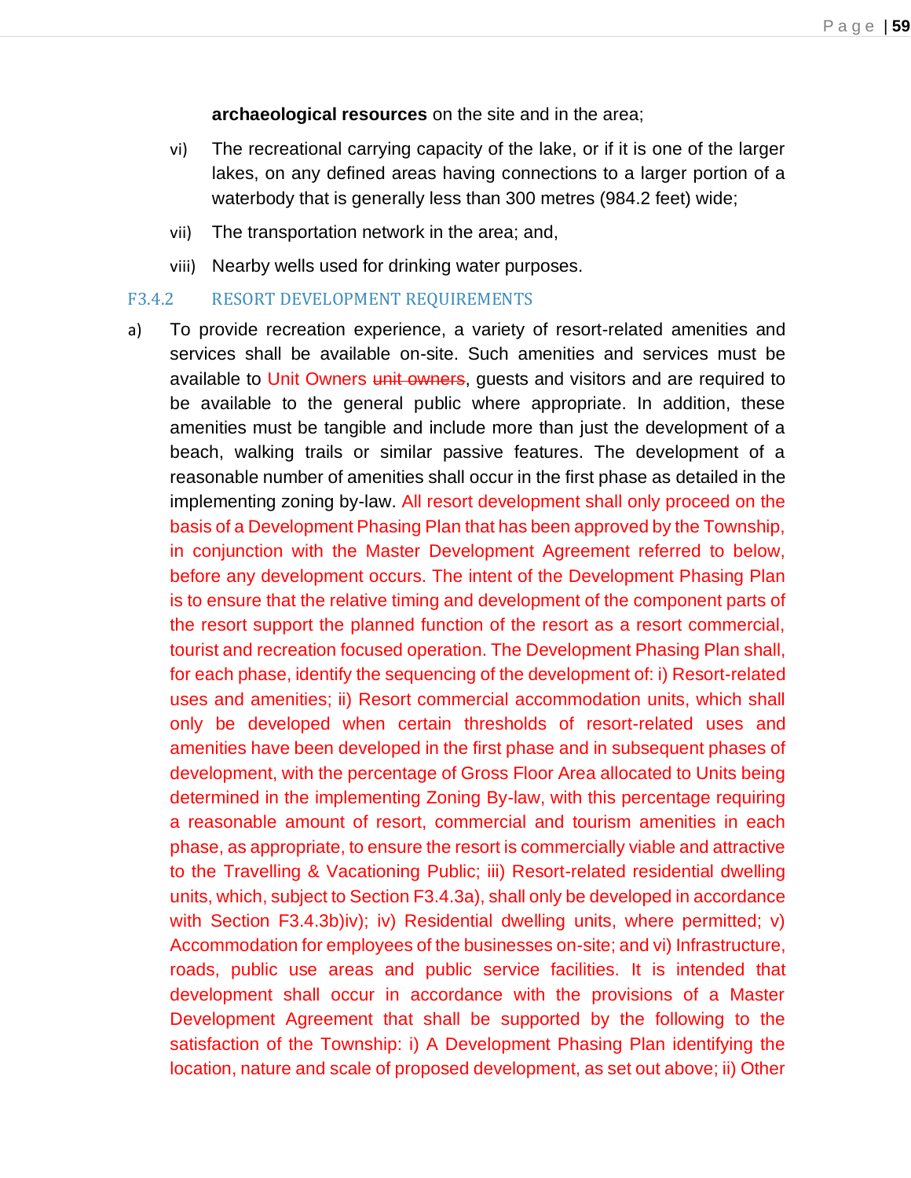**archaeological resources** on the site and in the area;

vi) The recreational carrying capacity of the lake, or if it is one of the larger lakes, on any defined areas having connections to a larger portion of a waterbody that is generally less than 300 metres (984.2 feet) wide;

vii) The transportation network in the area; and,

viii) Nearby wells used for drinking water purposes.

### F3.4.2 RESORT DEVELOPMENT REQUIREMENTS

a) To provide recreation experience, a variety of resort-related amenities and services shall be available on-site. Such amenities and services must be available to Unit Owners ~~unit owners~~, guests and visitors and are required to be available to the general public where appropriate. In addition, these amenities must be tangible and include more than just the development of a beach, walking trails or similar passive features. The development of a reasonable number of amenities shall occur in the first phase as detailed in the implementing zoning by-law. All resort development shall only proceed on the basis of a Development Phasing Plan that has been approved by the Township, in conjunction with the Master Development Agreement referred to below, before any development occurs. The intent of the Development Phasing Plan is to ensure that the relative timing and development of the component parts of the resort support the planned function of the resort as a resort commercial, tourist and recreation focused operation. The Development Phasing Plan shall, for each phase, identify the sequencing of the development of: i) Resort-related uses and amenities; ii) Resort commercial accommodation units, which shall only be developed when certain thresholds of resort-related uses and amenities have been developed in the first phase and in subsequent phases of development, with the percentage of Gross Floor Area allocated to Units being determined in the implementing Zoning By-law, with this percentage requiring a reasonable amount of resort, commercial and tourism amenities in each phase, as appropriate, to ensure the resort is commercially viable and attractive to the Travelling & Vacationing Public; iii) Resort-related residential dwelling units, which, subject to Section F3.4.3a), shall only be developed in accordance with Section F3.4.3b)iv); iv) Residential dwelling units, where permitted; v) Accommodation for employees of the businesses on-site; and vi) Infrastructure, roads, public use areas and public service facilities. It is intended that development shall occur in accordance with the provisions of a Master Development Agreement that shall be supported by the following to the satisfaction of the Township: i) A Development Phasing Plan identifying the location, nature and scale of proposed development, as set out above; ii) Other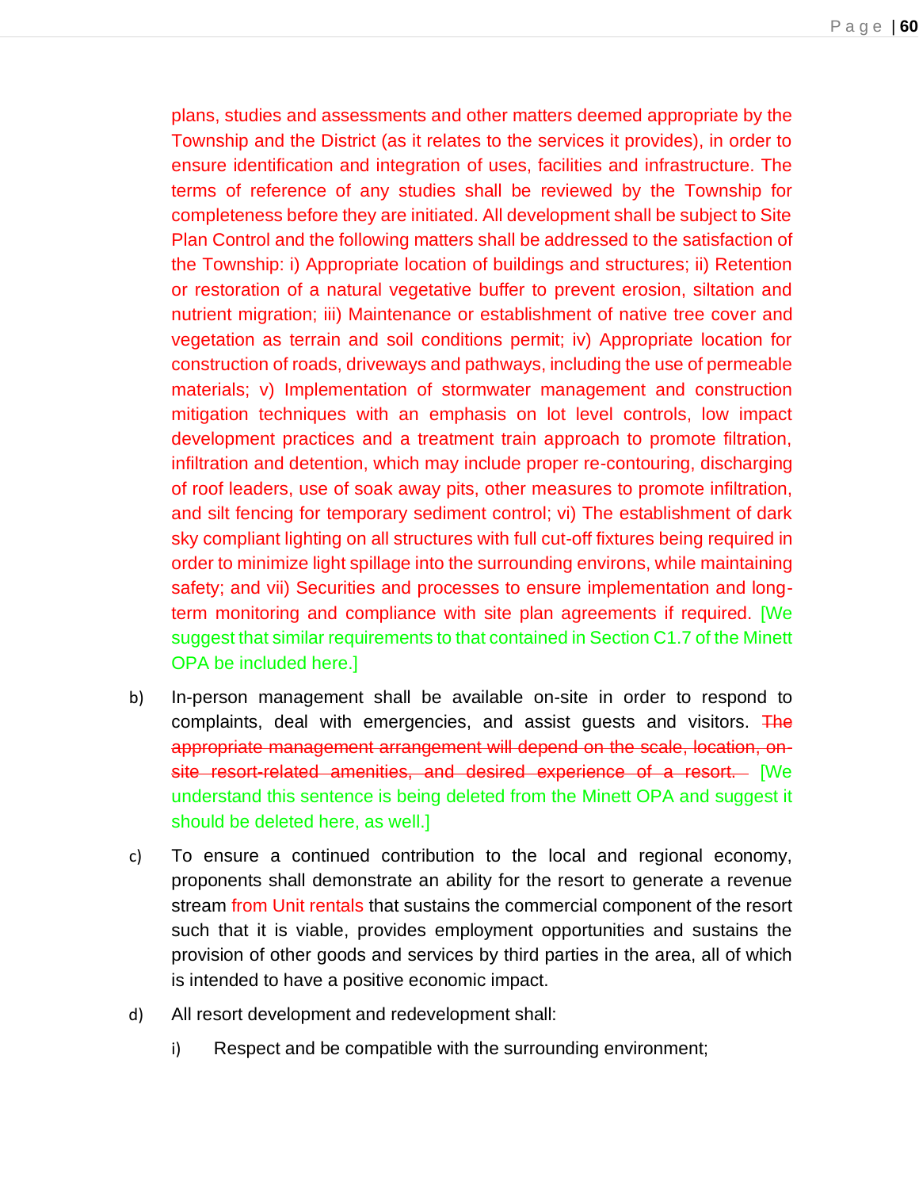plans, studies and assessments and other matters deemed appropriate by the Township and the District (as it relates to the services it provides), in order to ensure identification and integration of uses, facilities and infrastructure. The terms of reference of any studies shall be reviewed by the Township for completeness before they are initiated. All development shall be subject to Site Plan Control and the following matters shall be addressed to the satisfaction of the Township: i) Appropriate location of buildings and structures; ii) Retention or restoration of a natural vegetative buffer to prevent erosion, siltation and nutrient migration; iii) Maintenance or establishment of native tree cover and vegetation as terrain and soil conditions permit; iv) Appropriate location for construction of roads, driveways and pathways, including the use of permeable materials; v) Implementation of stormwater management and construction mitigation techniques with an emphasis on lot level controls, low impact development practices and a treatment train approach to promote filtration, infiltration and detention, which may include proper re-contouring, discharging of roof leaders, use of soak away pits, other measures to promote infiltration, and silt fencing for temporary sediment control; vi) The establishment of dark sky compliant lighting on all structures with full cut-off fixtures being required in order to minimize light spillage into the surrounding environs, while maintaining safety; and vii) Securities and processes to ensure implementation and long-term monitoring and compliance with site plan agreements if required. [We suggest that similar requirements to that contained in Section C1.7 of the Minett OPA be included here.]

b) In-person management shall be available on-site in order to respond to complaints, deal with emergencies, and assist guests and visitors. ~~The appropriate management arrangement will depend on the scale, location, on-site resort-related amenities, and desired experience of a resort.~~ [We understand this sentence is being deleted from the Minett OPA and suggest it should be deleted here, as well.]

c) To ensure a continued contribution to the local and regional economy, proponents shall demonstrate an ability for the resort to generate a revenue stream from Unit rentals that sustains the commercial component of the resort such that it is viable, provides employment opportunities and sustains the provision of other goods and services by third parties in the area, all of which is intended to have a positive economic impact.

d) All resort development and redevelopment shall:

   i) Respect and be compatible with the surrounding environment;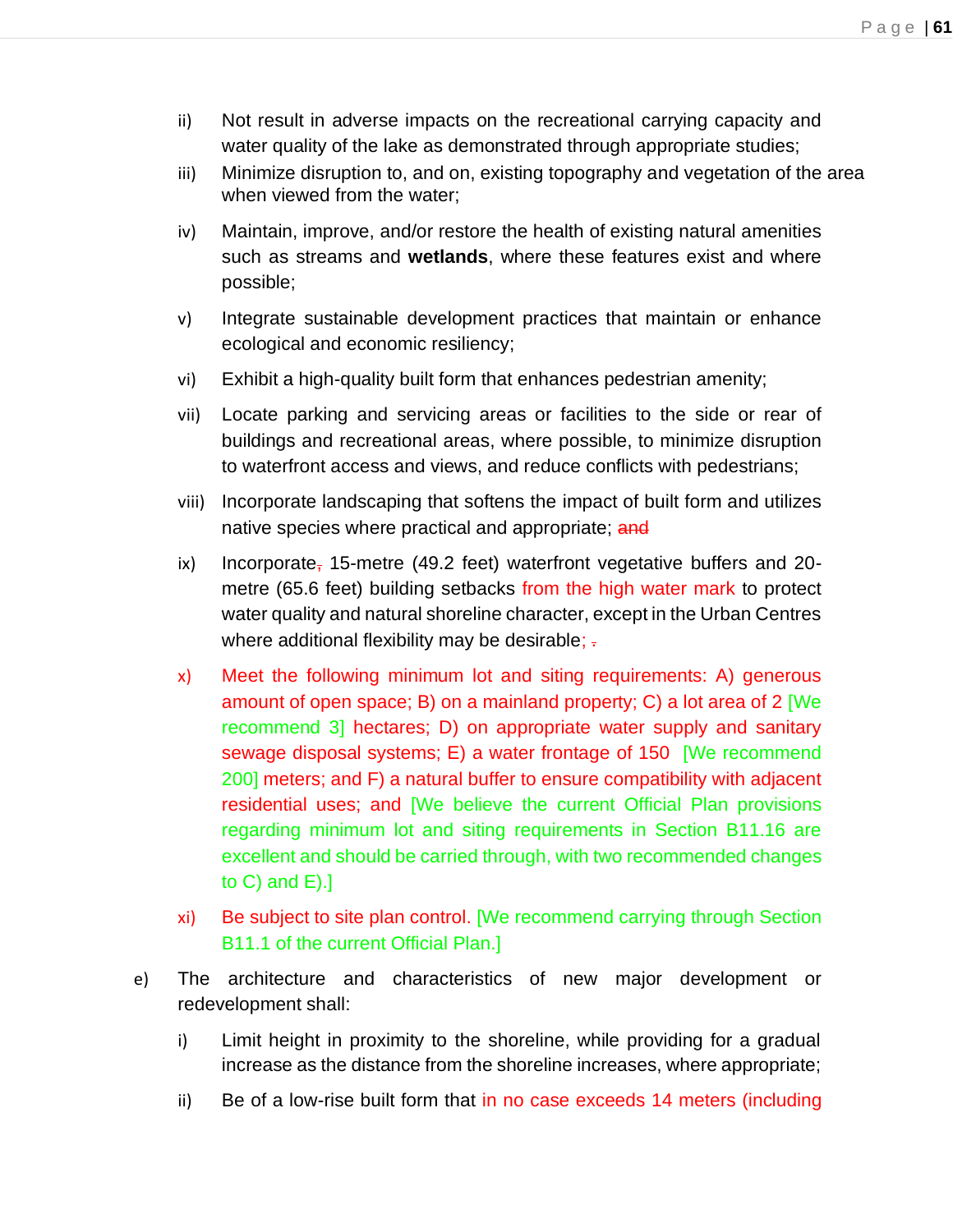ii) Not result in adverse impacts on the recreational carrying capacity and water quality of the lake as demonstrated through appropriate studies;

iii) Minimize disruption to, and on, existing topography and vegetation of the area when viewed from the water;

iv) Maintain, improve, and/or restore the health of existing natural amenities such as streams and **wetlands**, where these features exist and where possible;

v) Integrate sustainable development practices that maintain or enhance ecological and economic resiliency;

vi) Exhibit a high-quality built form that enhances pedestrian amenity;

vii) Locate parking and servicing areas or facilities to the side or rear of buildings and recreational areas, where possible, to minimize disruption to waterfront access and views, and reduce conflicts with pedestrians;

viii) Incorporate landscaping that softens the impact of built form and utilizes native species where practical and appropriate; ~~and~~

ix) Incorporate~~,~~ 15-metre (49.2 feet) waterfront vegetative buffers and 20-metre (65.6 feet) building setbacks from the high water mark to protect water quality and natural shoreline character, except in the Urban Centres where additional flexibility may be desirable; ~~.~~

x) Meet the following minimum lot and siting requirements: A) generous amount of open space; B) on a mainland property; C) a lot area of 2 [We recommend 3] hectares; D) on appropriate water supply and sanitary sewage disposal systems; E) a water frontage of 150 [We recommend 200] meters; and F) a natural buffer to ensure compatibility with adjacent residential uses; and [We believe the current Official Plan provisions regarding minimum lot and siting requirements in Section B11.16 are excellent and should be carried through, with two recommended changes to C) and E).]

xi) Be subject to site plan control. [We recommend carrying through Section B11.1 of the current Official Plan.]

e) The architecture and characteristics of new major development or redevelopment shall:

i) Limit height in proximity to the shoreline, while providing for a gradual increase as the distance from the shoreline increases, where appropriate;

ii) Be of a low-rise built form that in no case exceeds 14 meters (including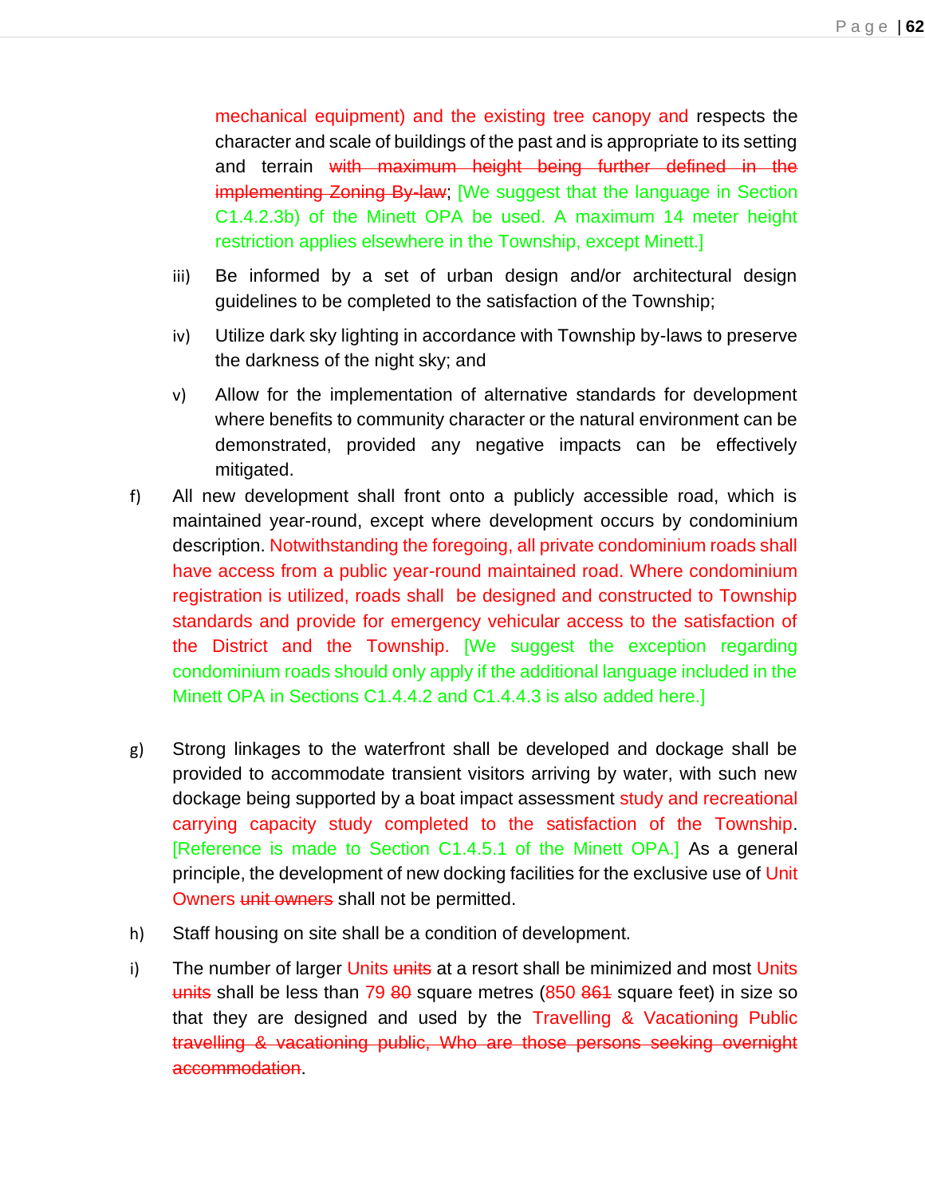mechanical equipment) and the existing tree canopy and respects the character and scale of buildings of the past and is appropriate to its setting and terrain ~~with maximum height being further defined in the implementing Zoning By-law~~; [We suggest that the language in Section C1.4.2.3b) of the Minett OPA be used. A maximum 14 meter height restriction applies elsewhere in the Township, except Minett.]

iii) Be informed by a set of urban design and/or architectural design guidelines to be completed to the satisfaction of the Township;

iv) Utilize dark sky lighting in accordance with Township by-laws to preserve the darkness of the night sky; and

v) Allow for the implementation of alternative standards for development where benefits to community character or the natural environment can be demonstrated, provided any negative impacts can be effectively mitigated.

f) All new development shall front onto a publicly accessible road, which is maintained year-round, except where development occurs by condominium description. Notwithstanding the foregoing, all private condominium roads shall have access from a public year-round maintained road. Where condominium registration is utilized, roads shall be designed and constructed to Township standards and provide for emergency vehicular access to the satisfaction of the District and the Township. [We suggest the exception regarding condominium roads should only apply if the additional language included in the Minett OPA in Sections C1.4.4.2 and C1.4.4.3 is also added here.]

g) Strong linkages to the waterfront shall be developed and dockage shall be provided to accommodate transient visitors arriving by water, with such new dockage being supported by a boat impact assessment study and recreational carrying capacity study completed to the satisfaction of the Township. [Reference is made to Section C1.4.5.1 of the Minett OPA.] As a general principle, the development of new docking facilities for the exclusive use of Unit Owners ~~unit owners~~ shall not be permitted.

h) Staff housing on site shall be a condition of development.

i) The number of larger Units ~~units~~ at a resort shall be minimized and most Units ~~units~~ shall be less than 79 ~~80~~ square metres (850 ~~861~~ square feet) in size so that they are designed and used by the Travelling & Vacationing Public ~~travelling & vacationing public, Who are those persons seeking overnight accommodation~~.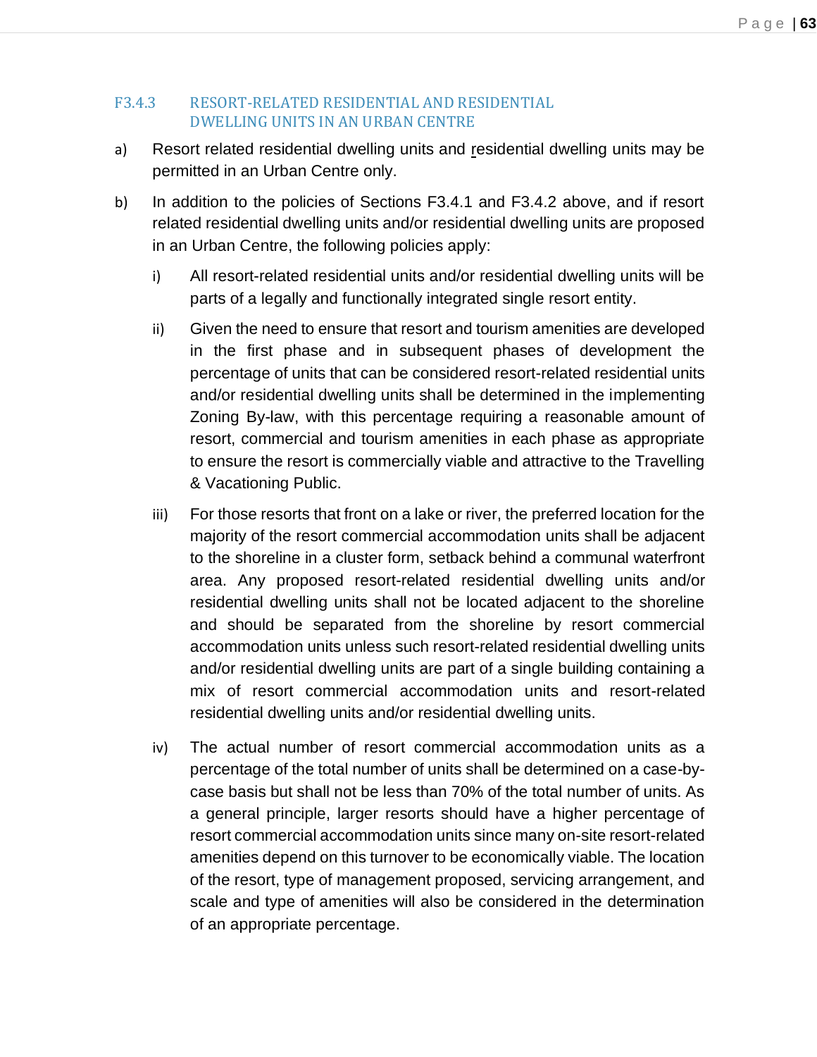### F3.4.3 RESORT-RELATED RESIDENTIAL AND RESIDENTIAL DWELLING UNITS IN AN URBAN CENTRE

a) Resort related residential dwelling units and residential dwelling units may be permitted in an Urban Centre only.

b) In addition to the policies of Sections F3.4.1 and F3.4.2 above, and if resort related residential dwelling units and/or residential dwelling units are proposed in an Urban Centre, the following policies apply:

   i) All resort-related residential units and/or residential dwelling units will be parts of a legally and functionally integrated single resort entity.

   ii) Given the need to ensure that resort and tourism amenities are developed in the first phase and in subsequent phases of development the percentage of units that can be considered resort-related residential units and/or residential dwelling units shall be determined in the implementing Zoning By-law, with this percentage requiring a reasonable amount of resort, commercial and tourism amenities in each phase as appropriate to ensure the resort is commercially viable and attractive to the Travelling & Vacationing Public.

   iii) For those resorts that front on a lake or river, the preferred location for the majority of the resort commercial accommodation units shall be adjacent to the shoreline in a cluster form, setback behind a communal waterfront area. Any proposed resort-related residential dwelling units and/or residential dwelling units shall not be located adjacent to the shoreline and should be separated from the shoreline by resort commercial accommodation units unless such resort-related residential dwelling units and/or residential dwelling units are part of a single building containing a mix of resort commercial accommodation units and resort-related residential dwelling units and/or residential dwelling units.

   iv) The actual number of resort commercial accommodation units as a percentage of the total number of units shall be determined on a case-by-case basis but shall not be less than 70% of the total number of units. As a general principle, larger resorts should have a higher percentage of resort commercial accommodation units since many on-site resort-related amenities depend on this turnover to be economically viable. The location of the resort, type of management proposed, servicing arrangement, and scale and type of amenities will also be considered in the determination of an appropriate percentage.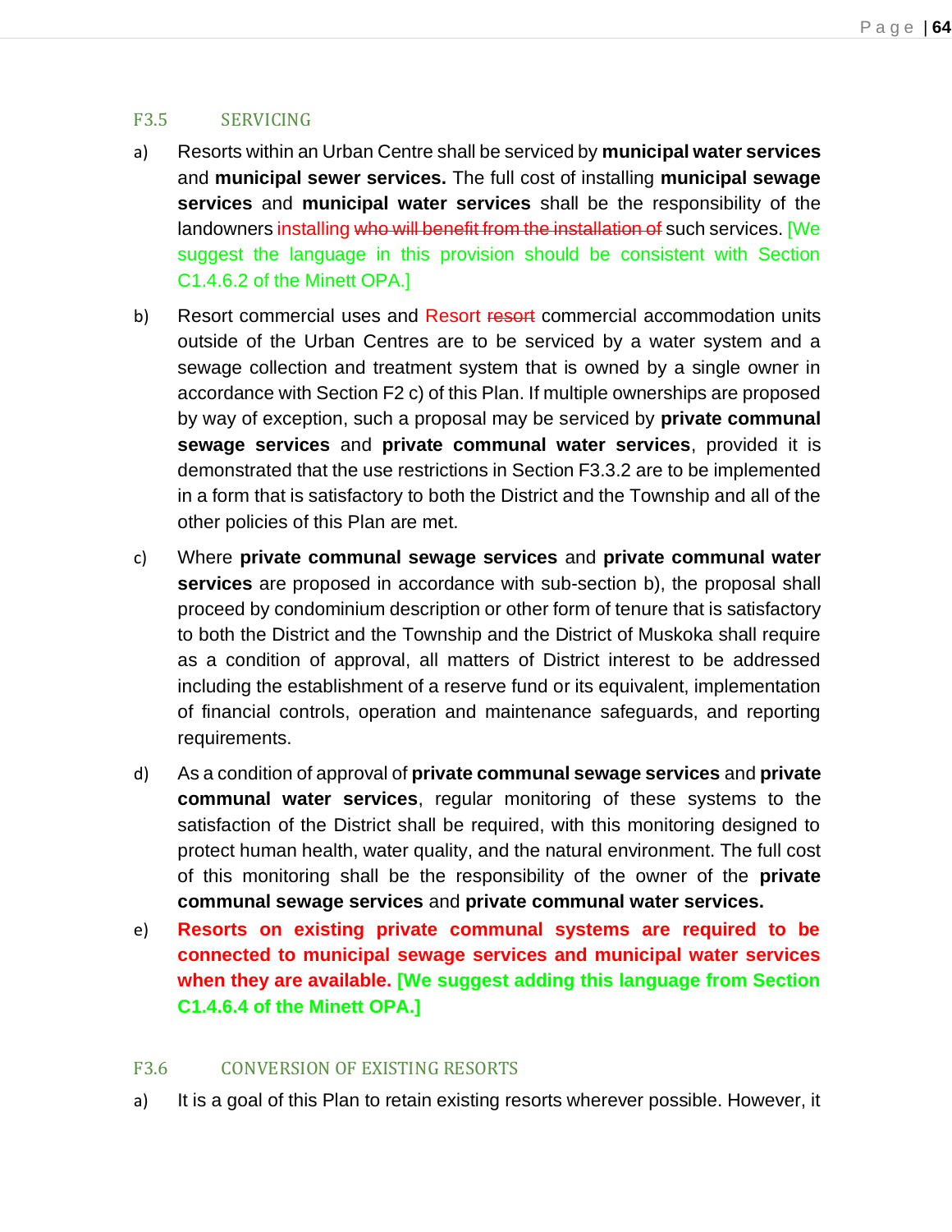## F3.5 SERVICING

a) Resorts within an Urban Centre shall be serviced by **municipal water services** and **municipal sewer services.** The full cost of installing **municipal sewage services** and **municipal water services** shall be the responsibility of the landowners installing ~~who will benefit from the installation of~~ such services. [We suggest the language in this provision should be consistent with Section C1.4.6.2 of the Minett OPA.]

b) Resort commercial uses and Resort ~~resort~~ commercial accommodation units outside of the Urban Centres are to be serviced by a water system and a sewage collection and treatment system that is owned by a single owner in accordance with Section F2 c) of this Plan. If multiple ownerships are proposed by way of exception, such a proposal may be serviced by **private communal sewage services** and **private communal water services**, provided it is demonstrated that the use restrictions in Section F3.3.2 are to be implemented in a form that is satisfactory to both the District and the Township and all of the other policies of this Plan are met.

c) Where **private communal sewage services** and **private communal water services** are proposed in accordance with sub-section b), the proposal shall proceed by condominium description or other form of tenure that is satisfactory to both the District and the Township and the District of Muskoka shall require as a condition of approval, all matters of District interest to be addressed including the establishment of a reserve fund or its equivalent, implementation of financial controls, operation and maintenance safeguards, and reporting requirements.

d) As a condition of approval of **private communal sewage services** and **private communal water services**, regular monitoring of these systems to the satisfaction of the District shall be required, with this monitoring designed to protect human health, water quality, and the natural environment. The full cost of this monitoring shall be the responsibility of the owner of the **private communal sewage services** and **private communal water services.**

e) **Resorts on existing private communal systems are required to be connected to municipal sewage services and municipal water services when they are available. [We suggest adding this language from Section C1.4.6.4 of the Minett OPA.]**

## F3.6 CONVERSION OF EXISTING RESORTS

a) It is a goal of this Plan to retain existing resorts wherever possible. However, it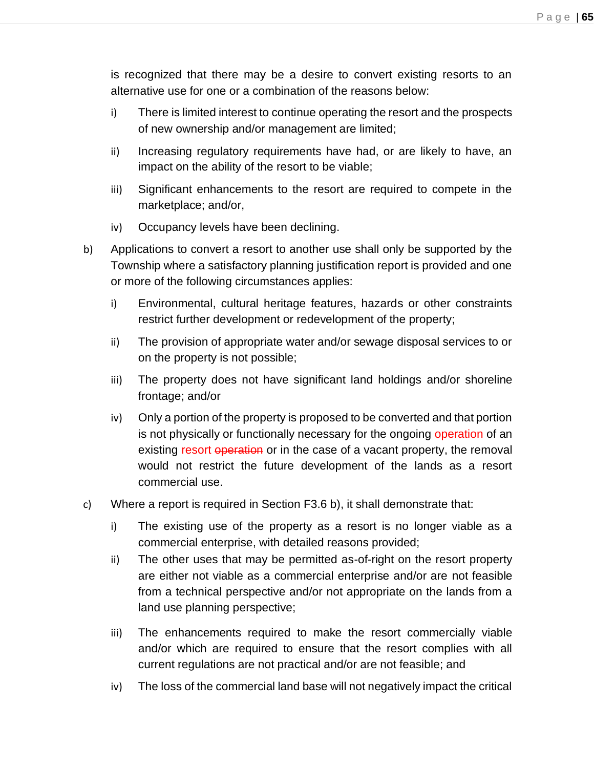is recognized that there may be a desire to convert existing resorts to an alternative use for one or a combination of the reasons below:

i) There is limited interest to continue operating the resort and the prospects of new ownership and/or management are limited;

ii) Increasing regulatory requirements have had, or are likely to have, an impact on the ability of the resort to be viable;

iii) Significant enhancements to the resort are required to compete in the marketplace; and/or,

iv) Occupancy levels have been declining.

b) Applications to convert a resort to another use shall only be supported by the Township where a satisfactory planning justification report is provided and one or more of the following circumstances applies:

i) Environmental, cultural heritage features, hazards or other constraints restrict further development or redevelopment of the property;

ii) The provision of appropriate water and/or sewage disposal services to or on the property is not possible;

iii) The property does not have significant land holdings and/or shoreline frontage; and/or

iv) Only a portion of the property is proposed to be converted and that portion is not physically or functionally necessary for the ongoing operation of an existing resort ~~operation~~ or in the case of a vacant property, the removal would not restrict the future development of the lands as a resort commercial use.

c) Where a report is required in Section F3.6 b), it shall demonstrate that:

i) The existing use of the property as a resort is no longer viable as a commercial enterprise, with detailed reasons provided;

ii) The other uses that may be permitted as-of-right on the resort property are either not viable as a commercial enterprise and/or are not feasible from a technical perspective and/or not appropriate on the lands from a land use planning perspective;

iii) The enhancements required to make the resort commercially viable and/or which are required to ensure that the resort complies with all current regulations are not practical and/or are not feasible; and

iv) The loss of the commercial land base will not negatively impact the critical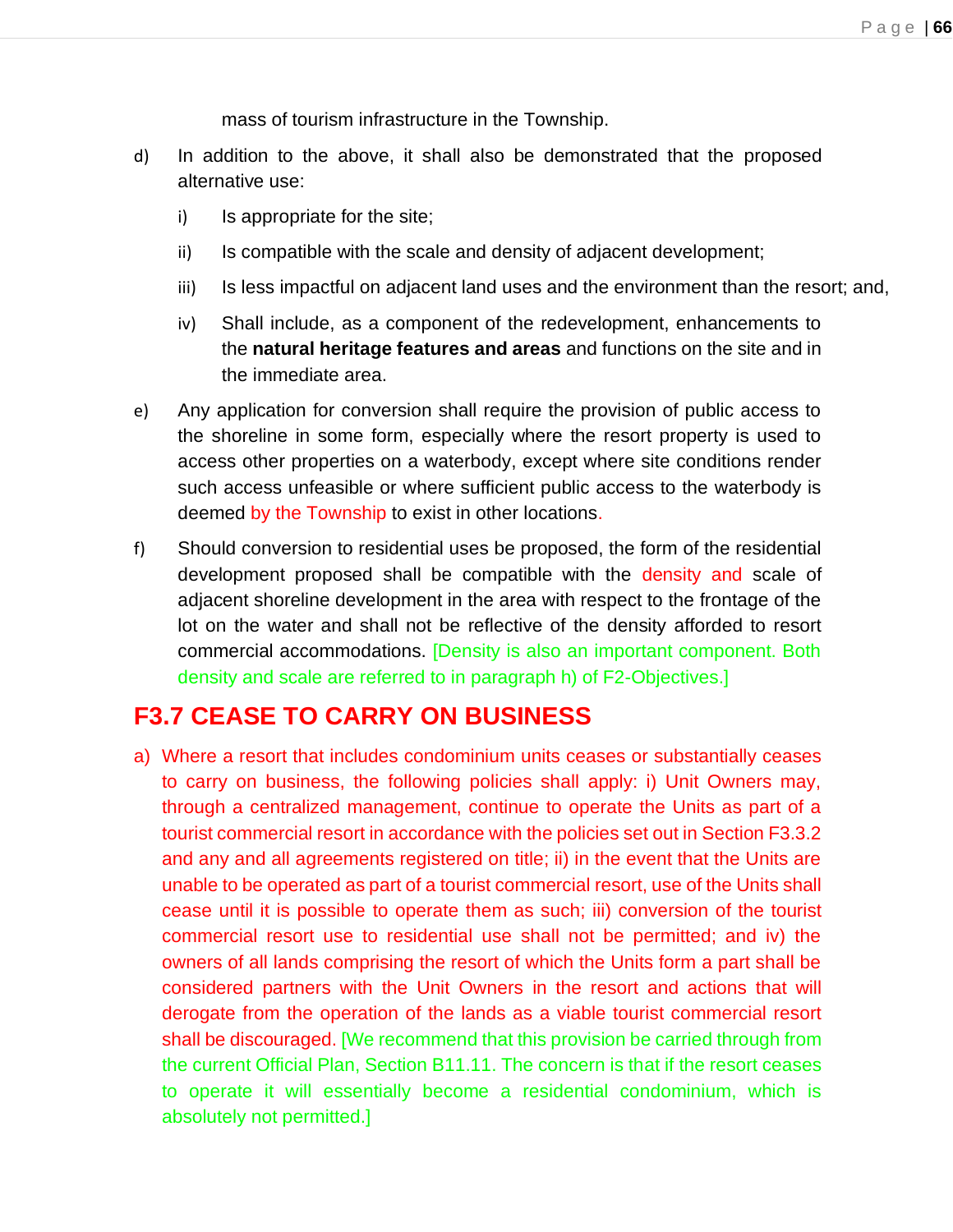mass of tourism infrastructure in the Township.

d) In addition to the above, it shall also be demonstrated that the proposed alternative use:

   i) Is appropriate for the site;

   ii) Is compatible with the scale and density of adjacent development;

   iii) Is less impactful on adjacent land uses and the environment than the resort; and,

   iv) Shall include, as a component of the redevelopment, enhancements to the **natural heritage features and areas** and functions on the site and in the immediate area.

e) Any application for conversion shall require the provision of public access to the shoreline in some form, especially where the resort property is used to access other properties on a waterbody, except where site conditions render such access unfeasible or where sufficient public access to the waterbody is deemed by the Township to exist in other locations.

f) Should conversion to residential uses be proposed, the form of the residential development proposed shall be compatible with the density and scale of adjacent shoreline development in the area with respect to the frontage of the lot on the water and shall not be reflective of the density afforded to resort commercial accommodations. [Density is also an important component. Both density and scale are referred to in paragraph h) of F2-Objectives.]

## F3.7 CEASE TO CARRY ON BUSINESS

a) Where a resort that includes condominium units ceases or substantially ceases to carry on business, the following policies shall apply: i) Unit Owners may, through a centralized management, continue to operate the Units as part of a tourist commercial resort in accordance with the policies set out in Section F3.3.2 and any and all agreements registered on title; ii) in the event that the Units are unable to be operated as part of a tourist commercial resort, use of the Units shall cease until it is possible to operate them as such; iii) conversion of the tourist commercial resort use to residential use shall not be permitted; and iv) the owners of all lands comprising the resort of which the Units form a part shall be considered partners with the Unit Owners in the resort and actions that will derogate from the operation of the lands as a viable tourist commercial resort shall be discouraged. [We recommend that this provision be carried through from the current Official Plan, Section B11.11. The concern is that if the resort ceases to operate it will essentially become a residential condominium, which is absolutely not permitted.]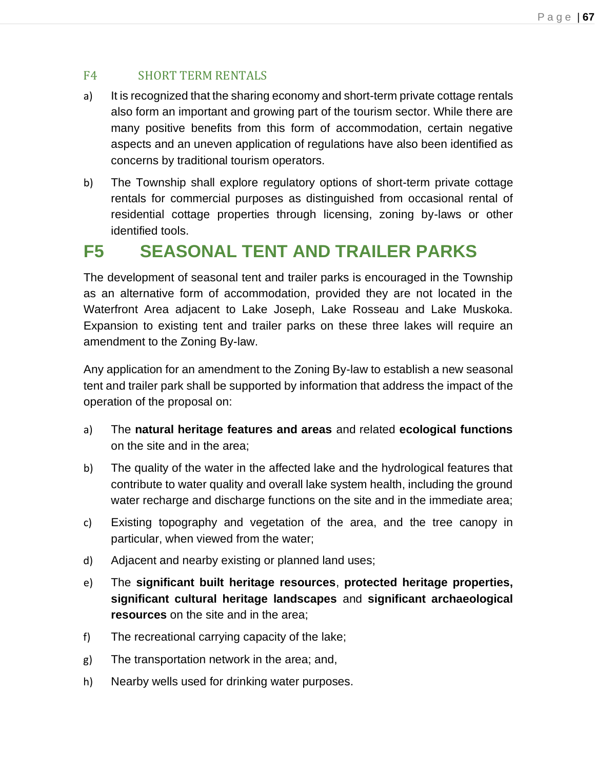### F4 SHORT TERM RENTALS

a) It is recognized that the sharing economy and short-term private cottage rentals also form an important and growing part of the tourism sector. While there are many positive benefits from this form of accommodation, certain negative aspects and an uneven application of regulations have also been identified as concerns by traditional tourism operators.

b) The Township shall explore regulatory options of short-term private cottage rentals for commercial purposes as distinguished from occasional rental of residential cottage properties through licensing, zoning by-laws or other identified tools.

## F5 SEASONAL TENT AND TRAILER PARKS

The development of seasonal tent and trailer parks is encouraged in the Township as an alternative form of accommodation, provided they are not located in the Waterfront Area adjacent to Lake Joseph, Lake Rosseau and Lake Muskoka. Expansion to existing tent and trailer parks on these three lakes will require an amendment to the Zoning By-law.

Any application for an amendment to the Zoning By-law to establish a new seasonal tent and trailer park shall be supported by information that address the impact of the operation of the proposal on:

a) The **natural heritage features and areas** and related **ecological functions** on the site and in the area;

b) The quality of the water in the affected lake and the hydrological features that contribute to water quality and overall lake system health, including the ground water recharge and discharge functions on the site and in the immediate area;

c) Existing topography and vegetation of the area, and the tree canopy in particular, when viewed from the water;

d) Adjacent and nearby existing or planned land uses;

e) The **significant built heritage resources**, **protected heritage properties, significant cultural heritage landscapes** and **significant archaeological resources** on the site and in the area;

f) The recreational carrying capacity of the lake;

g) The transportation network in the area; and,

h) Nearby wells used for drinking water purposes.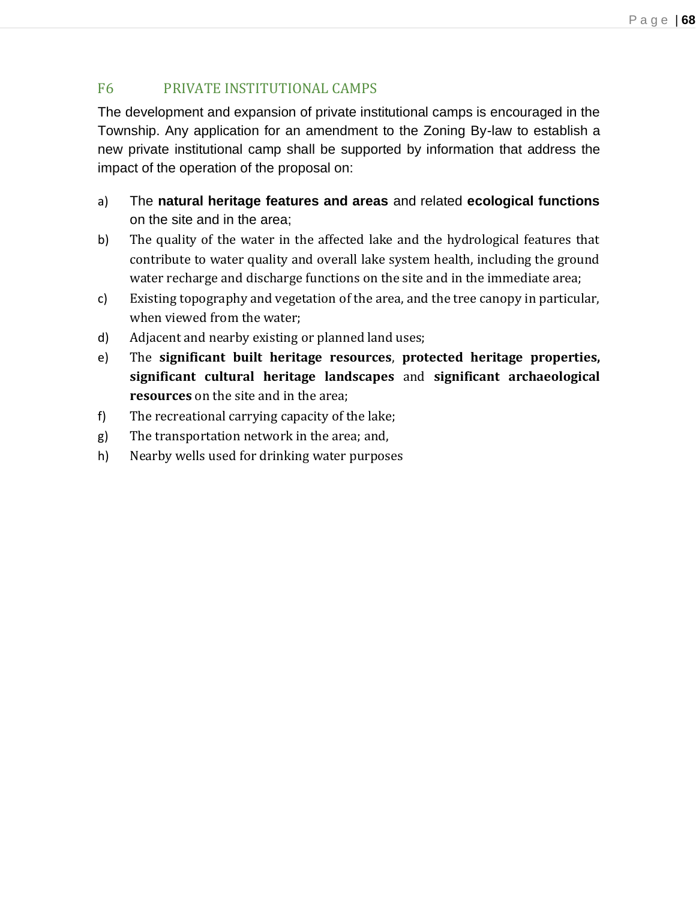## F6 PRIVATE INSTITUTIONAL CAMPS

The development and expansion of private institutional camps is encouraged in the Township. Any application for an amendment to the Zoning By-law to establish a new private institutional camp shall be supported by information that address the impact of the operation of the proposal on:

a) The **natural heritage features and areas** and related **ecological functions** on the site and in the area;

b) The quality of the water in the affected lake and the hydrological features that contribute to water quality and overall lake system health, including the ground water recharge and discharge functions on the site and in the immediate area;

c) Existing topography and vegetation of the area, and the tree canopy in particular, when viewed from the water;

d) Adjacent and nearby existing or planned land uses;

e) The **significant built heritage resources**, **protected heritage properties, significant cultural heritage landscapes** and **significant archaeological resources** on the site and in the area;

f) The recreational carrying capacity of the lake;

g) The transportation network in the area; and,

h) Nearby wells used for drinking water purposes